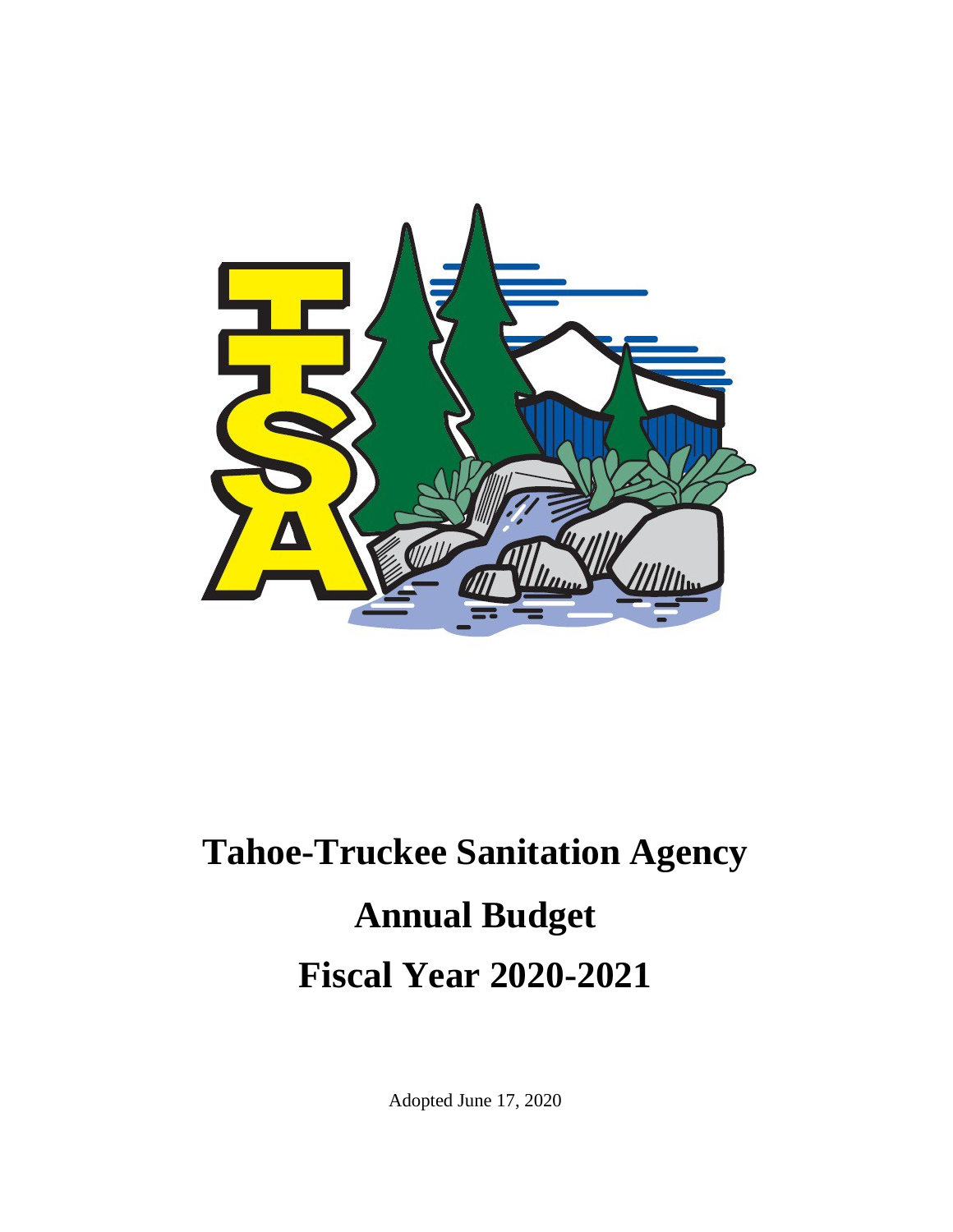# Tahoe-Truckee Sanitation Agency

# Annual Budget

# Fiscal Year 2020-2021

Adopted June 17, 2020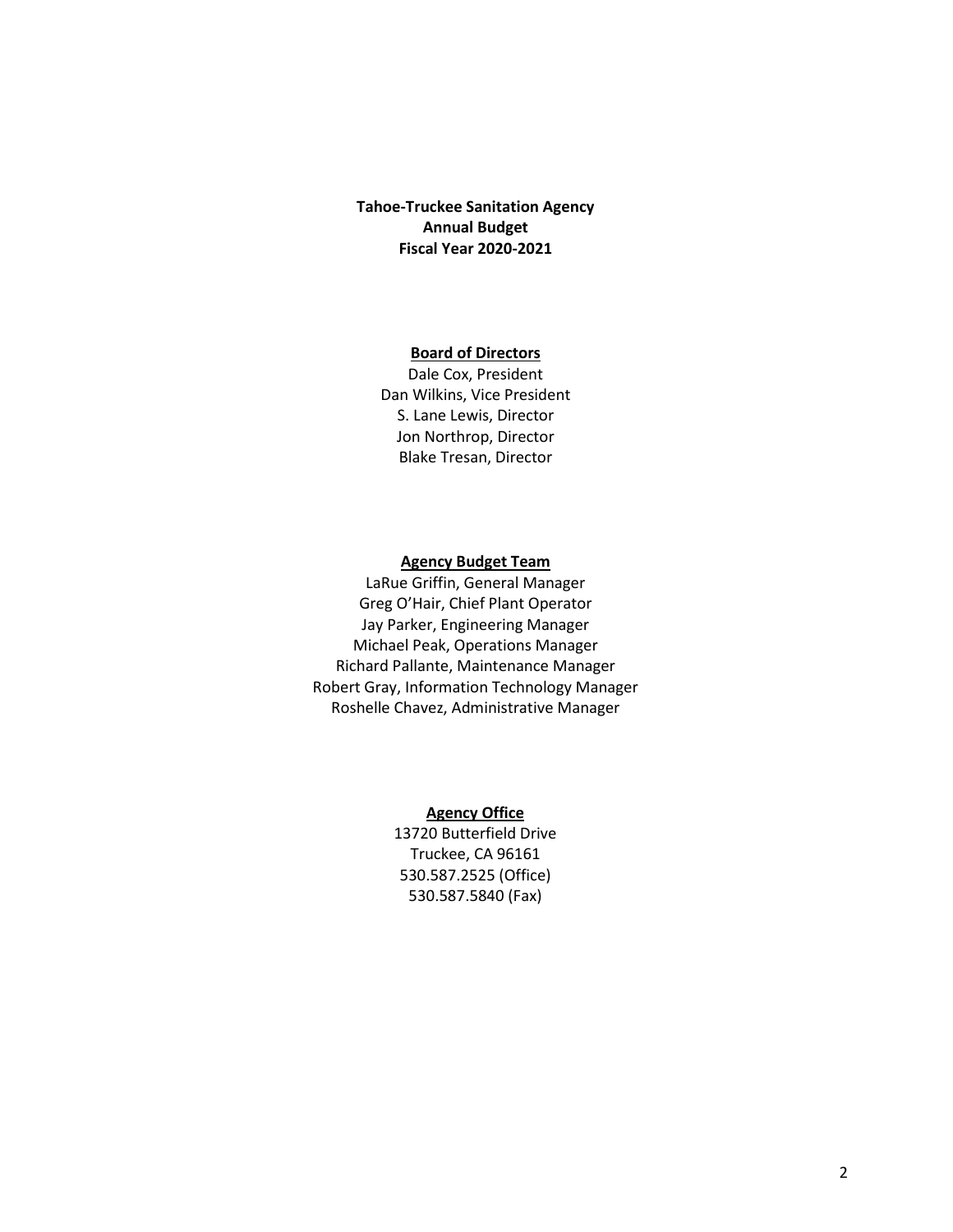**Tahoe-Truckee Sanitation Agency**
**Annual Budget**
**Fiscal Year 2020-2021**

**Board of Directors**

Dale Cox, President
Dan Wilkins, Vice President
S. Lane Lewis, Director
Jon Northrop, Director
Blake Tresan, Director

**Agency Budget Team**

LaRue Griffin, General Manager
Greg O'Hair, Chief Plant Operator
Jay Parker, Engineering Manager
Michael Peak, Operations Manager
Richard Pallante, Maintenance Manager
Robert Gray, Information Technology Manager
Roshelle Chavez, Administrative Manager

**Agency Office**

13720 Butterfield Drive
Truckee, CA 96161
530.587.2525 (Office)
530.587.5840 (Fax)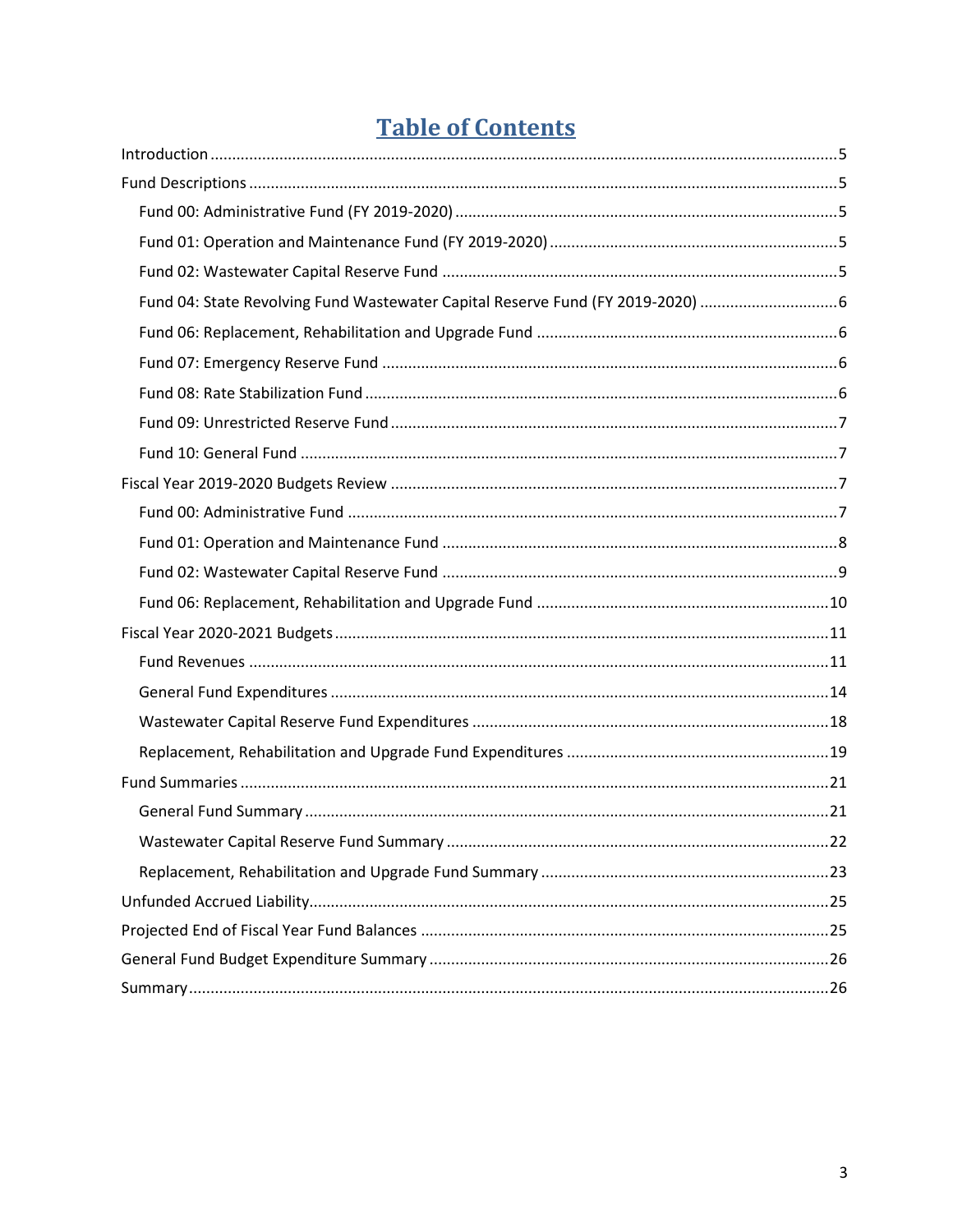# Table of Contents

- Introduction ........ 5
- Fund Descriptions ........ 5
  - Fund 00: Administrative Fund (FY 2019-2020) ........ 5
  - Fund 01: Operation and Maintenance Fund (FY 2019-2020) ........ 5
  - Fund 02: Wastewater Capital Reserve Fund ........ 5
  - Fund 04: State Revolving Fund Wastewater Capital Reserve Fund (FY 2019-2020) ........ 6
  - Fund 06: Replacement, Rehabilitation and Upgrade Fund ........ 6
  - Fund 07: Emergency Reserve Fund ........ 6
  - Fund 08: Rate Stabilization Fund ........ 6
  - Fund 09: Unrestricted Reserve Fund ........ 7
  - Fund 10: General Fund ........ 7
- Fiscal Year 2019-2020 Budgets Review ........ 7
  - Fund 00: Administrative Fund ........ 7
  - Fund 01: Operation and Maintenance Fund ........ 8
  - Fund 02: Wastewater Capital Reserve Fund ........ 9
  - Fund 06: Replacement, Rehabilitation and Upgrade Fund ........ 10
- Fiscal Year 2020-2021 Budgets ........ 11
  - Fund Revenues ........ 11
  - General Fund Expenditures ........ 14
  - Wastewater Capital Reserve Fund Expenditures ........ 18
  - Replacement, Rehabilitation and Upgrade Fund Expenditures ........ 19
- Fund Summaries ........ 21
  - General Fund Summary ........ 21
  - Wastewater Capital Reserve Fund Summary ........ 22
  - Replacement, Rehabilitation and Upgrade Fund Summary ........ 23
- Unfunded Accrued Liability ........ 25
- Projected End of Fiscal Year Fund Balances ........ 25
- General Fund Budget Expenditure Summary ........ 26
- Summary ........ 26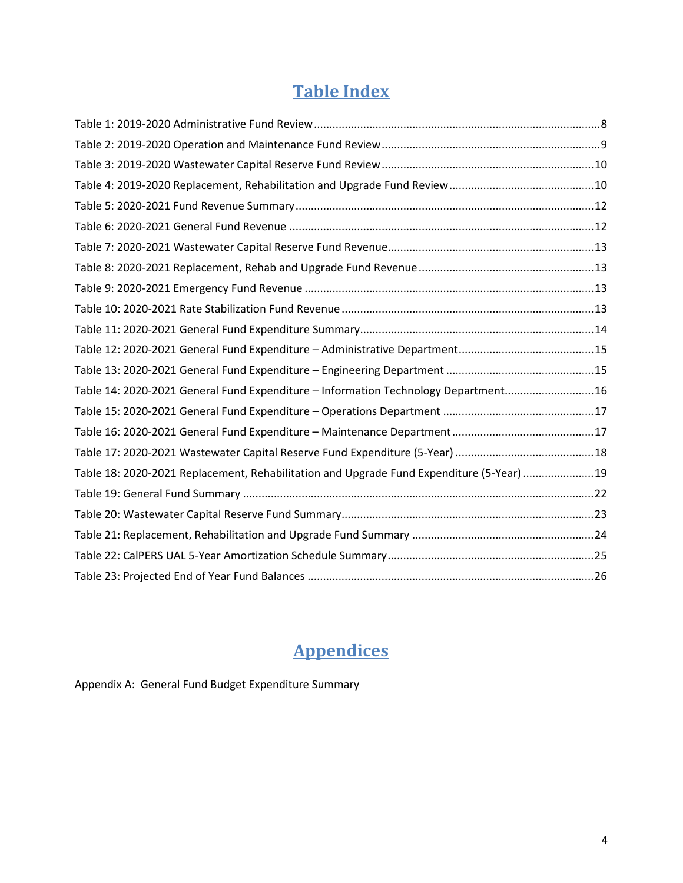# Table Index

Table 1: 2019-2020 Administrative Fund Review ........................................................................................ 8
Table 2: 2019-2020 Operation and Maintenance Fund Review ................................................................... 9
Table 3: 2019-2020 Wastewater Capital Reserve Fund Review ................................................................. 10
Table 4: 2019-2020 Replacement, Rehabilitation and Upgrade Fund Review ............................................ 10
Table 5: 2020-2021 Fund Revenue Summary ............................................................................................ 12
Table 6: 2020-2021 General Fund Revenue ............................................................................................... 12
Table 7: 2020-2021 Wastewater Capital Reserve Fund Revenue ............................................................... 13
Table 8: 2020-2021 Replacement, Rehab and Upgrade Fund Revenue ...................................................... 13
Table 9: 2020-2021 Emergency Fund Revenue .......................................................................................... 13
Table 10: 2020-2021 Rate Stabilization Fund Revenue .............................................................................. 13
Table 11: 2020-2021 General Fund Expenditure Summary ........................................................................ 14
Table 12: 2020-2021 General Fund Expenditure – Administrative Department ......................................... 15
Table 13: 2020-2021 General Fund Expenditure – Engineering Department ............................................. 15
Table 14: 2020-2021 General Fund Expenditure – Information Technology Department ........................... 16
Table 15: 2020-2021 General Fund Expenditure – Operations Department .............................................. 17
Table 16: 2020-2021 General Fund Expenditure – Maintenance Department ............................................ 17
Table 17: 2020-2021 Wastewater Capital Reserve Fund Expenditure (5-Year) .......................................... 18
Table 18: 2020-2021 Replacement, Rehabilitation and Upgrade Fund Expenditure (5-Year) ..................... 19
Table 19: General Fund Summary .............................................................................................................. 22
Table 20: Wastewater Capital Reserve Fund Summary .............................................................................. 23
Table 21: Replacement, Rehabilitation and Upgrade Fund Summary ........................................................ 24
Table 22: CalPERS UAL 5-Year Amortization Schedule Summary ............................................................... 25
Table 23: Projected End of Year Fund Balances ......................................................................................... 26

# Appendices

Appendix A: General Fund Budget Expenditure Summary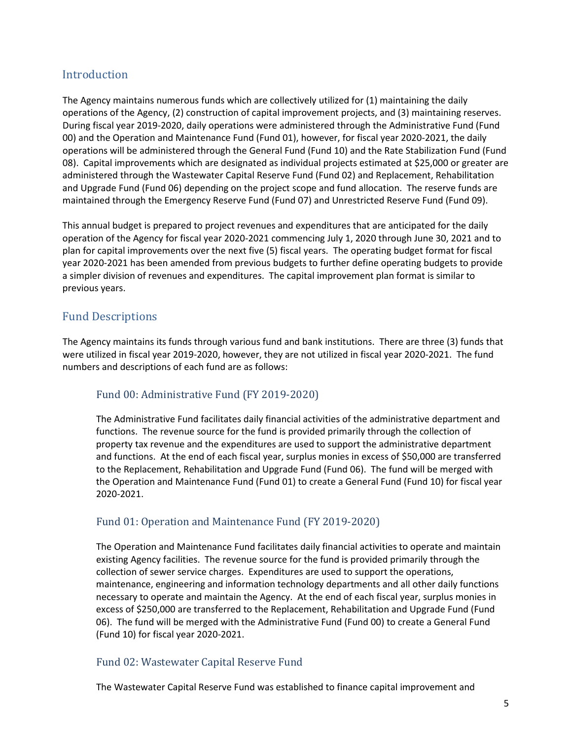## Introduction

The Agency maintains numerous funds which are collectively utilized for (1) maintaining the daily operations of the Agency, (2) construction of capital improvement projects, and (3) maintaining reserves. During fiscal year 2019-2020, daily operations were administered through the Administrative Fund (Fund 00) and the Operation and Maintenance Fund (Fund 01), however, for fiscal year 2020-2021, the daily operations will be administered through the General Fund (Fund 10) and the Rate Stabilization Fund (Fund 08). Capital improvements which are designated as individual projects estimated at $25,000 or greater are administered through the Wastewater Capital Reserve Fund (Fund 02) and Replacement, Rehabilitation and Upgrade Fund (Fund 06) depending on the project scope and fund allocation. The reserve funds are maintained through the Emergency Reserve Fund (Fund 07) and Unrestricted Reserve Fund (Fund 09).

This annual budget is prepared to project revenues and expenditures that are anticipated for the daily operation of the Agency for fiscal year 2020-2021 commencing July 1, 2020 through June 30, 2021 and to plan for capital improvements over the next five (5) fiscal years. The operating budget format for fiscal year 2020-2021 has been amended from previous budgets to further define operating budgets to provide a simpler division of revenues and expenditures. The capital improvement plan format is similar to previous years.

## Fund Descriptions

The Agency maintains its funds through various fund and bank institutions. There are three (3) funds that were utilized in fiscal year 2019-2020, however, they are not utilized in fiscal year 2020-2021. The fund numbers and descriptions of each fund are as follows:

### Fund 00: Administrative Fund (FY 2019-2020)

The Administrative Fund facilitates daily financial activities of the administrative department and functions. The revenue source for the fund is provided primarily through the collection of property tax revenue and the expenditures are used to support the administrative department and functions. At the end of each fiscal year, surplus monies in excess of $50,000 are transferred to the Replacement, Rehabilitation and Upgrade Fund (Fund 06). The fund will be merged with the Operation and Maintenance Fund (Fund 01) to create a General Fund (Fund 10) for fiscal year 2020-2021.

### Fund 01: Operation and Maintenance Fund (FY 2019-2020)

The Operation and Maintenance Fund facilitates daily financial activities to operate and maintain existing Agency facilities. The revenue source for the fund is provided primarily through the collection of sewer service charges. Expenditures are used to support the operations, maintenance, engineering and information technology departments and all other daily functions necessary to operate and maintain the Agency. At the end of each fiscal year, surplus monies in excess of $250,000 are transferred to the Replacement, Rehabilitation and Upgrade Fund (Fund 06). The fund will be merged with the Administrative Fund (Fund 00) to create a General Fund (Fund 10) for fiscal year 2020-2021.

### Fund 02: Wastewater Capital Reserve Fund

The Wastewater Capital Reserve Fund was established to finance capital improvement and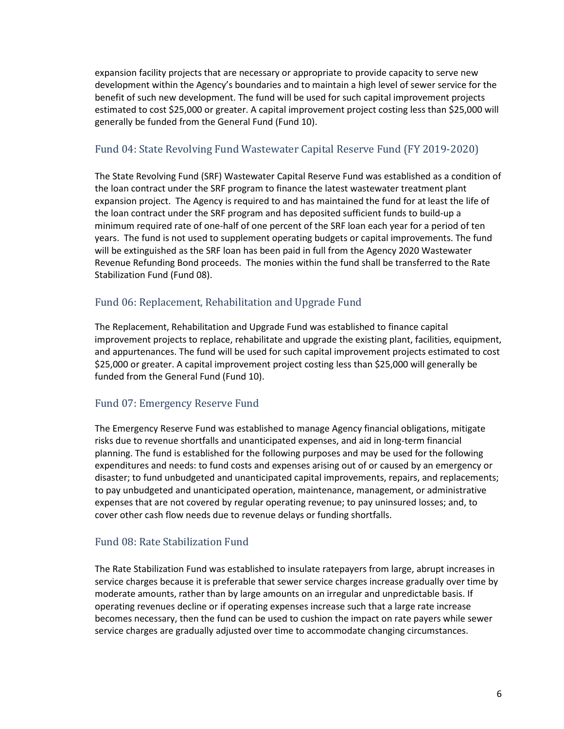expansion facility projects that are necessary or appropriate to provide capacity to serve new development within the Agency's boundaries and to maintain a high level of sewer service for the benefit of such new development. The fund will be used for such capital improvement projects estimated to cost $25,000 or greater. A capital improvement project costing less than $25,000 will generally be funded from the General Fund (Fund 10).

## Fund 04: State Revolving Fund Wastewater Capital Reserve Fund (FY 2019-2020)

The State Revolving Fund (SRF) Wastewater Capital Reserve Fund was established as a condition of the loan contract under the SRF program to finance the latest wastewater treatment plant expansion project. The Agency is required to and has maintained the fund for at least the life of the loan contract under the SRF program and has deposited sufficient funds to build-up a minimum required rate of one-half of one percent of the SRF loan each year for a period of ten years. The fund is not used to supplement operating budgets or capital improvements. The fund will be extinguished as the SRF loan has been paid in full from the Agency 2020 Wastewater Revenue Refunding Bond proceeds. The monies within the fund shall be transferred to the Rate Stabilization Fund (Fund 08).

## Fund 06: Replacement, Rehabilitation and Upgrade Fund

The Replacement, Rehabilitation and Upgrade Fund was established to finance capital improvement projects to replace, rehabilitate and upgrade the existing plant, facilities, equipment, and appurtenances. The fund will be used for such capital improvement projects estimated to cost $25,000 or greater. A capital improvement project costing less than $25,000 will generally be funded from the General Fund (Fund 10).

## Fund 07: Emergency Reserve Fund

The Emergency Reserve Fund was established to manage Agency financial obligations, mitigate risks due to revenue shortfalls and unanticipated expenses, and aid in long-term financial planning. The fund is established for the following purposes and may be used for the following expenditures and needs: to fund costs and expenses arising out of or caused by an emergency or disaster; to fund unbudgeted and unanticipated capital improvements, repairs, and replacements; to pay unbudgeted and unanticipated operation, maintenance, management, or administrative expenses that are not covered by regular operating revenue; to pay uninsured losses; and, to cover other cash flow needs due to revenue delays or funding shortfalls.

## Fund 08: Rate Stabilization Fund

The Rate Stabilization Fund was established to insulate ratepayers from large, abrupt increases in service charges because it is preferable that sewer service charges increase gradually over time by moderate amounts, rather than by large amounts on an irregular and unpredictable basis. If operating revenues decline or if operating expenses increase such that a large rate increase becomes necessary, then the fund can be used to cushion the impact on rate payers while sewer service charges are gradually adjusted over time to accommodate changing circumstances.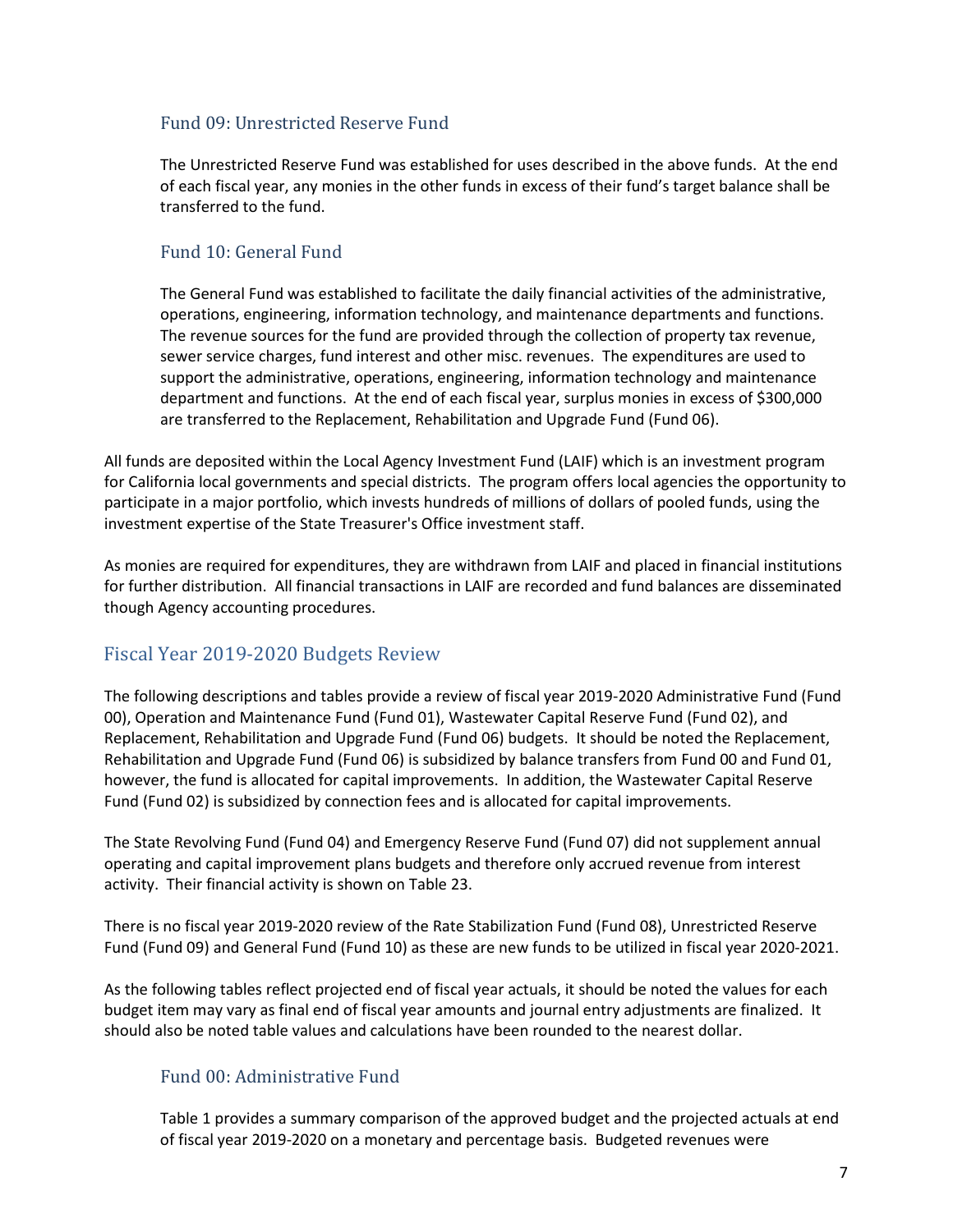### Fund 09: Unrestricted Reserve Fund

The Unrestricted Reserve Fund was established for uses described in the above funds. At the end of each fiscal year, any monies in the other funds in excess of their fund's target balance shall be transferred to the fund.

### Fund 10: General Fund

The General Fund was established to facilitate the daily financial activities of the administrative, operations, engineering, information technology, and maintenance departments and functions. The revenue sources for the fund are provided through the collection of property tax revenue, sewer service charges, fund interest and other misc. revenues. The expenditures are used to support the administrative, operations, engineering, information technology and maintenance department and functions. At the end of each fiscal year, surplus monies in excess of $300,000 are transferred to the Replacement, Rehabilitation and Upgrade Fund (Fund 06).

All funds are deposited within the Local Agency Investment Fund (LAIF) which is an investment program for California local governments and special districts. The program offers local agencies the opportunity to participate in a major portfolio, which invests hundreds of millions of dollars of pooled funds, using the investment expertise of the State Treasurer's Office investment staff.

As monies are required for expenditures, they are withdrawn from LAIF and placed in financial institutions for further distribution. All financial transactions in LAIF are recorded and fund balances are disseminated though Agency accounting procedures.

## Fiscal Year 2019-2020 Budgets Review

The following descriptions and tables provide a review of fiscal year 2019-2020 Administrative Fund (Fund 00), Operation and Maintenance Fund (Fund 01), Wastewater Capital Reserve Fund (Fund 02), and Replacement, Rehabilitation and Upgrade Fund (Fund 06) budgets. It should be noted the Replacement, Rehabilitation and Upgrade Fund (Fund 06) is subsidized by balance transfers from Fund 00 and Fund 01, however, the fund is allocated for capital improvements. In addition, the Wastewater Capital Reserve Fund (Fund 02) is subsidized by connection fees and is allocated for capital improvements.

The State Revolving Fund (Fund 04) and Emergency Reserve Fund (Fund 07) did not supplement annual operating and capital improvement plans budgets and therefore only accrued revenue from interest activity. Their financial activity is shown on Table 23.

There is no fiscal year 2019-2020 review of the Rate Stabilization Fund (Fund 08), Unrestricted Reserve Fund (Fund 09) and General Fund (Fund 10) as these are new funds to be utilized in fiscal year 2020-2021.

As the following tables reflect projected end of fiscal year actuals, it should be noted the values for each budget item may vary as final end of fiscal year amounts and journal entry adjustments are finalized. It should also be noted table values and calculations have been rounded to the nearest dollar.

### Fund 00: Administrative Fund

Table 1 provides a summary comparison of the approved budget and the projected actuals at end of fiscal year 2019-2020 on a monetary and percentage basis. Budgeted revenues were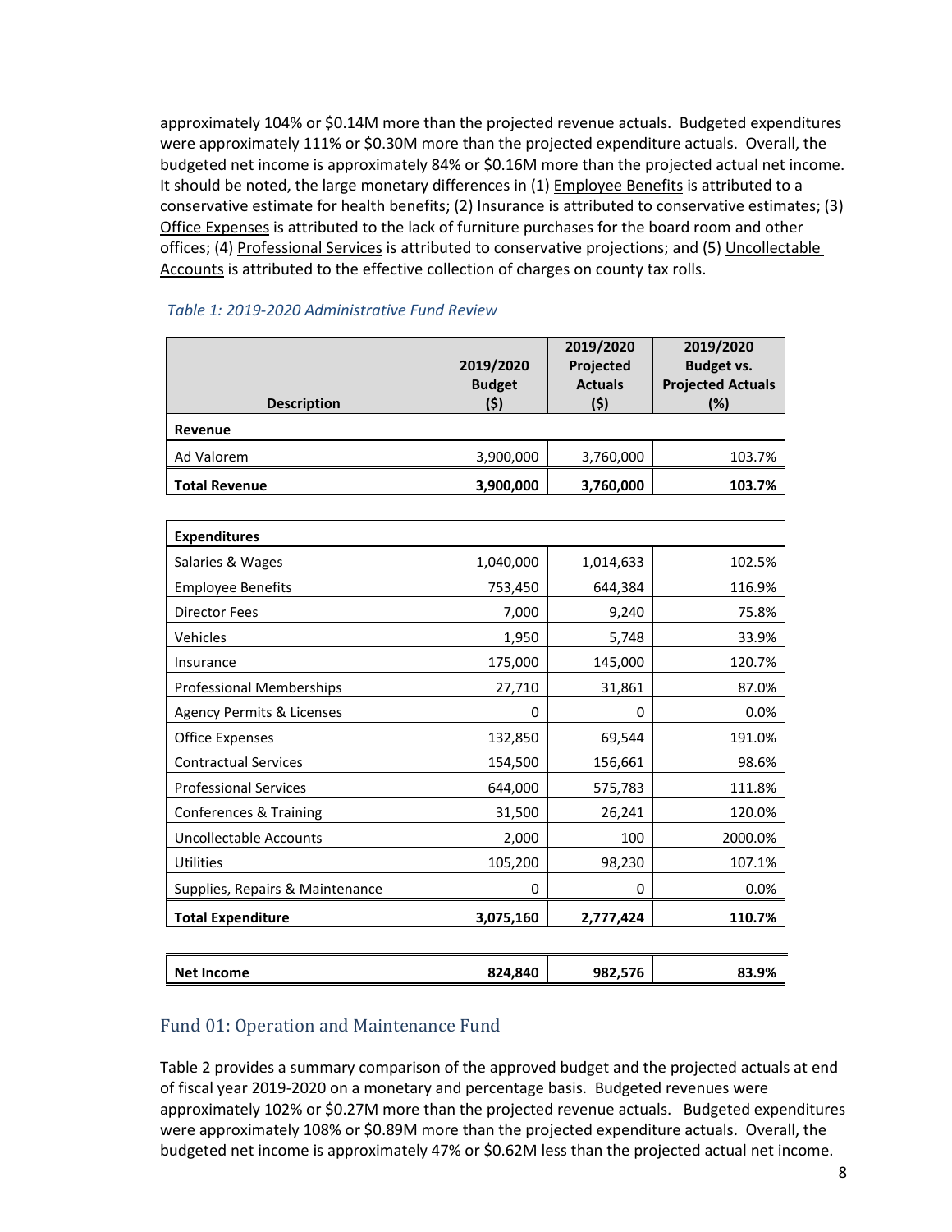approximately 104% or $0.14M more than the projected revenue actuals. Budgeted expenditures were approximately 111% or $0.30M more than the projected expenditure actuals. Overall, the budgeted net income is approximately 84% or $0.16M more than the projected actual net income. It should be noted, the large monetary differences in (1) Employee Benefits is attributed to a conservative estimate for health benefits; (2) Insurance is attributed to conservative estimates; (3) Office Expenses is attributed to the lack of furniture purchases for the board room and other offices; (4) Professional Services is attributed to conservative projections; and (5) Uncollectable Accounts is attributed to the effective collection of charges on county tax rolls.

*Table 1: 2019-2020 Administrative Fund Review*

| Description | 2019/2020 Budget ($) | 2019/2020 Projected Actuals ($) | 2019/2020 Budget vs. Projected Actuals (%) |
|---|---|---|---|
| **Revenue** | | | |
| Ad Valorem | 3,900,000 | 3,760,000 | 103.7% |
| **Total Revenue** | **3,900,000** | **3,760,000** | **103.7%** |
| **Expenditures** | | | |
| Salaries & Wages | 1,040,000 | 1,014,633 | 102.5% |
| Employee Benefits | 753,450 | 644,384 | 116.9% |
| Director Fees | 7,000 | 9,240 | 75.8% |
| Vehicles | 1,950 | 5,748 | 33.9% |
| Insurance | 175,000 | 145,000 | 120.7% |
| Professional Memberships | 27,710 | 31,861 | 87.0% |
| Agency Permits & Licenses | 0 | 0 | 0.0% |
| Office Expenses | 132,850 | 69,544 | 191.0% |
| Contractual Services | 154,500 | 156,661 | 98.6% |
| Professional Services | 644,000 | 575,783 | 111.8% |
| Conferences & Training | 31,500 | 26,241 | 120.0% |
| Uncollectable Accounts | 2,000 | 100 | 2000.0% |
| Utilities | 105,200 | 98,230 | 107.1% |
| Supplies, Repairs & Maintenance | 0 | 0 | 0.0% |
| **Total Expenditure** | **3,075,160** | **2,777,424** | **110.7%** |
| **Net Income** | **824,840** | **982,576** | **83.9%** |

## Fund 01: Operation and Maintenance Fund

Table 2 provides a summary comparison of the approved budget and the projected actuals at end of fiscal year 2019-2020 on a monetary and percentage basis. Budgeted revenues were approximately 102% or $0.27M more than the projected revenue actuals. Budgeted expenditures were approximately 108% or $0.89M more than the projected expenditure actuals. Overall, the budgeted net income is approximately 47% or $0.62M less than the projected actual net income.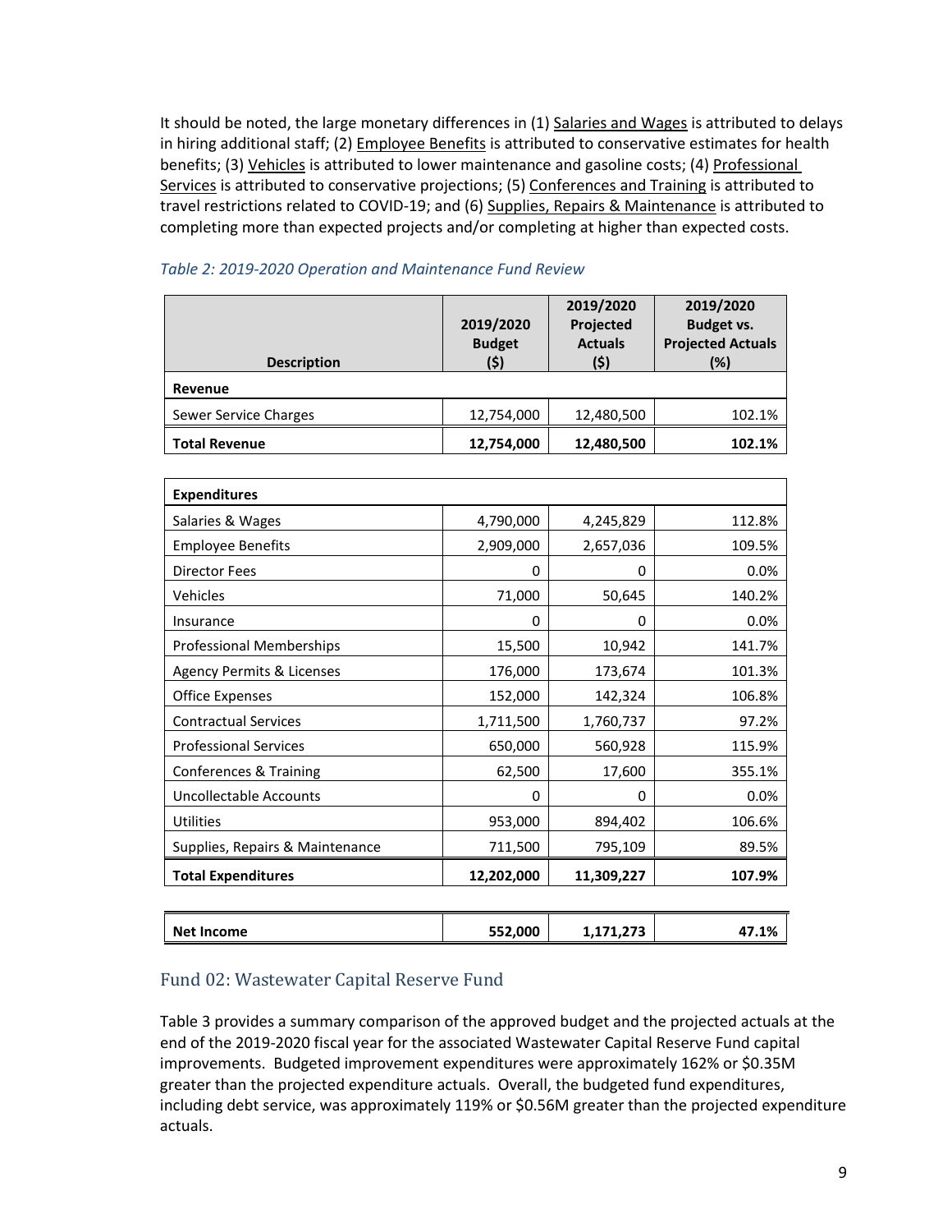It should be noted, the large monetary differences in (1) Salaries and Wages is attributed to delays in hiring additional staff; (2) Employee Benefits is attributed to conservative estimates for health benefits; (3) Vehicles is attributed to lower maintenance and gasoline costs; (4) Professional Services is attributed to conservative projections; (5) Conferences and Training is attributed to travel restrictions related to COVID-19; and (6) Supplies, Repairs & Maintenance is attributed to completing more than expected projects and/or completing at higher than expected costs.

*Table 2: 2019-2020 Operation and Maintenance Fund Review*

| Description | 2019/2020 Budget ($) | 2019/2020 Projected Actuals ($) | 2019/2020 Budget vs. Projected Actuals (%) |
|---|---|---|---|
| **Revenue** | | | |
| Sewer Service Charges | 12,754,000 | 12,480,500 | 102.1% |
| **Total Revenue** | **12,754,000** | **12,480,500** | **102.1%** |
| **Expenditures** | | | |
| Salaries & Wages | 4,790,000 | 4,245,829 | 112.8% |
| Employee Benefits | 2,909,000 | 2,657,036 | 109.5% |
| Director Fees | 0 | 0 | 0.0% |
| Vehicles | 71,000 | 50,645 | 140.2% |
| Insurance | 0 | 0 | 0.0% |
| Professional Memberships | 15,500 | 10,942 | 141.7% |
| Agency Permits & Licenses | 176,000 | 173,674 | 101.3% |
| Office Expenses | 152,000 | 142,324 | 106.8% |
| Contractual Services | 1,711,500 | 1,760,737 | 97.2% |
| Professional Services | 650,000 | 560,928 | 115.9% |
| Conferences & Training | 62,500 | 17,600 | 355.1% |
| Uncollectable Accounts | 0 | 0 | 0.0% |
| Utilities | 953,000 | 894,402 | 106.6% |
| Supplies, Repairs & Maintenance | 711,500 | 795,109 | 89.5% |
| **Total Expenditures** | **12,202,000** | **11,309,227** | **107.9%** |
| **Net Income** | **552,000** | **1,171,273** | **47.1%** |

## Fund 02: Wastewater Capital Reserve Fund

Table 3 provides a summary comparison of the approved budget and the projected actuals at the end of the 2019-2020 fiscal year for the associated Wastewater Capital Reserve Fund capital improvements. Budgeted improvement expenditures were approximately 162% or $0.35M greater than the projected expenditure actuals. Overall, the budgeted fund expenditures, including debt service, was approximately 119% or $0.56M greater than the projected expenditure actuals.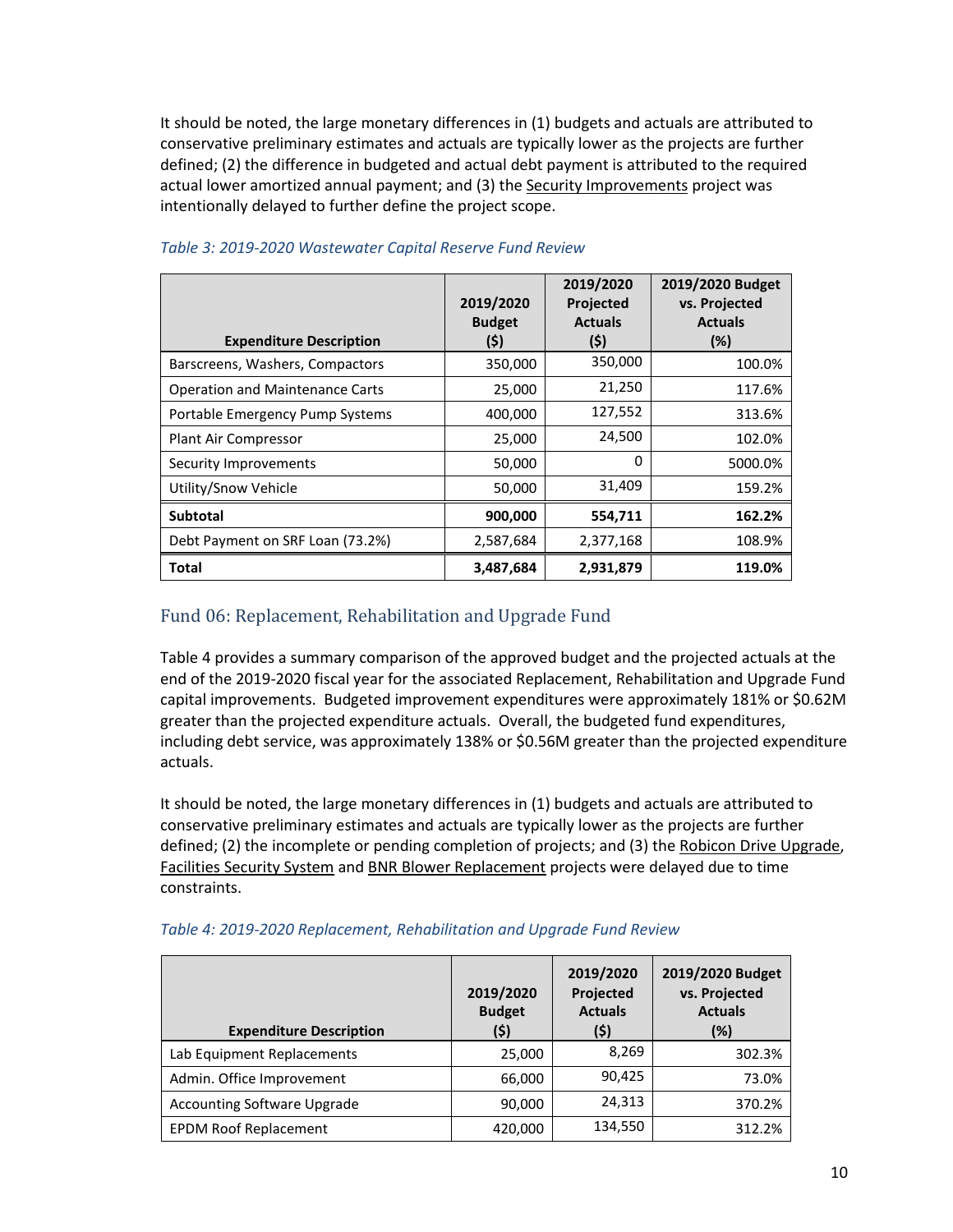It should be noted, the large monetary differences in (1) budgets and actuals are attributed to conservative preliminary estimates and actuals are typically lower as the projects are further defined; (2) the difference in budgeted and actual debt payment is attributed to the required actual lower amortized annual payment; and (3) the Security Improvements project was intentionally delayed to further define the project scope.

*Table 3: 2019-2020 Wastewater Capital Reserve Fund Review*

| Expenditure Description | 2019/2020 Budget ($) | 2019/2020 Projected Actuals ($) | 2019/2020 Budget vs. Projected Actuals (%) |
|---|---|---|---|
| Barscreens, Washers, Compactors | 350,000 | 350,000 | 100.0% |
| Operation and Maintenance Carts | 25,000 | 21,250 | 117.6% |
| Portable Emergency Pump Systems | 400,000 | 127,552 | 313.6% |
| Plant Air Compressor | 25,000 | 24,500 | 102.0% |
| Security Improvements | 50,000 | 0 | 5000.0% |
| Utility/Snow Vehicle | 50,000 | 31,409 | 159.2% |
| **Subtotal** | **900,000** | **554,711** | **162.2%** |
| Debt Payment on SRF Loan (73.2%) | 2,587,684 | 2,377,168 | 108.9% |
| **Total** | **3,487,684** | **2,931,879** | **119.0%** |

## Fund 06: Replacement, Rehabilitation and Upgrade Fund

Table 4 provides a summary comparison of the approved budget and the projected actuals at the end of the 2019-2020 fiscal year for the associated Replacement, Rehabilitation and Upgrade Fund capital improvements. Budgeted improvement expenditures were approximately 181% or $0.62M greater than the projected expenditure actuals. Overall, the budgeted fund expenditures, including debt service, was approximately 138% or $0.56M greater than the projected expenditure actuals.

It should be noted, the large monetary differences in (1) budgets and actuals are attributed to conservative preliminary estimates and actuals are typically lower as the projects are further defined; (2) the incomplete or pending completion of projects; and (3) the Robicon Drive Upgrade, Facilities Security System and BNR Blower Replacement projects were delayed due to time constraints.

*Table 4: 2019-2020 Replacement, Rehabilitation and Upgrade Fund Review*

| Expenditure Description | 2019/2020 Budget ($) | 2019/2020 Projected Actuals ($) | 2019/2020 Budget vs. Projected Actuals (%) |
|---|---|---|---|
| Lab Equipment Replacements | 25,000 | 8,269 | 302.3% |
| Admin. Office Improvement | 66,000 | 90,425 | 73.0% |
| Accounting Software Upgrade | 90,000 | 24,313 | 370.2% |
| EPDM Roof Replacement | 420,000 | 134,550 | 312.2% |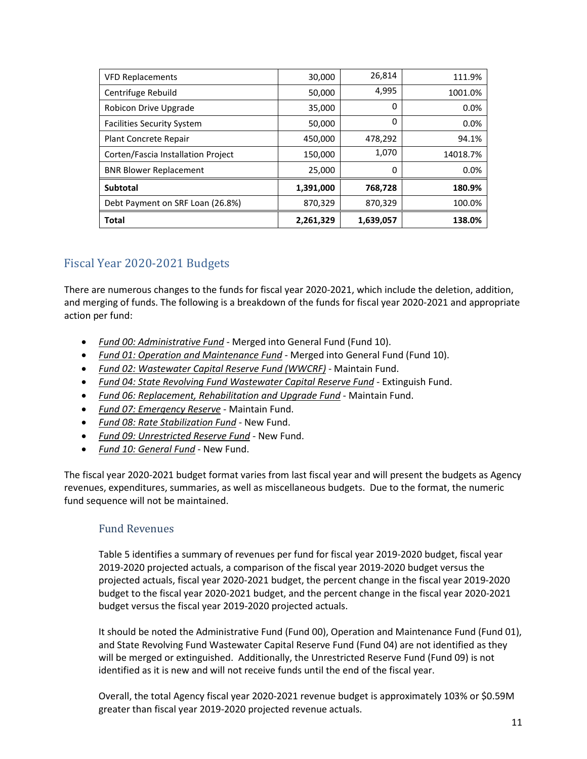| VFD Replacements | 30,000 | 26,814 | 111.9% |
|---|---|---|---|
| Centrifuge Rebuild | 50,000 | 4,995 | 1001.0% |
| Robicon Drive Upgrade | 35,000 | 0 | 0.0% |
| Facilities Security System | 50,000 | 0 | 0.0% |
| Plant Concrete Repair | 450,000 | 478,292 | 94.1% |
| Corten/Fascia Installation Project | 150,000 | 1,070 | 14018.7% |
| BNR Blower Replacement | 25,000 | 0 | 0.0% |
| **Subtotal** | **1,391,000** | **768,728** | **180.9%** |
| Debt Payment on SRF Loan (26.8%) | 870,329 | 870,329 | 100.0% |
| **Total** | **2,261,329** | **1,639,057** | **138.0%** |

## Fiscal Year 2020-2021 Budgets

There are numerous changes to the funds for fiscal year 2020-2021, which include the deletion, addition, and merging of funds. The following is a breakdown of the funds for fiscal year 2020-2021 and appropriate action per fund:

- *Fund 00: Administrative Fund* - Merged into General Fund (Fund 10).
- *Fund 01: Operation and Maintenance Fund* - Merged into General Fund (Fund 10).
- *Fund 02: Wastewater Capital Reserve Fund (WWCRF)* - Maintain Fund.
- *Fund 04: State Revolving Fund Wastewater Capital Reserve Fund* - Extinguish Fund.
- *Fund 06: Replacement, Rehabilitation and Upgrade Fund* - Maintain Fund.
- *Fund 07: Emergency Reserve* - Maintain Fund.
- *Fund 08: Rate Stabilization Fund* - New Fund.
- *Fund 09: Unrestricted Reserve Fund* - New Fund.
- *Fund 10: General Fund* - New Fund.

The fiscal year 2020-2021 budget format varies from last fiscal year and will present the budgets as Agency revenues, expenditures, summaries, as well as miscellaneous budgets. Due to the format, the numeric fund sequence will not be maintained.

### Fund Revenues

Table 5 identifies a summary of revenues per fund for fiscal year 2019-2020 budget, fiscal year 2019-2020 projected actuals, a comparison of the fiscal year 2019-2020 budget versus the projected actuals, fiscal year 2020-2021 budget, the percent change in the fiscal year 2019-2020 budget to the fiscal year 2020-2021 budget, and the percent change in the fiscal year 2020-2021 budget versus the fiscal year 2019-2020 projected actuals.

It should be noted the Administrative Fund (Fund 00), Operation and Maintenance Fund (Fund 01), and State Revolving Fund Wastewater Capital Reserve Fund (Fund 04) are not identified as they will be merged or extinguished. Additionally, the Unrestricted Reserve Fund (Fund 09) is not identified as it is new and will not receive funds until the end of the fiscal year.

Overall, the total Agency fiscal year 2020-2021 revenue budget is approximately 103% or $0.59M greater than fiscal year 2019-2020 projected revenue actuals.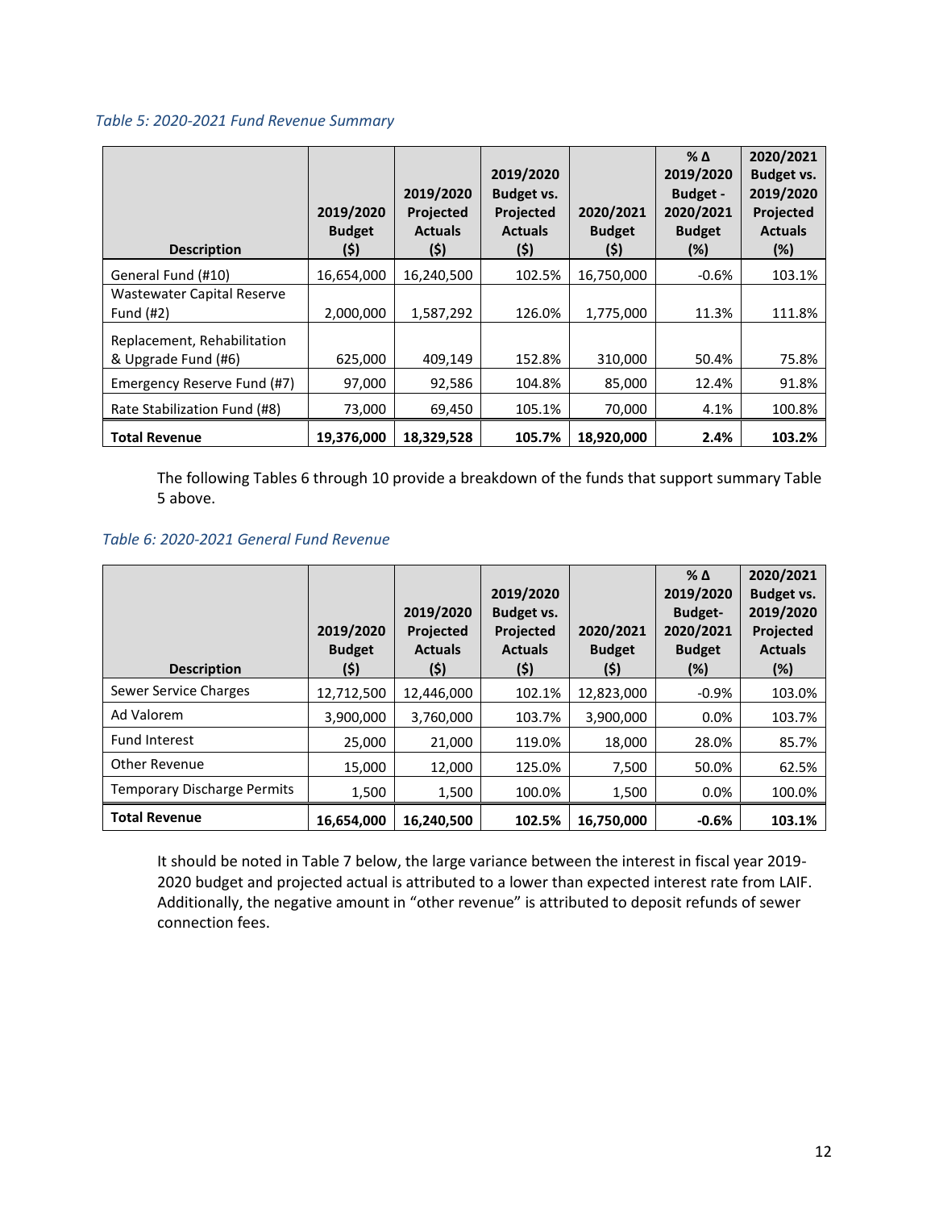*Table 5: 2020-2021 Fund Revenue Summary*

| Description | 2019/2020 Budget ($) | 2019/2020 Projected Actuals ($) | 2019/2020 Budget vs. Projected Actuals ($) | 2020/2021 Budget ($) | % Δ 2019/2020 Budget - 2020/2021 Budget (%) | 2020/2021 Budget vs. 2019/2020 Projected Actuals (%) |
|---|---|---|---|---|---|---|
| General Fund (#10) | 16,654,000 | 16,240,500 | 102.5% | 16,750,000 | -0.6% | 103.1% |
| Wastewater Capital Reserve Fund (#2) | 2,000,000 | 1,587,292 | 126.0% | 1,775,000 | 11.3% | 111.8% |
| Replacement, Rehabilitation & Upgrade Fund (#6) | 625,000 | 409,149 | 152.8% | 310,000 | 50.4% | 75.8% |
| Emergency Reserve Fund (#7) | 97,000 | 92,586 | 104.8% | 85,000 | 12.4% | 91.8% |
| Rate Stabilization Fund (#8) | 73,000 | 69,450 | 105.1% | 70,000 | 4.1% | 100.8% |
| **Total Revenue** | **19,376,000** | **18,329,528** | **105.7%** | **18,920,000** | **2.4%** | **103.2%** |

The following Tables 6 through 10 provide a breakdown of the funds that support summary Table 5 above.

*Table 6: 2020-2021 General Fund Revenue*

| Description | 2019/2020 Budget ($) | 2019/2020 Projected Actuals ($) | 2019/2020 Budget vs. Projected Actuals ($) | 2020/2021 Budget ($) | % Δ 2019/2020 Budget-2020/2021 Budget (%) | 2020/2021 Budget vs. 2019/2020 Projected Actuals (%) |
|---|---|---|---|---|---|---|
| Sewer Service Charges | 12,712,500 | 12,446,000 | 102.1% | 12,823,000 | -0.9% | 103.0% |
| Ad Valorem | 3,900,000 | 3,760,000 | 103.7% | 3,900,000 | 0.0% | 103.7% |
| Fund Interest | 25,000 | 21,000 | 119.0% | 18,000 | 28.0% | 85.7% |
| Other Revenue | 15,000 | 12,000 | 125.0% | 7,500 | 50.0% | 62.5% |
| Temporary Discharge Permits | 1,500 | 1,500 | 100.0% | 1,500 | 0.0% | 100.0% |
| **Total Revenue** | **16,654,000** | **16,240,500** | **102.5%** | **16,750,000** | **-0.6%** | **103.1%** |

It should be noted in Table 7 below, the large variance between the interest in fiscal year 2019-2020 budget and projected actual is attributed to a lower than expected interest rate from LAIF. Additionally, the negative amount in "other revenue" is attributed to deposit refunds of sewer connection fees.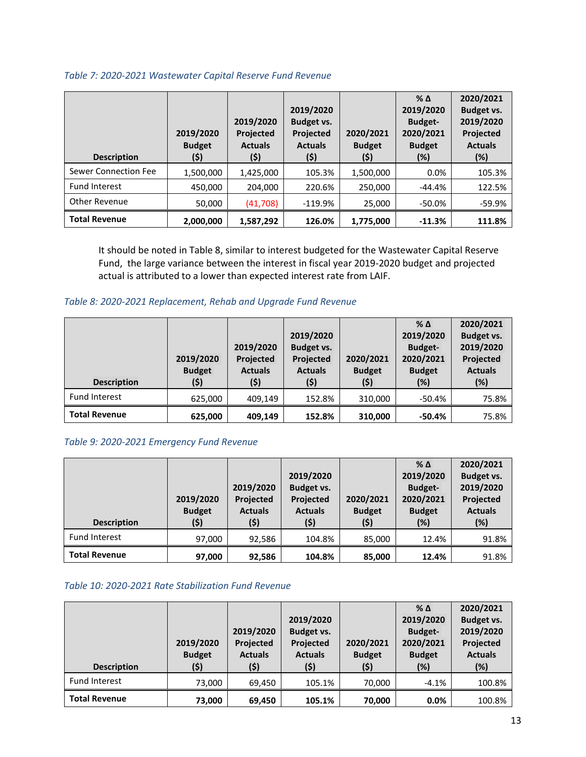*Table 7: 2020-2021 Wastewater Capital Reserve Fund Revenue*

| Description | 2019/2020 Budget ($) | 2019/2020 Projected Actuals ($) | 2019/2020 Budget vs. Projected Actuals ($) | 2020/2021 Budget ($) | % Δ 2019/2020 Budget-2020/2021 Budget (%) | 2020/2021 Budget vs. 2019/2020 Projected Actuals (%) |
|---|---|---|---|---|---|---|
| Sewer Connection Fee | 1,500,000 | 1,425,000 | 105.3% | 1,500,000 | 0.0% | 105.3% |
| Fund Interest | 450,000 | 204,000 | 220.6% | 250,000 | -44.4% | 122.5% |
| Other Revenue | 50,000 | (41,708) | -119.9% | 25,000 | -50.0% | -59.9% |
| **Total Revenue** | **2,000,000** | **1,587,292** | **126.0%** | **1,775,000** | **-11.3%** | **111.8%** |

It should be noted in Table 8, similar to interest budgeted for the Wastewater Capital Reserve Fund, the large variance between the interest in fiscal year 2019-2020 budget and projected actual is attributed to a lower than expected interest rate from LAIF.

*Table 8: 2020-2021 Replacement, Rehab and Upgrade Fund Revenue*

| Description | 2019/2020 Budget ($) | 2019/2020 Projected Actuals ($) | 2019/2020 Budget vs. Projected Actuals ($) | 2020/2021 Budget ($) | % Δ 2019/2020 Budget-2020/2021 Budget (%) | 2020/2021 Budget vs. 2019/2020 Projected Actuals (%) |
|---|---|---|---|---|---|---|
| Fund Interest | 625,000 | 409,149 | 152.8% | 310,000 | -50.4% | 75.8% |
| **Total Revenue** | **625,000** | **409,149** | **152.8%** | **310,000** | **-50.4%** | 75.8% |

*Table 9: 2020-2021 Emergency Fund Revenue*

| Description | 2019/2020 Budget ($) | 2019/2020 Projected Actuals ($) | 2019/2020 Budget vs. Projected Actuals ($) | 2020/2021 Budget ($) | % Δ 2019/2020 Budget-2020/2021 Budget (%) | 2020/2021 Budget vs. 2019/2020 Projected Actuals (%) |
|---|---|---|---|---|---|---|
| Fund Interest | 97,000 | 92,586 | 104.8% | 85,000 | 12.4% | 91.8% |
| **Total Revenue** | **97,000** | **92,586** | **104.8%** | **85,000** | **12.4%** | 91.8% |

*Table 10: 2020-2021 Rate Stabilization Fund Revenue*

| Description | 2019/2020 Budget ($) | 2019/2020 Projected Actuals ($) | 2019/2020 Budget vs. Projected Actuals ($) | 2020/2021 Budget ($) | % Δ 2019/2020 Budget-2020/2021 Budget (%) | 2020/2021 Budget vs. 2019/2020 Projected Actuals (%) |
|---|---|---|---|---|---|---|
| Fund Interest | 73,000 | 69,450 | 105.1% | 70,000 | -4.1% | 100.8% |
| **Total Revenue** | **73,000** | **69,450** | **105.1%** | **70,000** | **0.0%** | 100.8% |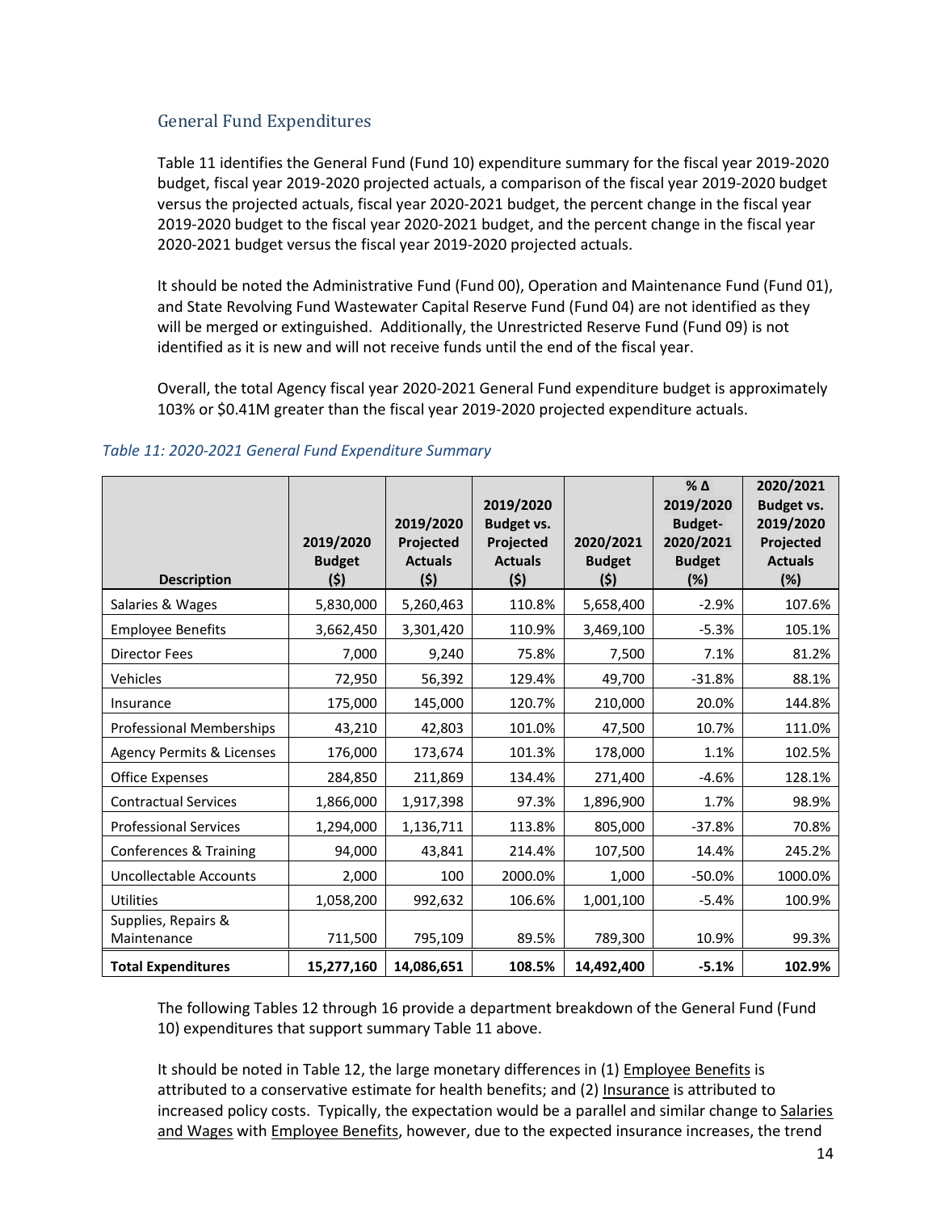## General Fund Expenditures

Table 11 identifies the General Fund (Fund 10) expenditure summary for the fiscal year 2019-2020 budget, fiscal year 2019-2020 projected actuals, a comparison of the fiscal year 2019-2020 budget versus the projected actuals, fiscal year 2020-2021 budget, the percent change in the fiscal year 2019-2020 budget to the fiscal year 2020-2021 budget, and the percent change in the fiscal year 2020-2021 budget versus the fiscal year 2019-2020 projected actuals.

It should be noted the Administrative Fund (Fund 00), Operation and Maintenance Fund (Fund 01), and State Revolving Fund Wastewater Capital Reserve Fund (Fund 04) are not identified as they will be merged or extinguished. Additionally, the Unrestricted Reserve Fund (Fund 09) is not identified as it is new and will not receive funds until the end of the fiscal year.

Overall, the total Agency fiscal year 2020-2021 General Fund expenditure budget is approximately 103% or $0.41M greater than the fiscal year 2019-2020 projected expenditure actuals.

*Table 11: 2020-2021 General Fund Expenditure Summary*

| Description | 2019/2020 Budget ($) | 2019/2020 Projected Actuals ($) | 2019/2020 Budget vs. Projected Actuals ($) | 2020/2021 Budget ($) | % Δ 2019/2020 Budget-2020/2021 Budget (%) | 2020/2021 Budget vs. 2019/2020 Projected Actuals (%) |
|---|---|---|---|---|---|---|
| Salaries & Wages | 5,830,000 | 5,260,463 | 110.8% | 5,658,400 | -2.9% | 107.6% |
| Employee Benefits | 3,662,450 | 3,301,420 | 110.9% | 3,469,100 | -5.3% | 105.1% |
| Director Fees | 7,000 | 9,240 | 75.8% | 7,500 | 7.1% | 81.2% |
| Vehicles | 72,950 | 56,392 | 129.4% | 49,700 | -31.8% | 88.1% |
| Insurance | 175,000 | 145,000 | 120.7% | 210,000 | 20.0% | 144.8% |
| Professional Memberships | 43,210 | 42,803 | 101.0% | 47,500 | 10.7% | 111.0% |
| Agency Permits & Licenses | 176,000 | 173,674 | 101.3% | 178,000 | 1.1% | 102.5% |
| Office Expenses | 284,850 | 211,869 | 134.4% | 271,400 | -4.6% | 128.1% |
| Contractual Services | 1,866,000 | 1,917,398 | 97.3% | 1,896,900 | 1.7% | 98.9% |
| Professional Services | 1,294,000 | 1,136,711 | 113.8% | 805,000 | -37.8% | 70.8% |
| Conferences & Training | 94,000 | 43,841 | 214.4% | 107,500 | 14.4% | 245.2% |
| Uncollectable Accounts | 2,000 | 100 | 2000.0% | 1,000 | -50.0% | 1000.0% |
| Utilities | 1,058,200 | 992,632 | 106.6% | 1,001,100 | -5.4% | 100.9% |
| Supplies, Repairs & Maintenance | 711,500 | 795,109 | 89.5% | 789,300 | 10.9% | 99.3% |
| **Total Expenditures** | **15,277,160** | **14,086,651** | **108.5%** | **14,492,400** | **-5.1%** | **102.9%** |

The following Tables 12 through 16 provide a department breakdown of the General Fund (Fund 10) expenditures that support summary Table 11 above.

It should be noted in Table 12, the large monetary differences in (1) Employee Benefits is attributed to a conservative estimate for health benefits; and (2) Insurance is attributed to increased policy costs. Typically, the expectation would be a parallel and similar change to Salaries and Wages with Employee Benefits, however, due to the expected insurance increases, the trend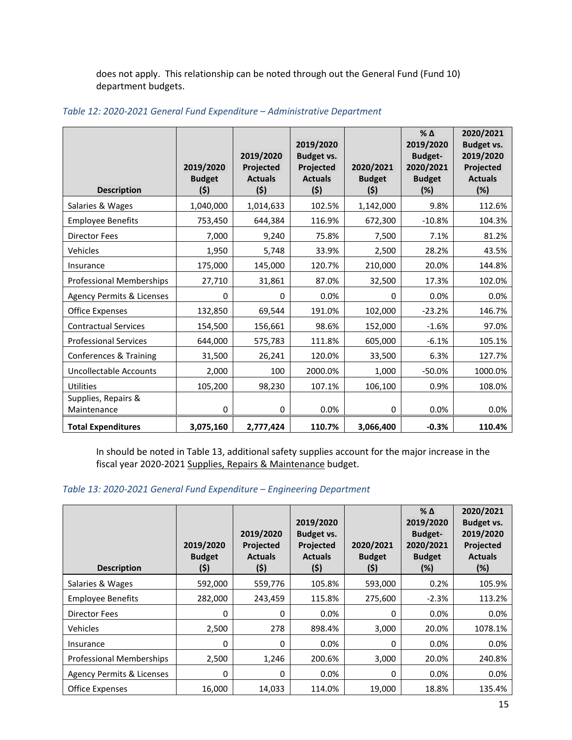does not apply. This relationship can be noted through out the General Fund (Fund 10) department budgets.

*Table 12: 2020-2021 General Fund Expenditure – Administrative Department*

| Description | 2019/2020 Budget ($) | 2019/2020 Projected Actuals ($) | 2019/2020 Budget vs. Projected Actuals ($) | 2020/2021 Budget ($) | % Δ 2019/2020 Budget-2020/2021 Budget (%) | 2020/2021 Budget vs. 2019/2020 Projected Actuals (%) |
|---|---|---|---|---|---|---|
| Salaries & Wages | 1,040,000 | 1,014,633 | 102.5% | 1,142,000 | 9.8% | 112.6% |
| Employee Benefits | 753,450 | 644,384 | 116.9% | 672,300 | -10.8% | 104.3% |
| Director Fees | 7,000 | 9,240 | 75.8% | 7,500 | 7.1% | 81.2% |
| Vehicles | 1,950 | 5,748 | 33.9% | 2,500 | 28.2% | 43.5% |
| Insurance | 175,000 | 145,000 | 120.7% | 210,000 | 20.0% | 144.8% |
| Professional Memberships | 27,710 | 31,861 | 87.0% | 32,500 | 17.3% | 102.0% |
| Agency Permits & Licenses | 0 | 0 | 0.0% | 0 | 0.0% | 0.0% |
| Office Expenses | 132,850 | 69,544 | 191.0% | 102,000 | -23.2% | 146.7% |
| Contractual Services | 154,500 | 156,661 | 98.6% | 152,000 | -1.6% | 97.0% |
| Professional Services | 644,000 | 575,783 | 111.8% | 605,000 | -6.1% | 105.1% |
| Conferences & Training | 31,500 | 26,241 | 120.0% | 33,500 | 6.3% | 127.7% |
| Uncollectable Accounts | 2,000 | 100 | 2000.0% | 1,000 | -50.0% | 1000.0% |
| Utilities | 105,200 | 98,230 | 107.1% | 106,100 | 0.9% | 108.0% |
| Supplies, Repairs & Maintenance | 0 | 0 | 0.0% | 0 | 0.0% | 0.0% |
| **Total Expenditures** | **3,075,160** | **2,777,424** | **110.7%** | **3,066,400** | **-0.3%** | **110.4%** |

In should be noted in Table 13, additional safety supplies account for the major increase in the fiscal year 2020-2021 Supplies, Repairs & Maintenance budget.

*Table 13: 2020-2021 General Fund Expenditure – Engineering Department*

| Description | 2019/2020 Budget ($) | 2019/2020 Projected Actuals ($) | 2019/2020 Budget vs. Projected Actuals ($) | 2020/2021 Budget ($) | % Δ 2019/2020 Budget-2020/2021 Budget (%) | 2020/2021 Budget vs. 2019/2020 Projected Actuals (%) |
|---|---|---|---|---|---|---|
| Salaries & Wages | 592,000 | 559,776 | 105.8% | 593,000 | 0.2% | 105.9% |
| Employee Benefits | 282,000 | 243,459 | 115.8% | 275,600 | -2.3% | 113.2% |
| Director Fees | 0 | 0 | 0.0% | 0 | 0.0% | 0.0% |
| Vehicles | 2,500 | 278 | 898.4% | 3,000 | 20.0% | 1078.1% |
| Insurance | 0 | 0 | 0.0% | 0 | 0.0% | 0.0% |
| Professional Memberships | 2,500 | 1,246 | 200.6% | 3,000 | 20.0% | 240.8% |
| Agency Permits & Licenses | 0 | 0 | 0.0% | 0 | 0.0% | 0.0% |
| Office Expenses | 16,000 | 14,033 | 114.0% | 19,000 | 18.8% | 135.4% |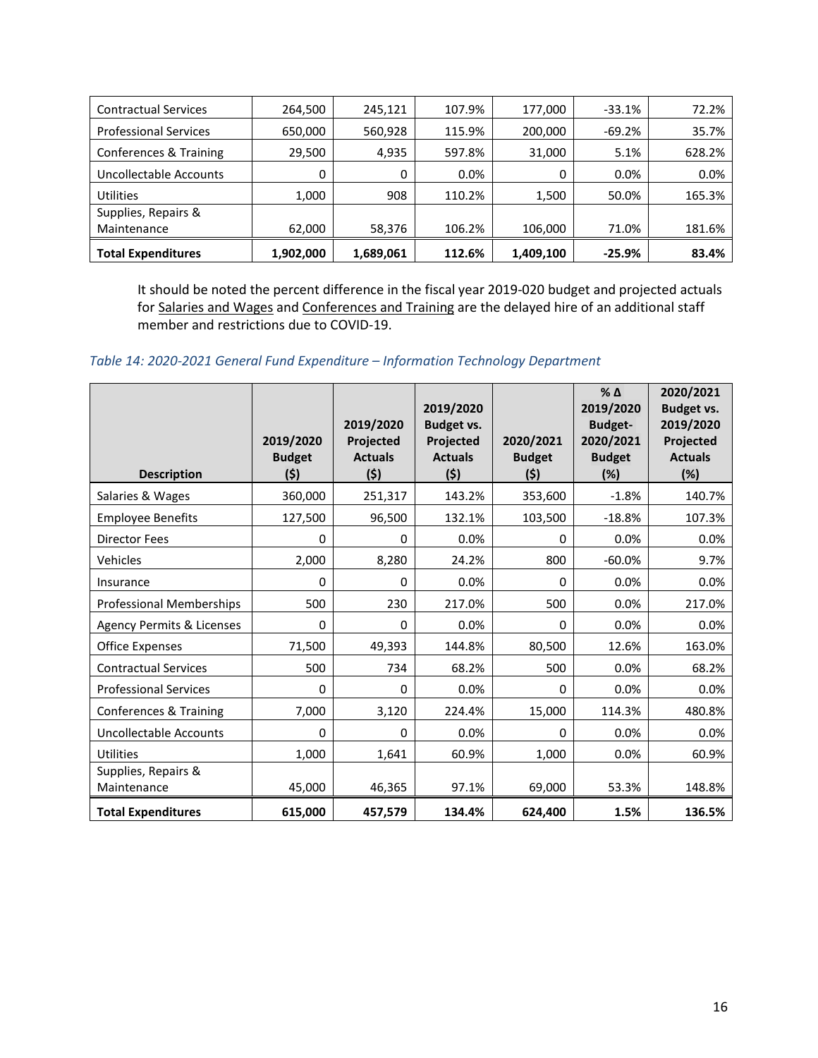| | | | | | | |
|---|---|---|---|---|---|---|
| Contractual Services | 264,500 | 245,121 | 107.9% | 177,000 | -33.1% | 72.2% |
| Professional Services | 650,000 | 560,928 | 115.9% | 200,000 | -69.2% | 35.7% |
| Conferences & Training | 29,500 | 4,935 | 597.8% | 31,000 | 5.1% | 628.2% |
| Uncollectable Accounts | 0 | 0 | 0.0% | 0 | 0.0% | 0.0% |
| Utilities | 1,000 | 908 | 110.2% | 1,500 | 50.0% | 165.3% |
| Supplies, Repairs & Maintenance | 62,000 | 58,376 | 106.2% | 106,000 | 71.0% | 181.6% |
| **Total Expenditures** | **1,902,000** | **1,689,061** | **112.6%** | **1,409,100** | **-25.9%** | **83.4%** |

It should be noted the percent difference in the fiscal year 2019-020 budget and projected actuals for Salaries and Wages and Conferences and Training are the delayed hire of an additional staff member and restrictions due to COVID-19.

*Table 14: 2020-2021 General Fund Expenditure – Information Technology Department*

| Description | 2019/2020 Budget ($) | 2019/2020 Projected Actuals ($) | 2019/2020 Budget vs. Projected Actuals ($) | 2020/2021 Budget ($) | % Δ 2019/2020 Budget-2020/2021 Budget (%) | 2020/2021 Budget vs. 2019/2020 Projected Actuals (%) |
|---|---|---|---|---|---|---|
| Salaries & Wages | 360,000 | 251,317 | 143.2% | 353,600 | -1.8% | 140.7% |
| Employee Benefits | 127,500 | 96,500 | 132.1% | 103,500 | -18.8% | 107.3% |
| Director Fees | 0 | 0 | 0.0% | 0 | 0.0% | 0.0% |
| Vehicles | 2,000 | 8,280 | 24.2% | 800 | -60.0% | 9.7% |
| Insurance | 0 | 0 | 0.0% | 0 | 0.0% | 0.0% |
| Professional Memberships | 500 | 230 | 217.0% | 500 | 0.0% | 217.0% |
| Agency Permits & Licenses | 0 | 0 | 0.0% | 0 | 0.0% | 0.0% |
| Office Expenses | 71,500 | 49,393 | 144.8% | 80,500 | 12.6% | 163.0% |
| Contractual Services | 500 | 734 | 68.2% | 500 | 0.0% | 68.2% |
| Professional Services | 0 | 0 | 0.0% | 0 | 0.0% | 0.0% |
| Conferences & Training | 7,000 | 3,120 | 224.4% | 15,000 | 114.3% | 480.8% |
| Uncollectable Accounts | 0 | 0 | 0.0% | 0 | 0.0% | 0.0% |
| Utilities | 1,000 | 1,641 | 60.9% | 1,000 | 0.0% | 60.9% |
| Supplies, Repairs & Maintenance | 45,000 | 46,365 | 97.1% | 69,000 | 53.3% | 148.8% |
| **Total Expenditures** | **615,000** | **457,579** | **134.4%** | **624,400** | **1.5%** | **136.5%** |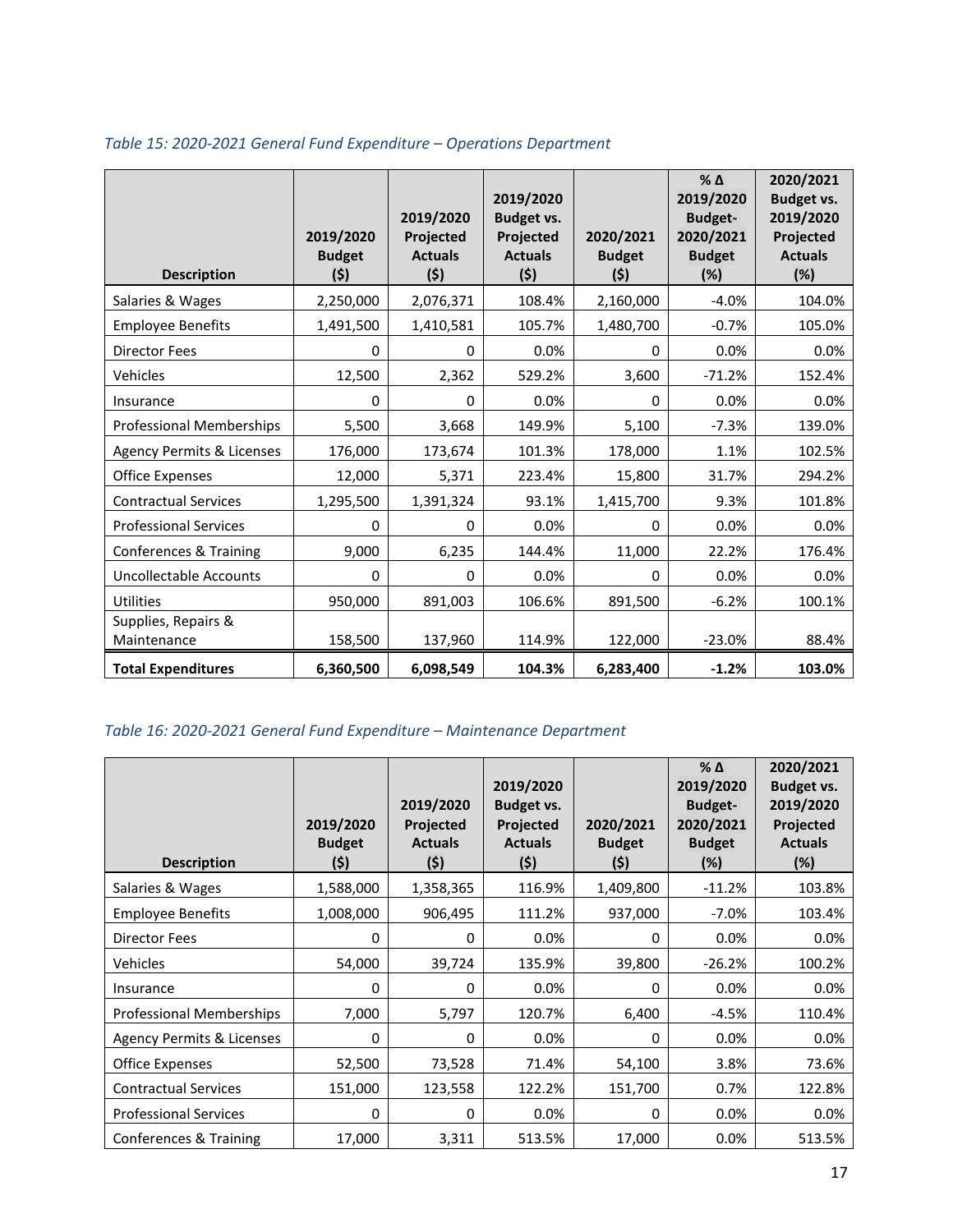*Table 15: 2020-2021 General Fund Expenditure – Operations Department*

| Description | 2019/2020 Budget ($) | 2019/2020 Projected Actuals ($) | 2019/2020 Budget vs. Projected Actuals ($) | 2020/2021 Budget ($) | % Δ 2019/2020 Budget-2020/2021 Budget (%) | 2020/2021 Budget vs. 2019/2020 Projected Actuals (%) |
|---|---|---|---|---|---|---|
| Salaries & Wages | 2,250,000 | 2,076,371 | 108.4% | 2,160,000 | -4.0% | 104.0% |
| Employee Benefits | 1,491,500 | 1,410,581 | 105.7% | 1,480,700 | -0.7% | 105.0% |
| Director Fees | 0 | 0 | 0.0% | 0 | 0.0% | 0.0% |
| Vehicles | 12,500 | 2,362 | 529.2% | 3,600 | -71.2% | 152.4% |
| Insurance | 0 | 0 | 0.0% | 0 | 0.0% | 0.0% |
| Professional Memberships | 5,500 | 3,668 | 149.9% | 5,100 | -7.3% | 139.0% |
| Agency Permits & Licenses | 176,000 | 173,674 | 101.3% | 178,000 | 1.1% | 102.5% |
| Office Expenses | 12,000 | 5,371 | 223.4% | 15,800 | 31.7% | 294.2% |
| Contractual Services | 1,295,500 | 1,391,324 | 93.1% | 1,415,700 | 9.3% | 101.8% |
| Professional Services | 0 | 0 | 0.0% | 0 | 0.0% | 0.0% |
| Conferences & Training | 9,000 | 6,235 | 144.4% | 11,000 | 22.2% | 176.4% |
| Uncollectable Accounts | 0 | 0 | 0.0% | 0 | 0.0% | 0.0% |
| Utilities | 950,000 | 891,003 | 106.6% | 891,500 | -6.2% | 100.1% |
| Supplies, Repairs & Maintenance | 158,500 | 137,960 | 114.9% | 122,000 | -23.0% | 88.4% |
| **Total Expenditures** | **6,360,500** | **6,098,549** | **104.3%** | **6,283,400** | **-1.2%** | **103.0%** |

*Table 16: 2020-2021 General Fund Expenditure – Maintenance Department*

| Description | 2019/2020 Budget ($) | 2019/2020 Projected Actuals ($) | 2019/2020 Budget vs. Projected Actuals ($) | 2020/2021 Budget ($) | % Δ 2019/2020 Budget-2020/2021 Budget (%) | 2020/2021 Budget vs. 2019/2020 Projected Actuals (%) |
|---|---|---|---|---|---|---|
| Salaries & Wages | 1,588,000 | 1,358,365 | 116.9% | 1,409,800 | -11.2% | 103.8% |
| Employee Benefits | 1,008,000 | 906,495 | 111.2% | 937,000 | -7.0% | 103.4% |
| Director Fees | 0 | 0 | 0.0% | 0 | 0.0% | 0.0% |
| Vehicles | 54,000 | 39,724 | 135.9% | 39,800 | -26.2% | 100.2% |
| Insurance | 0 | 0 | 0.0% | 0 | 0.0% | 0.0% |
| Professional Memberships | 7,000 | 5,797 | 120.7% | 6,400 | -4.5% | 110.4% |
| Agency Permits & Licenses | 0 | 0 | 0.0% | 0 | 0.0% | 0.0% |
| Office Expenses | 52,500 | 73,528 | 71.4% | 54,100 | 3.8% | 73.6% |
| Contractual Services | 151,000 | 123,558 | 122.2% | 151,700 | 0.7% | 122.8% |
| Professional Services | 0 | 0 | 0.0% | 0 | 0.0% | 0.0% |
| Conferences & Training | 17,000 | 3,311 | 513.5% | 17,000 | 0.0% | 513.5% |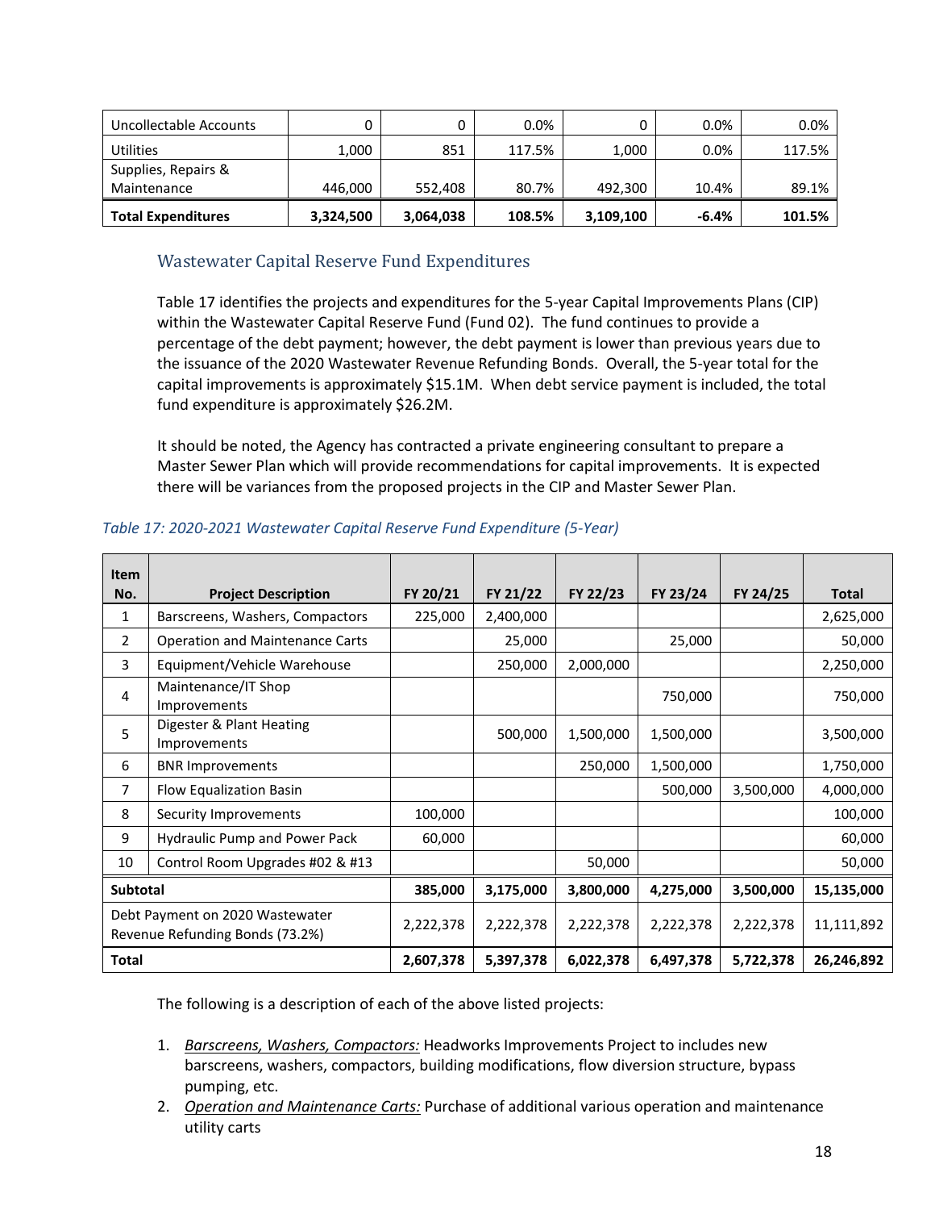| Uncollectable Accounts | 0 | 0 | 0.0% | 0 | 0.0% | 0.0% |
|---|---|---|---|---|---|---|
| Utilities | 1,000 | 851 | 117.5% | 1,000 | 0.0% | 117.5% |
| Supplies, Repairs & Maintenance | 446,000 | 552,408 | 80.7% | 492,300 | 10.4% | 89.1% |
| **Total Expenditures** | **3,324,500** | **3,064,038** | **108.5%** | **3,109,100** | **-6.4%** | **101.5%** |

## Wastewater Capital Reserve Fund Expenditures

Table 17 identifies the projects and expenditures for the 5-year Capital Improvements Plans (CIP) within the Wastewater Capital Reserve Fund (Fund 02). The fund continues to provide a percentage of the debt payment; however, the debt payment is lower than previous years due to the issuance of the 2020 Wastewater Revenue Refunding Bonds. Overall, the 5-year total for the capital improvements is approximately $15.1M. When debt service payment is included, the total fund expenditure is approximately $26.2M.

It should be noted, the Agency has contracted a private engineering consultant to prepare a Master Sewer Plan which will provide recommendations for capital improvements. It is expected there will be variances from the proposed projects in the CIP and Master Sewer Plan.

*Table 17: 2020-2021 Wastewater Capital Reserve Fund Expenditure (5-Year)*

| Item No. | Project Description | FY 20/21 | FY 21/22 | FY 22/23 | FY 23/24 | FY 24/25 | Total |
|---|---|---|---|---|---|---|---|
| 1 | Barscreens, Washers, Compactors | 225,000 | 2,400,000 | | | | 2,625,000 |
| 2 | Operation and Maintenance Carts | | 25,000 | | 25,000 | | 50,000 |
| 3 | Equipment/Vehicle Warehouse | | 250,000 | 2,000,000 | | | 2,250,000 |
| 4 | Maintenance/IT Shop Improvements | | | | 750,000 | | 750,000 |
| 5 | Digester & Plant Heating Improvements | | 500,000 | 1,500,000 | 1,500,000 | | 3,500,000 |
| 6 | BNR Improvements | | | 250,000 | 1,500,000 | | 1,750,000 |
| 7 | Flow Equalization Basin | | | | 500,000 | 3,500,000 | 4,000,000 |
| 8 | Security Improvements | 100,000 | | | | | 100,000 |
| 9 | Hydraulic Pump and Power Pack | 60,000 | | | | | 60,000 |
| 10 | Control Room Upgrades #02 & #13 | | | 50,000 | | | 50,000 |
| **Subtotal** | | **385,000** | **3,175,000** | **3,800,000** | **4,275,000** | **3,500,000** | **15,135,000** |
| Debt Payment on 2020 Wastewater Revenue Refunding Bonds (73.2%) | | 2,222,378 | 2,222,378 | 2,222,378 | 2,222,378 | 2,222,378 | 11,111,892 |
| **Total** | | **2,607,378** | **5,397,378** | **6,022,378** | **6,497,378** | **5,722,378** | **26,246,892** |

The following is a description of each of the above listed projects:

1. *Barscreens, Washers, Compactors:* Headworks Improvements Project to includes new barscreens, washers, compactors, building modifications, flow diversion structure, bypass pumping, etc.
2. *Operation and Maintenance Carts:* Purchase of additional various operation and maintenance utility carts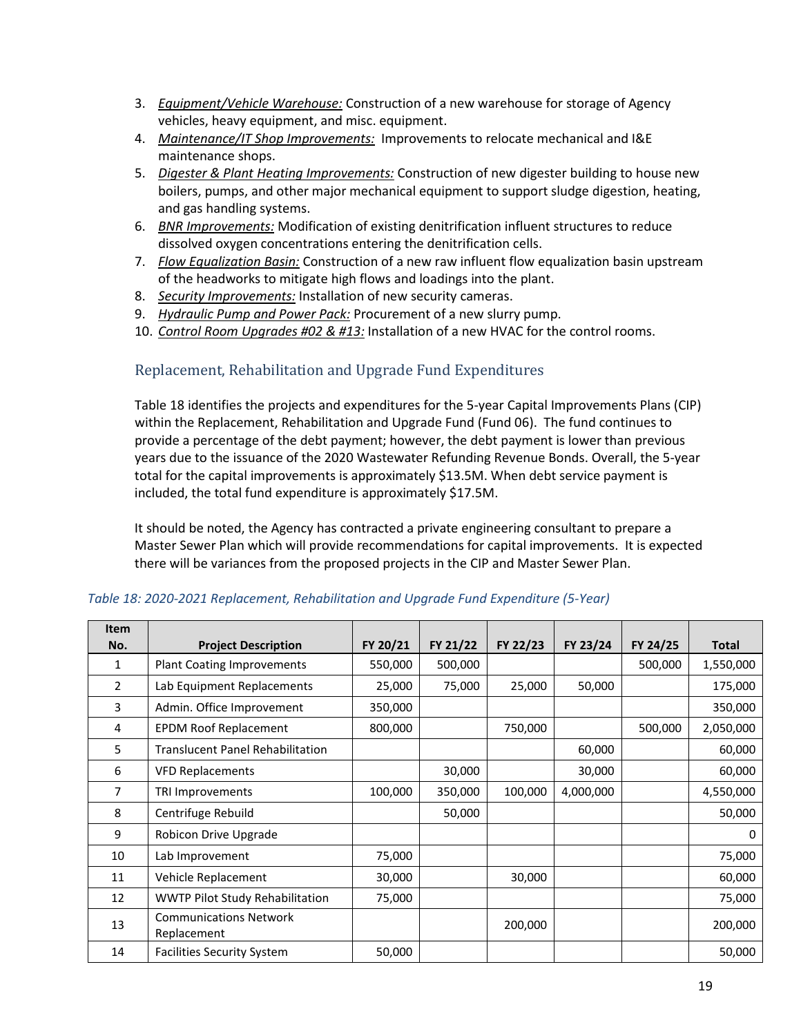3. *Equipment/Vehicle Warehouse:* Construction of a new warehouse for storage of Agency vehicles, heavy equipment, and misc. equipment.
4. *Maintenance/IT Shop Improvements:* Improvements to relocate mechanical and I&E maintenance shops.
5. *Digester & Plant Heating Improvements:* Construction of new digester building to house new boilers, pumps, and other major mechanical equipment to support sludge digestion, heating, and gas handling systems.
6. *BNR Improvements:* Modification of existing denitrification influent structures to reduce dissolved oxygen concentrations entering the denitrification cells.
7. *Flow Equalization Basin:* Construction of a new raw influent flow equalization basin upstream of the headworks to mitigate high flows and loadings into the plant.
8. *Security Improvements:* Installation of new security cameras.
9. *Hydraulic Pump and Power Pack:* Procurement of a new slurry pump.
10. *Control Room Upgrades #02 & #13:* Installation of a new HVAC for the control rooms.

## Replacement, Rehabilitation and Upgrade Fund Expenditures

Table 18 identifies the projects and expenditures for the 5-year Capital Improvements Plans (CIP) within the Replacement, Rehabilitation and Upgrade Fund (Fund 06). The fund continues to provide a percentage of the debt payment; however, the debt payment is lower than previous years due to the issuance of the 2020 Wastewater Refunding Revenue Bonds. Overall, the 5-year total for the capital improvements is approximately $13.5M. When debt service payment is included, the total fund expenditure is approximately $17.5M.

It should be noted, the Agency has contracted a private engineering consultant to prepare a Master Sewer Plan which will provide recommendations for capital improvements. It is expected there will be variances from the proposed projects in the CIP and Master Sewer Plan.

*Table 18: 2020-2021 Replacement, Rehabilitation and Upgrade Fund Expenditure (5-Year)*

| Item No. | Project Description | FY 20/21 | FY 21/22 | FY 22/23 | FY 23/24 | FY 24/25 | Total |
|---|---|---|---|---|---|---|---|
| 1 | Plant Coating Improvements | 550,000 | 500,000 | | | 500,000 | 1,550,000 |
| 2 | Lab Equipment Replacements | 25,000 | 75,000 | 25,000 | 50,000 | | 175,000 |
| 3 | Admin. Office Improvement | 350,000 | | | | | 350,000 |
| 4 | EPDM Roof Replacement | 800,000 | | 750,000 | | 500,000 | 2,050,000 |
| 5 | Translucent Panel Rehabilitation | | | | 60,000 | | 60,000 |
| 6 | VFD Replacements | | 30,000 | | 30,000 | | 60,000 |
| 7 | TRI Improvements | 100,000 | 350,000 | 100,000 | 4,000,000 | | 4,550,000 |
| 8 | Centrifuge Rebuild | | 50,000 | | | | 50,000 |
| 9 | Robicon Drive Upgrade | | | | | | 0 |
| 10 | Lab Improvement | 75,000 | | | | | 75,000 |
| 11 | Vehicle Replacement | 30,000 | | 30,000 | | | 60,000 |
| 12 | WWTP Pilot Study Rehabilitation | 75,000 | | | | | 75,000 |
| 13 | Communications Network Replacement | | | 200,000 | | | 200,000 |
| 14 | Facilities Security System | 50,000 | | | | | 50,000 |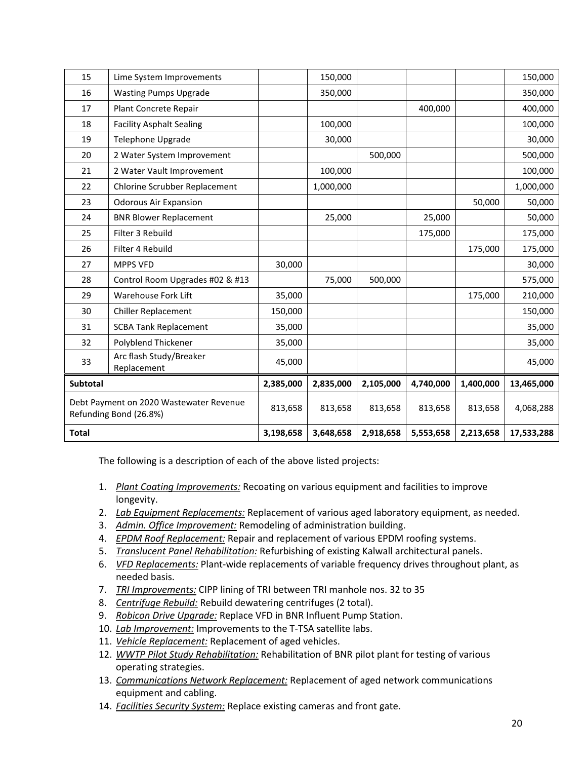| 15 | Lime System Improvements | | 150,000 | | | | 150,000 |
|---|---|---|---|---|---|---|---|
| 16 | Wasting Pumps Upgrade | | 350,000 | | | | 350,000 |
| 17 | Plant Concrete Repair | | | | 400,000 | | 400,000 |
| 18 | Facility Asphalt Sealing | | 100,000 | | | | 100,000 |
| 19 | Telephone Upgrade | | 30,000 | | | | 30,000 |
| 20 | 2 Water System Improvement | | | 500,000 | | | 500,000 |
| 21 | 2 Water Vault Improvement | | 100,000 | | | | 100,000 |
| 22 | Chlorine Scrubber Replacement | | 1,000,000 | | | | 1,000,000 |
| 23 | Odorous Air Expansion | | | | | 50,000 | 50,000 |
| 24 | BNR Blower Replacement | | 25,000 | | 25,000 | | 50,000 |
| 25 | Filter 3 Rebuild | | | | 175,000 | | 175,000 |
| 26 | Filter 4 Rebuild | | | | | 175,000 | 175,000 |
| 27 | MPPS VFD | 30,000 | | | | | 30,000 |
| 28 | Control Room Upgrades #02 & #13 | | 75,000 | 500,000 | | | 575,000 |
| 29 | Warehouse Fork Lift | 35,000 | | | | 175,000 | 210,000 |
| 30 | Chiller Replacement | 150,000 | | | | | 150,000 |
| 31 | SCBA Tank Replacement | 35,000 | | | | | 35,000 |
| 32 | Polyblend Thickener | 35,000 | | | | | 35,000 |
| 33 | Arc flash Study/Breaker Replacement | 45,000 | | | | | 45,000 |
| **Subtotal** | | **2,385,000** | **2,835,000** | **2,105,000** | **4,740,000** | **1,400,000** | **13,465,000** |
| Debt Payment on 2020 Wastewater Revenue Refunding Bond (26.8%) | | 813,658 | 813,658 | 813,658 | 813,658 | 813,658 | 4,068,288 |
| **Total** | | **3,198,658** | **3,648,658** | **2,918,658** | **5,553,658** | **2,213,658** | **17,533,288** |

The following is a description of each of the above listed projects:

1. *Plant Coating Improvements:* Recoating on various equipment and facilities to improve longevity.
2. *Lab Equipment Replacements:* Replacement of various aged laboratory equipment, as needed.
3. *Admin. Office Improvement:* Remodeling of administration building.
4. *EPDM Roof Replacement:* Repair and replacement of various EPDM roofing systems.
5. *Translucent Panel Rehabilitation:* Refurbishing of existing Kalwall architectural panels.
6. *VFD Replacements:* Plant-wide replacements of variable frequency drives throughout plant, as needed basis.
7. *TRI Improvements:* CIPP lining of TRI between TRI manhole nos. 32 to 35
8. *Centrifuge Rebuild:* Rebuild dewatering centrifuges (2 total).
9. *Robicon Drive Upgrade:* Replace VFD in BNR Influent Pump Station.
10. *Lab Improvement:* Improvements to the T-TSA satellite labs.
11. *Vehicle Replacement:* Replacement of aged vehicles.
12. *WWTP Pilot Study Rehabilitation:* Rehabilitation of BNR pilot plant for testing of various operating strategies.
13. *Communications Network Replacement:* Replacement of aged network communications equipment and cabling.
14. *Facilities Security System:* Replace existing cameras and front gate.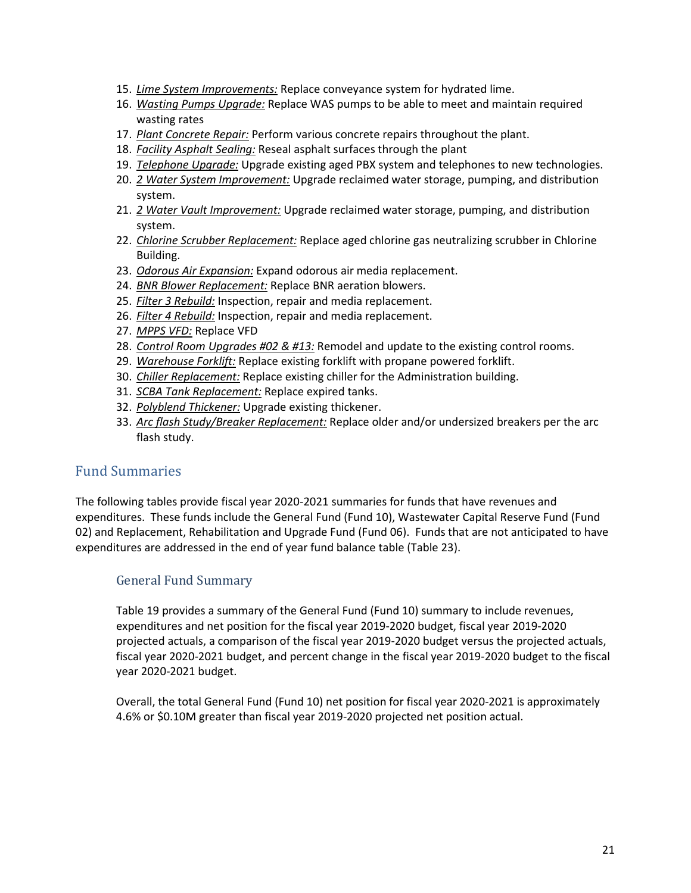15. *Lime System Improvements:* Replace conveyance system for hydrated lime.
16. *Wasting Pumps Upgrade:* Replace WAS pumps to be able to meet and maintain required wasting rates
17. *Plant Concrete Repair:* Perform various concrete repairs throughout the plant.
18. *Facility Asphalt Sealing:* Reseal asphalt surfaces through the plant
19. *Telephone Upgrade:* Upgrade existing aged PBX system and telephones to new technologies.
20. *2 Water System Improvement:* Upgrade reclaimed water storage, pumping, and distribution system.
21. *2 Water Vault Improvement:* Upgrade reclaimed water storage, pumping, and distribution system.
22. *Chlorine Scrubber Replacement:* Replace aged chlorine gas neutralizing scrubber in Chlorine Building.
23. *Odorous Air Expansion:* Expand odorous air media replacement.
24. *BNR Blower Replacement:* Replace BNR aeration blowers.
25. *Filter 3 Rebuild:* Inspection, repair and media replacement.
26. *Filter 4 Rebuild:* Inspection, repair and media replacement.
27. *MPPS VFD:* Replace VFD
28. *Control Room Upgrades #02 & #13:* Remodel and update to the existing control rooms.
29. *Warehouse Forklift:* Replace existing forklift with propane powered forklift.
30. *Chiller Replacement:* Replace existing chiller for the Administration building.
31. *SCBA Tank Replacement:* Replace expired tanks.
32. *Polyblend Thickener:* Upgrade existing thickener.
33. *Arc flash Study/Breaker Replacement:* Replace older and/or undersized breakers per the arc flash study.

## Fund Summaries

The following tables provide fiscal year 2020-2021 summaries for funds that have revenues and expenditures. These funds include the General Fund (Fund 10), Wastewater Capital Reserve Fund (Fund 02) and Replacement, Rehabilitation and Upgrade Fund (Fund 06). Funds that are not anticipated to have expenditures are addressed in the end of year fund balance table (Table 23).

### General Fund Summary

Table 19 provides a summary of the General Fund (Fund 10) summary to include revenues, expenditures and net position for the fiscal year 2019-2020 budget, fiscal year 2019-2020 projected actuals, a comparison of the fiscal year 2019-2020 budget versus the projected actuals, fiscal year 2020-2021 budget, and percent change in the fiscal year 2019-2020 budget to the fiscal year 2020-2021 budget.

Overall, the total General Fund (Fund 10) net position for fiscal year 2020-2021 is approximately 4.6% or \$0.10M greater than fiscal year 2019-2020 projected net position actual.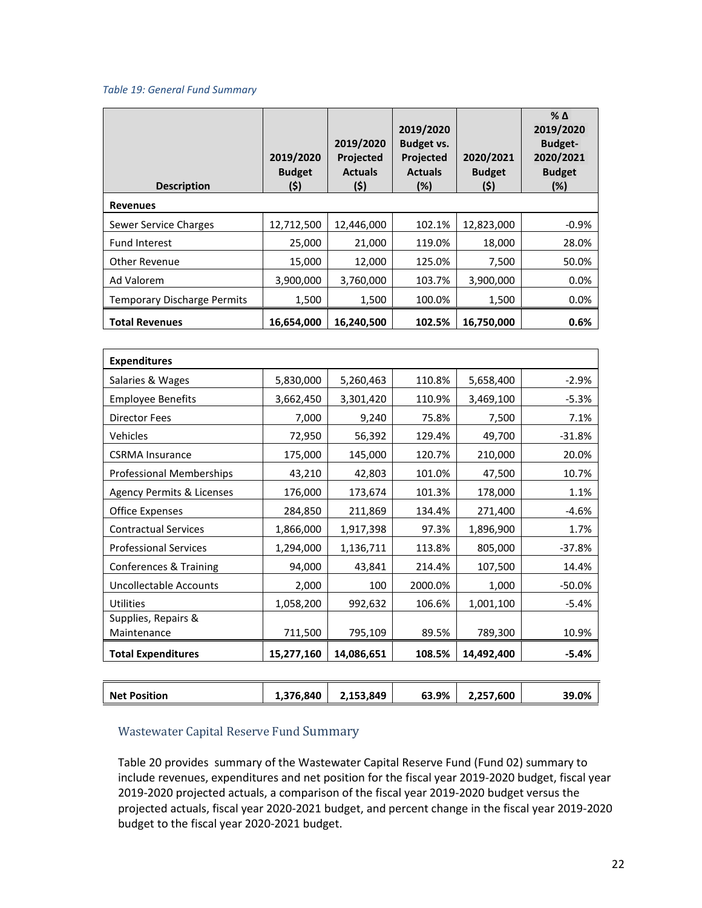*Table 19: General Fund Summary*

| Description | 2019/2020 Budget ($) | 2019/2020 Projected Actuals ($) | 2019/2020 Budget vs. Projected Actuals (%) | 2020/2021 Budget ($) | % Δ 2019/2020 Budget-2020/2021 Budget (%) |
|---|---|---|---|---|---|
| **Revenues** | | | | | |
| Sewer Service Charges | 12,712,500 | 12,446,000 | 102.1% | 12,823,000 | -0.9% |
| Fund Interest | 25,000 | 21,000 | 119.0% | 18,000 | 28.0% |
| Other Revenue | 15,000 | 12,000 | 125.0% | 7,500 | 50.0% |
| Ad Valorem | 3,900,000 | 3,760,000 | 103.7% | 3,900,000 | 0.0% |
| Temporary Discharge Permits | 1,500 | 1,500 | 100.0% | 1,500 | 0.0% |
| **Total Revenues** | **16,654,000** | **16,240,500** | **102.5%** | **16,750,000** | **0.6%** |
| **Expenditures** | | | | | |
| Salaries & Wages | 5,830,000 | 5,260,463 | 110.8% | 5,658,400 | -2.9% |
| Employee Benefits | 3,662,450 | 3,301,420 | 110.9% | 3,469,100 | -5.3% |
| Director Fees | 7,000 | 9,240 | 75.8% | 7,500 | 7.1% |
| Vehicles | 72,950 | 56,392 | 129.4% | 49,700 | -31.8% |
| CSRMA Insurance | 175,000 | 145,000 | 120.7% | 210,000 | 20.0% |
| Professional Memberships | 43,210 | 42,803 | 101.0% | 47,500 | 10.7% |
| Agency Permits & Licenses | 176,000 | 173,674 | 101.3% | 178,000 | 1.1% |
| Office Expenses | 284,850 | 211,869 | 134.4% | 271,400 | -4.6% |
| Contractual Services | 1,866,000 | 1,917,398 | 97.3% | 1,896,900 | 1.7% |
| Professional Services | 1,294,000 | 1,136,711 | 113.8% | 805,000 | -37.8% |
| Conferences & Training | 94,000 | 43,841 | 214.4% | 107,500 | 14.4% |
| Uncollectable Accounts | 2,000 | 100 | 2000.0% | 1,000 | -50.0% |
| Utilities | 1,058,200 | 992,632 | 106.6% | 1,001,100 | -5.4% |
| Supplies, Repairs & Maintenance | 711,500 | 795,109 | 89.5% | 789,300 | 10.9% |
| **Total Expenditures** | **15,277,160** | **14,086,651** | **108.5%** | **14,492,400** | **-5.4%** |
| **Net Position** | **1,376,840** | **2,153,849** | **63.9%** | **2,257,600** | **39.0%** |

## Wastewater Capital Reserve Fund Summary

Table 20 provides summary of the Wastewater Capital Reserve Fund (Fund 02) summary to include revenues, expenditures and net position for the fiscal year 2019-2020 budget, fiscal year 2019-2020 projected actuals, a comparison of the fiscal year 2019-2020 budget versus the projected actuals, fiscal year 2020-2021 budget, and percent change in the fiscal year 2019-2020 budget to the fiscal year 2020-2021 budget.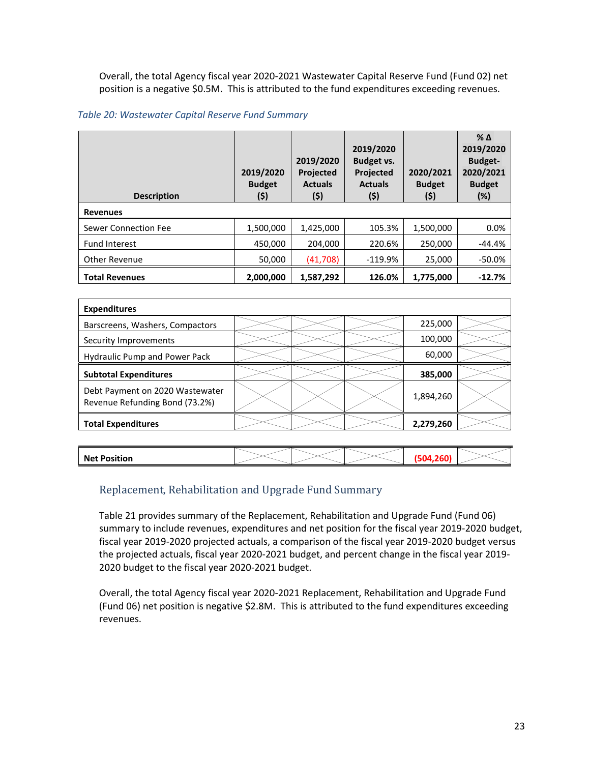Overall, the total Agency fiscal year 2020-2021 Wastewater Capital Reserve Fund (Fund 02) net position is a negative $0.5M. This is attributed to the fund expenditures exceeding revenues.

*Table 20: Wastewater Capital Reserve Fund Summary*

| Description | 2019/2020 Budget ($) | 2019/2020 Projected Actuals ($) | 2019/2020 Budget vs. Projected Actuals ($) | 2020/2021 Budget ($) | % Δ 2019/2020 Budget-2020/2021 Budget (%) |
|---|---|---|---|---|---|
| **Revenues** | | | | | |
| Sewer Connection Fee | 1,500,000 | 1,425,000 | 105.3% | 1,500,000 | 0.0% |
| Fund Interest | 450,000 | 204,000 | 220.6% | 250,000 | -44.4% |
| Other Revenue | 50,000 | (41,708) | -119.9% | 25,000 | -50.0% |
| **Total Revenues** | **2,000,000** | **1,587,292** | **126.0%** | **1,775,000** | **-12.7%** |
| **Expenditures** | | | | | |
| Barscreens, Washers, Compactors | | | | 225,000 | |
| Security Improvements | | | | 100,000 | |
| Hydraulic Pump and Power Pack | | | | 60,000 | |
| **Subtotal Expenditures** | | | | **385,000** | |
| Debt Payment on 2020 Wastewater Revenue Refunding Bond (73.2%) | | | | 1,894,260 | |
| **Total Expenditures** | | | | **2,279,260** | |
| **Net Position** | | | | **(504,260)** | |

## Replacement, Rehabilitation and Upgrade Fund Summary

Table 21 provides summary of the Replacement, Rehabilitation and Upgrade Fund (Fund 06) summary to include revenues, expenditures and net position for the fiscal year 2019-2020 budget, fiscal year 2019-2020 projected actuals, a comparison of the fiscal year 2019-2020 budget versus the projected actuals, fiscal year 2020-2021 budget, and percent change in the fiscal year 2019-2020 budget to the fiscal year 2020-2021 budget.

Overall, the total Agency fiscal year 2020-2021 Replacement, Rehabilitation and Upgrade Fund (Fund 06) net position is negative $2.8M. This is attributed to the fund expenditures exceeding revenues.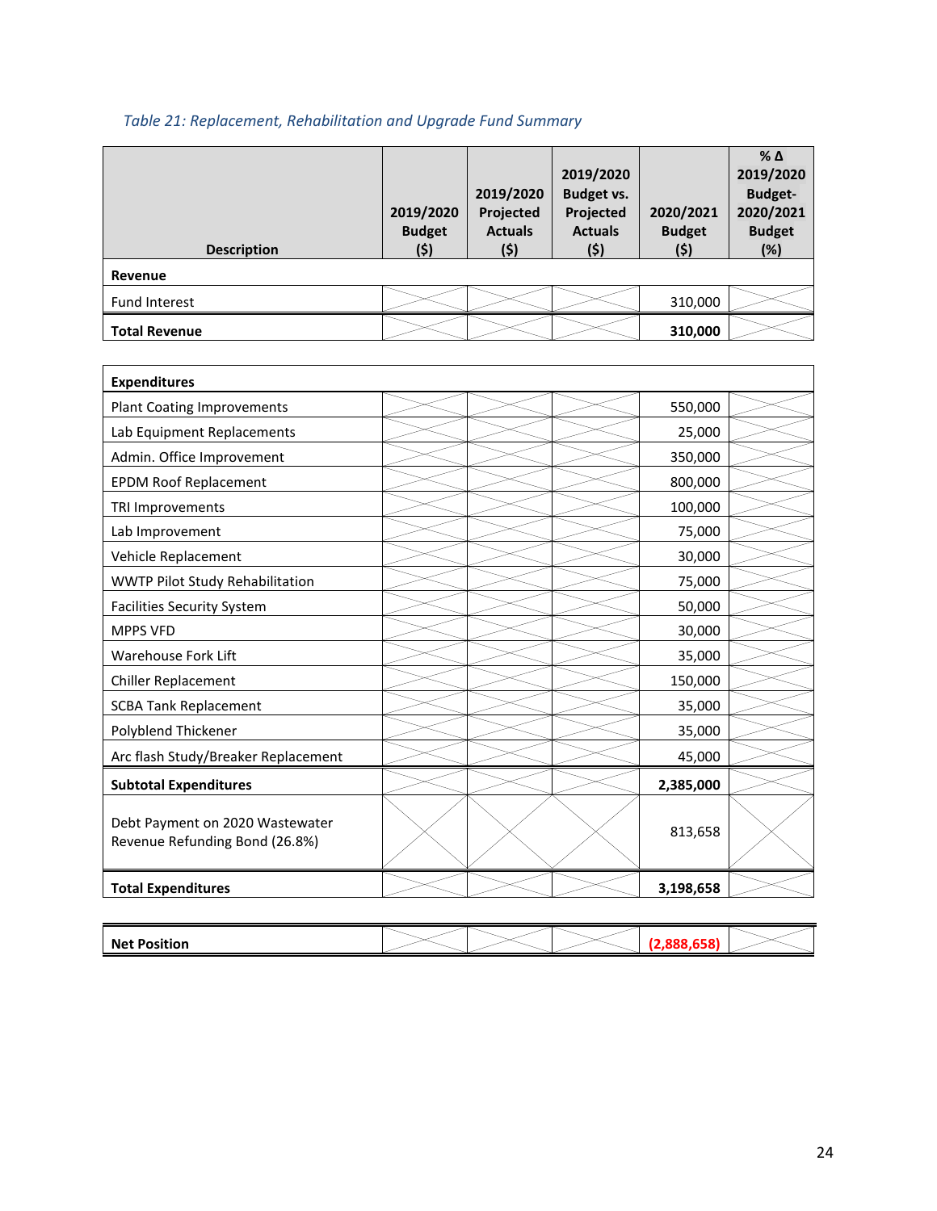*Table 21: Replacement, Rehabilitation and Upgrade Fund Summary*

| Description | 2019/2020 Budget ($) | 2019/2020 Projected Actuals ($) | 2019/2020 Budget vs. Projected Actuals ($) | 2020/2021 Budget ($) | % Δ 2019/2020 Budget-2020/2021 Budget (%) |
|---|---|---|---|---|---|
| **Revenue** | | | | | |
| Fund Interest | | | | 310,000 | |
| **Total Revenue** | | | | **310,000** | |
| **Expenditures** | | | | | |
| Plant Coating Improvements | | | | 550,000 | |
| Lab Equipment Replacements | | | | 25,000 | |
| Admin. Office Improvement | | | | 350,000 | |
| EPDM Roof Replacement | | | | 800,000 | |
| TRI Improvements | | | | 100,000 | |
| Lab Improvement | | | | 75,000 | |
| Vehicle Replacement | | | | 30,000 | |
| WWTP Pilot Study Rehabilitation | | | | 75,000 | |
| Facilities Security System | | | | 50,000 | |
| MPPS VFD | | | | 30,000 | |
| Warehouse Fork Lift | | | | 35,000 | |
| Chiller Replacement | | | | 150,000 | |
| SCBA Tank Replacement | | | | 35,000 | |
| Polyblend Thickener | | | | 35,000 | |
| Arc flash Study/Breaker Replacement | | | | 45,000 | |
| **Subtotal Expenditures** | | | | **2,385,000** | |
| Debt Payment on 2020 Wastewater Revenue Refunding Bond (26.8%) | | | | 813,658 | |
| **Total Expenditures** | | | | **3,198,658** | |
| **Net Position** | | | | **(2,888,658)** | |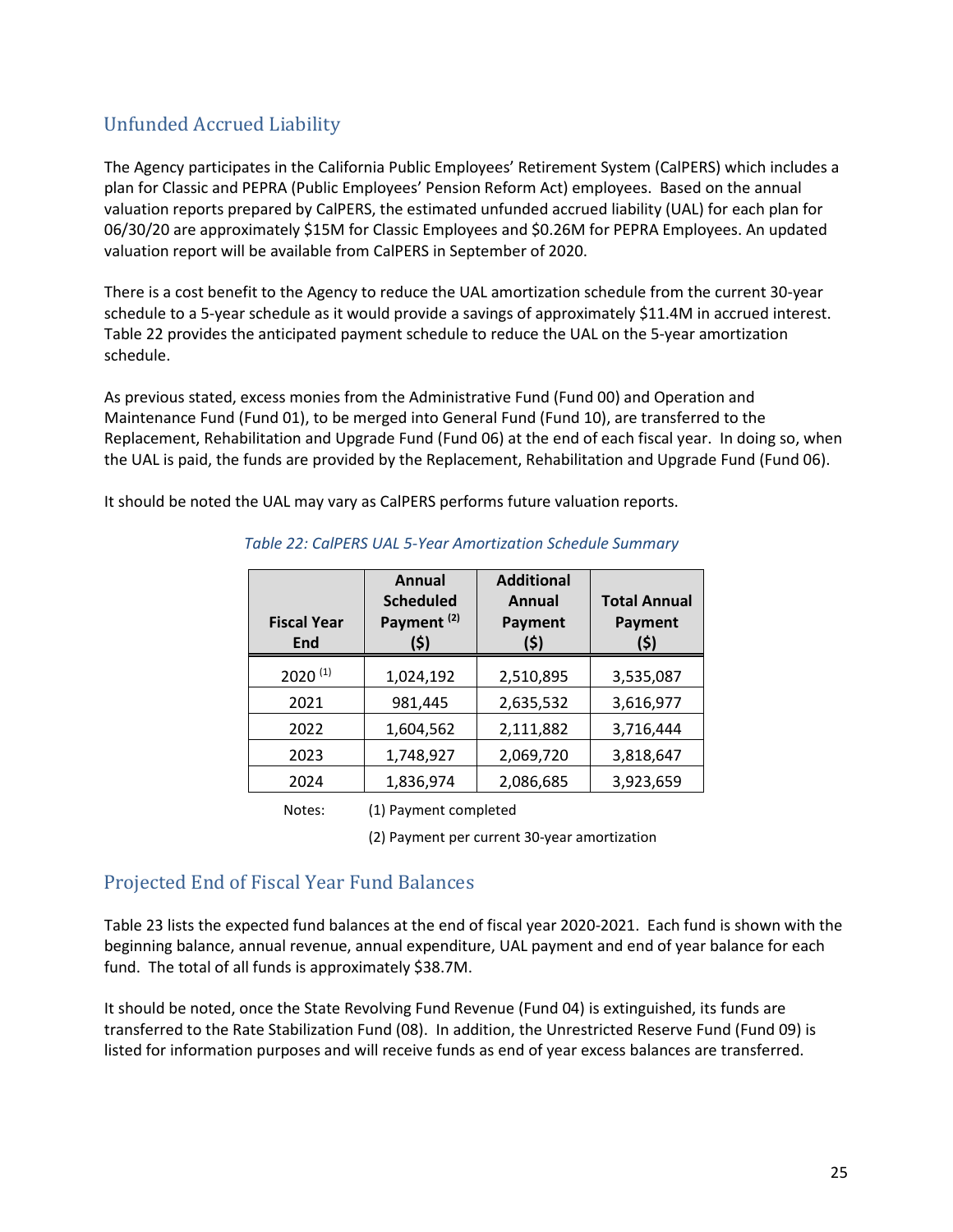## Unfunded Accrued Liability

The Agency participates in the California Public Employees' Retirement System (CalPERS) which includes a plan for Classic and PEPRA (Public Employees' Pension Reform Act) employees. Based on the annual valuation reports prepared by CalPERS, the estimated unfunded accrued liability (UAL) for each plan for 06/30/20 are approximately $15M for Classic Employees and $0.26M for PEPRA Employees. An updated valuation report will be available from CalPERS in September of 2020.

There is a cost benefit to the Agency to reduce the UAL amortization schedule from the current 30-year schedule to a 5-year schedule as it would provide a savings of approximately $11.4M in accrued interest. Table 22 provides the anticipated payment schedule to reduce the UAL on the 5-year amortization schedule.

As previous stated, excess monies from the Administrative Fund (Fund 00) and Operation and Maintenance Fund (Fund 01), to be merged into General Fund (Fund 10), are transferred to the Replacement, Rehabilitation and Upgrade Fund (Fund 06) at the end of each fiscal year. In doing so, when the UAL is paid, the funds are provided by the Replacement, Rehabilitation and Upgrade Fund (Fund 06).

It should be noted the UAL may vary as CalPERS performs future valuation reports.

*Table 22: CalPERS UAL 5-Year Amortization Schedule Summary*

| Fiscal Year End | Annual Scheduled Payment [(2)] ($) | Additional Annual Payment ($) | Total Annual Payment ($) |
|---|---|---|---|
| 2020 [(1)] | 1,024,192 | 2,510,895 | 3,535,087 |
| 2021 | 981,445 | 2,635,532 | 3,616,977 |
| 2022 | 1,604,562 | 2,111,882 | 3,716,444 |
| 2023 | 1,748,927 | 2,069,720 | 3,818,647 |
| 2024 | 1,836,974 | 2,086,685 | 3,923,659 |

Notes: (1) Payment completed

(2) Payment per current 30-year amortization

## Projected End of Fiscal Year Fund Balances

Table 23 lists the expected fund balances at the end of fiscal year 2020-2021. Each fund is shown with the beginning balance, annual revenue, annual expenditure, UAL payment and end of year balance for each fund. The total of all funds is approximately $38.7M.

It should be noted, once the State Revolving Fund Revenue (Fund 04) is extinguished, its funds are transferred to the Rate Stabilization Fund (08). In addition, the Unrestricted Reserve Fund (Fund 09) is listed for information purposes and will receive funds as end of year excess balances are transferred.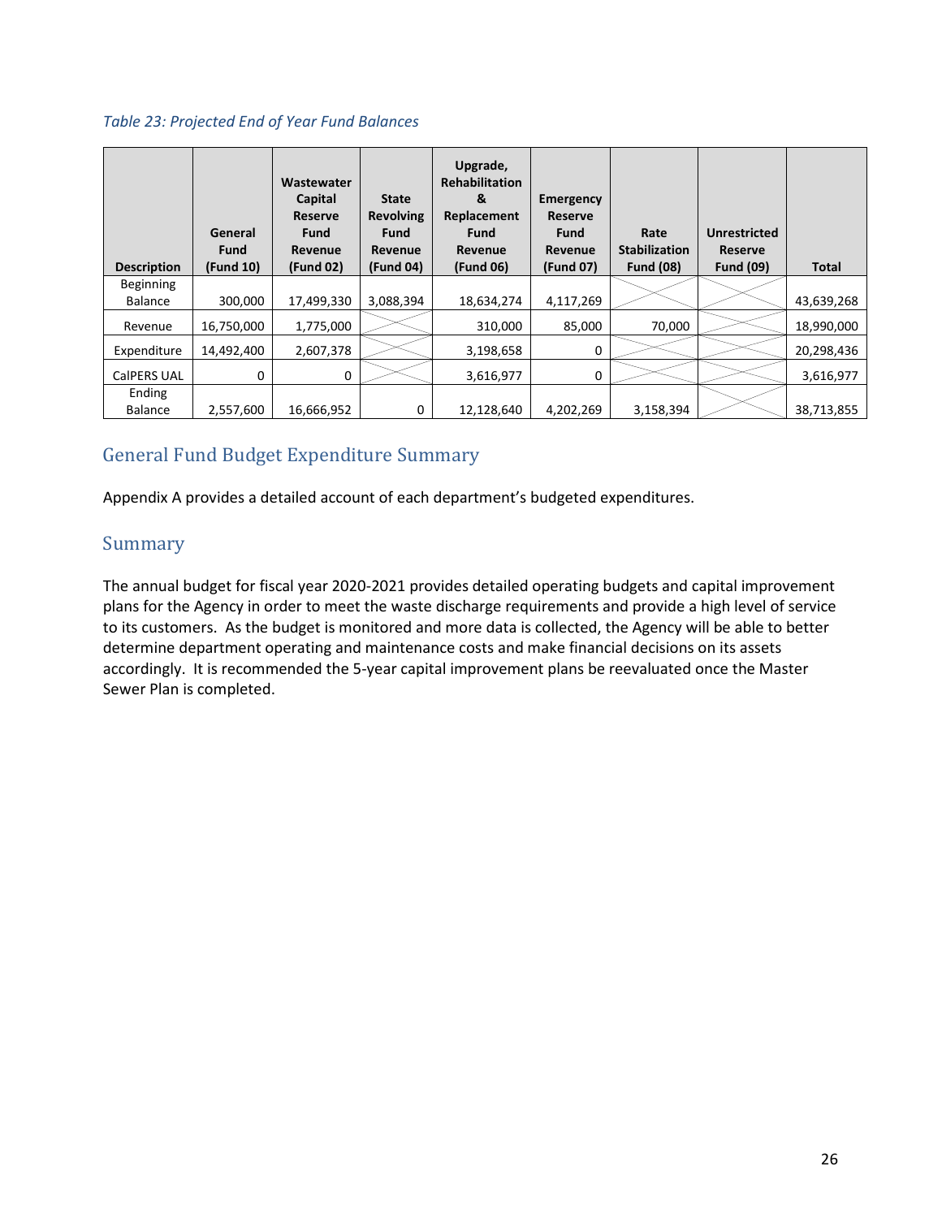*Table 23: Projected End of Year Fund Balances*

| Description | General Fund (Fund 10) | Wastewater Capital Reserve Fund Revenue (Fund 02) | State Revolving Fund Revenue (Fund 04) | Upgrade, Rehabilitation & Replacement Fund Revenue (Fund 06) | Emergency Reserve Fund Revenue (Fund 07) | Rate Stabilization Fund (08) | Unrestricted Reserve Fund (09) | Total |
|---|---|---|---|---|---|---|---|---|
| Beginning Balance | 300,000 | 17,499,330 | 3,088,394 | 18,634,274 | 4,117,269 | | | 43,639,268 |
| Revenue | 16,750,000 | 1,775,000 | | 310,000 | 85,000 | 70,000 | | 18,990,000 |
| Expenditure | 14,492,400 | 2,607,378 | | 3,198,658 | 0 | | | 20,298,436 |
| CalPERS UAL | 0 | 0 | | 3,616,977 | 0 | | | 3,616,977 |
| Ending Balance | 2,557,600 | 16,666,952 | 0 | 12,128,640 | 4,202,269 | 3,158,394 | | 38,713,855 |

## General Fund Budget Expenditure Summary

Appendix A provides a detailed account of each department's budgeted expenditures.

## Summary

The annual budget for fiscal year 2020-2021 provides detailed operating budgets and capital improvement plans for the Agency in order to meet the waste discharge requirements and provide a high level of service to its customers. As the budget is monitored and more data is collected, the Agency will be able to better determine department operating and maintenance costs and make financial decisions on its assets accordingly. It is recommended the 5-year capital improvement plans be reevaluated once the Master Sewer Plan is completed.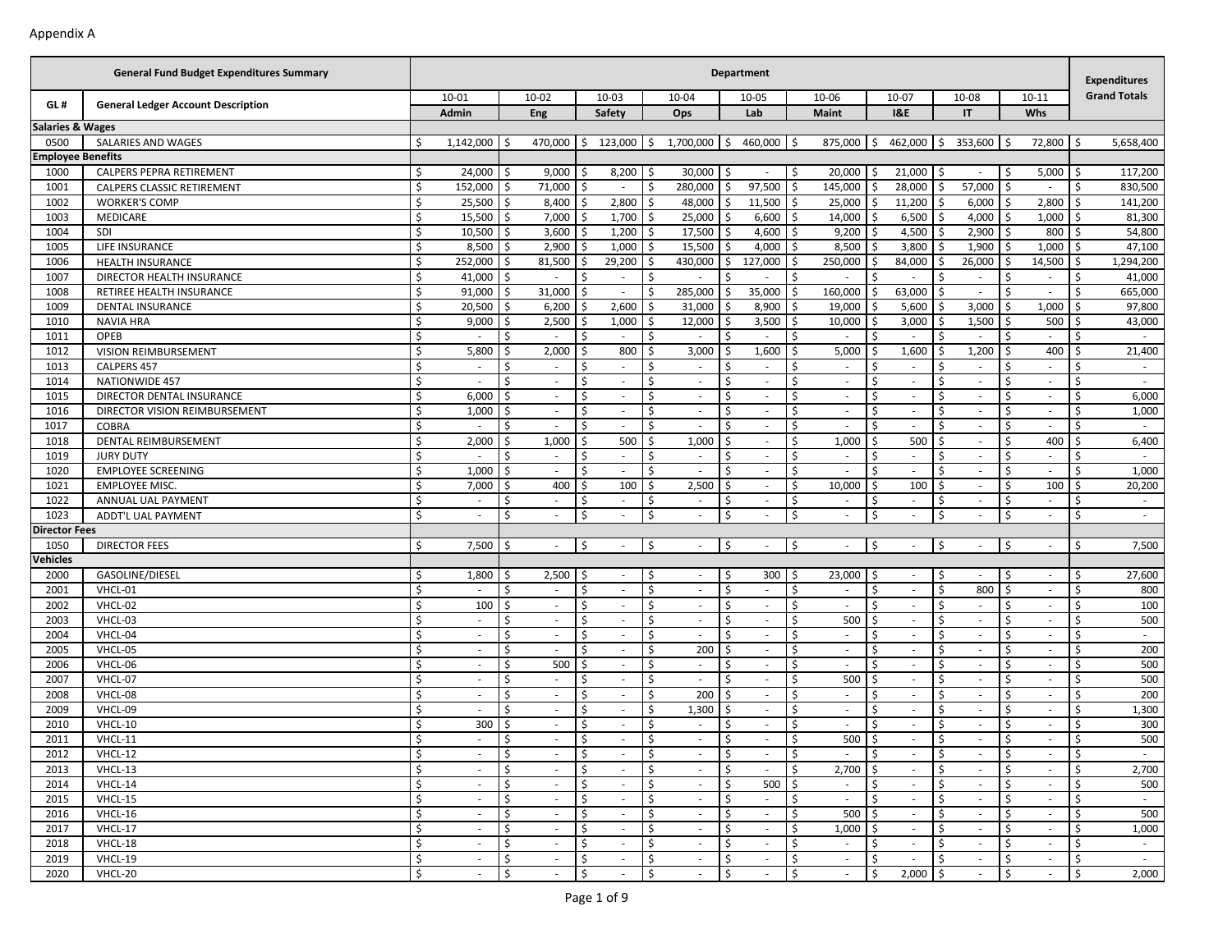Appendix A

| GL # | General Ledger Account Description | 10-01 Admin | 10-02 Eng | 10-03 Safety | 10-04 Ops | 10-05 Lab | 10-06 Maint | 10-07 I&E | 10-08 IT | 10-11 Whs | Expenditures Grand Totals |
|---|---|---|---|---|---|---|---|---|---|---|---|
| **General Fund Budget Expenditures Summary** | | **Department** | | | | | | | | | |
| **Salaries & Wages** | | | | | | | | | | | |
| 0500 | SALARIES AND WAGES | $ 1,142,000 | $ 470,000 | $ 123,000 | $ 1,700,000 | $ 460,000 | $ 875,000 | $ 462,000 | $ 353,600 | $ 72,800 | $ 5,658,400 |
| **Employee Benefits** | | | | | | | | | | | |
| 1000 | CALPERS PEPRA RETIREMENT | $ 24,000 | $ 9,000 | $ 8,200 | $ 30,000 | $ - | $ 20,000 | $ 21,000 | $ - | $ 5,000 | $ 117,200 |
| 1001 | CALPERS CLASSIC RETIREMENT | $ 152,000 | $ 71,000 | $ - | $ 280,000 | $ 97,500 | $ 145,000 | $ 28,000 | $ 57,000 | $ - | $ 830,500 |
| 1002 | WORKER'S COMP | $ 25,500 | $ 8,400 | $ 2,800 | $ 48,000 | $ 11,500 | $ 25,000 | $ 11,200 | $ 6,000 | $ 2,800 | $ 141,200 |
| 1003 | MEDICARE | $ 15,500 | $ 7,000 | $ 1,700 | $ 25,000 | $ 6,600 | $ 14,000 | $ 6,500 | $ 4,000 | $ 1,000 | $ 81,300 |
| 1004 | SDI | $ 10,500 | $ 3,600 | $ 1,200 | $ 17,500 | $ 4,600 | $ 9,200 | $ 4,500 | $ 2,900 | $ 800 | $ 54,800 |
| 1005 | LIFE INSURANCE | $ 8,500 | $ 2,900 | $ 1,000 | $ 15,500 | $ 4,000 | $ 8,500 | $ 3,800 | $ 1,900 | $ 1,000 | $ 47,100 |
| 1006 | HEALTH INSURANCE | $ 252,000 | $ 81,500 | $ 29,200 | $ 430,000 | $ 127,000 | $ 250,000 | $ 84,000 | $ 26,000 | $ 14,500 | $ 1,294,200 |
| 1007 | DIRECTOR HEALTH INSURANCE | $ 41,000 | $ - | $ - | $ - | $ - | $ - | $ - | $ - | $ - | $ 41,000 |
| 1008 | RETIREE HEALTH INSURANCE | $ 91,000 | $ 31,000 | $ - | $ 285,000 | $ 35,000 | $ 160,000 | $ 63,000 | $ - | $ - | $ 665,000 |
| 1009 | DENTAL INSURANCE | $ 20,500 | $ 6,200 | $ 2,600 | $ 31,000 | $ 8,900 | $ 19,000 | $ 5,600 | $ 3,000 | $ 1,000 | $ 97,800 |
| 1010 | NAVIA HRA | $ 9,000 | $ 2,500 | $ 1,000 | $ 12,000 | $ 3,500 | $ 10,000 | $ 3,000 | $ 1,500 | $ 500 | $ 43,000 |
| 1011 | OPEB | $ - | $ - | $ - | $ - | $ - | $ - | $ - | $ - | $ - | $ - |
| 1012 | VISION REIMBURSEMENT | $ 5,800 | $ 2,000 | $ 800 | $ 3,000 | $ 1,600 | $ 5,000 | $ 1,600 | $ 1,200 | $ 400 | $ 21,400 |
| 1013 | CALPERS 457 | $ - | $ - | $ - | $ - | $ - | $ - | $ - | $ - | $ - | $ - |
| 1014 | NATIONWIDE 457 | $ - | $ - | $ - | $ - | $ - | $ - | $ - | $ - | $ - | $ - |
| 1015 | DIRECTOR DENTAL INSURANCE | $ 6,000 | $ - | $ - | $ - | $ - | $ - | $ - | $ - | $ - | $ 6,000 |
| 1016 | DIRECTOR VISION REIMBURSEMENT | $ 1,000 | $ - | $ - | $ - | $ - | $ - | $ - | $ - | $ - | $ 1,000 |
| 1017 | COBRA | $ - | $ - | $ - | $ - | $ - | $ - | $ - | $ - | $ - | $ - |
| 1018 | DENTAL REIMBURSEMENT | $ 2,000 | $ 1,000 | $ 500 | $ 1,000 | $ - | $ 1,000 | $ 500 | $ - | $ 400 | $ 6,400 |
| 1019 | JURY DUTY | $ - | $ - | $ - | $ - | $ - | $ - | $ - | $ - | $ - | $ - |
| 1020 | EMPLOYEE SCREENING | $ 1,000 | $ - | $ - | $ - | $ - | $ - | $ - | $ - | $ - | $ 1,000 |
| 1021 | EMPLOYEE MISC. | $ 7,000 | $ 400 | $ 100 | $ 2,500 | $ - | $ 10,000 | $ 100 | $ - | $ 100 | $ 20,200 |
| 1022 | ANNUAL UAL PAYMENT | $ - | $ - | $ - | $ - | $ - | $ - | $ - | $ - | $ - | $ - |
| 1023 | ADDT'L UAL PAYMENT | $ - | $ - | $ - | $ - | $ - | $ - | $ - | $ - | $ - | $ - |
| **Director Fees** | | | | | | | | | | | |
| 1050 | DIRECTOR FEES | $ 7,500 | $ - | $ - | $ - | $ - | $ - | $ - | $ - | $ - | $ 7,500 |
| **Vehicles** | | | | | | | | | | | |
| 2000 | GASOLINE/DIESEL | $ 1,800 | $ 2,500 | $ - | $ - | $ 300 | $ 23,000 | $ - | $ - | $ - | $ 27,600 |
| 2001 | VHCL-01 | $ - | $ - | $ - | $ - | $ - | $ - | $ - | $ 800 | $ - | $ 800 |
| 2002 | VHCL-02 | $ 100 | $ - | $ - | $ - | $ - | $ - | $ - | $ - | $ - | $ 100 |
| 2003 | VHCL-03 | $ - | $ - | $ - | $ - | $ - | $ 500 | $ - | $ - | $ - | $ 500 |
| 2004 | VHCL-04 | $ - | $ - | $ - | $ - | $ - | $ - | $ - | $ - | $ - | $ - |
| 2005 | VHCL-05 | $ - | $ - | $ - | $ 200 | $ - | $ - | $ - | $ - | $ - | $ 200 |
| 2006 | VHCL-06 | $ - | $ 500 | $ - | $ - | $ - | $ - | $ - | $ - | $ - | $ 500 |
| 2007 | VHCL-07 | $ - | $ - | $ - | $ - | $ - | $ 500 | $ - | $ - | $ - | $ 500 |
| 2008 | VHCL-08 | $ - | $ - | $ - | $ 200 | $ - | $ - | $ - | $ - | $ - | $ 200 |
| 2009 | VHCL-09 | $ - | $ - | $ - | $ 1,300 | $ - | $ - | $ - | $ - | $ - | $ 1,300 |
| 2010 | VHCL-10 | $ 300 | $ - | $ - | $ - | $ - | $ - | $ - | $ - | $ - | $ 300 |
| 2011 | VHCL-11 | $ - | $ - | $ - | $ - | $ - | $ 500 | $ - | $ - | $ - | $ 500 |
| 2012 | VHCL-12 | $ - | $ - | $ - | $ - | $ - | $ - | $ - | $ - | $ - | $ - |
| 2013 | VHCL-13 | $ - | $ - | $ - | $ - | $ - | $ 2,700 | $ - | $ - | $ - | $ 2,700 |
| 2014 | VHCL-14 | $ - | $ - | $ - | $ - | $ 500 | $ - | $ - | $ - | $ - | $ 500 |
| 2015 | VHCL-15 | $ - | $ - | $ - | $ - | $ - | $ - | $ - | $ - | $ - | $ - |
| 2016 | VHCL-16 | $ - | $ - | $ - | $ - | $ - | $ 500 | $ - | $ - | $ - | $ 500 |
| 2017 | VHCL-17 | $ - | $ - | $ - | $ - | $ - | $ 1,000 | $ - | $ - | $ - | $ 1,000 |
| 2018 | VHCL-18 | $ - | $ - | $ - | $ - | $ - | $ - | $ - | $ - | $ - | $ - |
| 2019 | VHCL-19 | $ - | $ - | $ - | $ - | $ - | $ - | $ - | $ - | $ - | $ - |
| 2020 | VHCL-20 | $ - | $ - | $ - | $ - | $ - | $ - | $ 2,000 | $ - | $ - | $ 2,000 |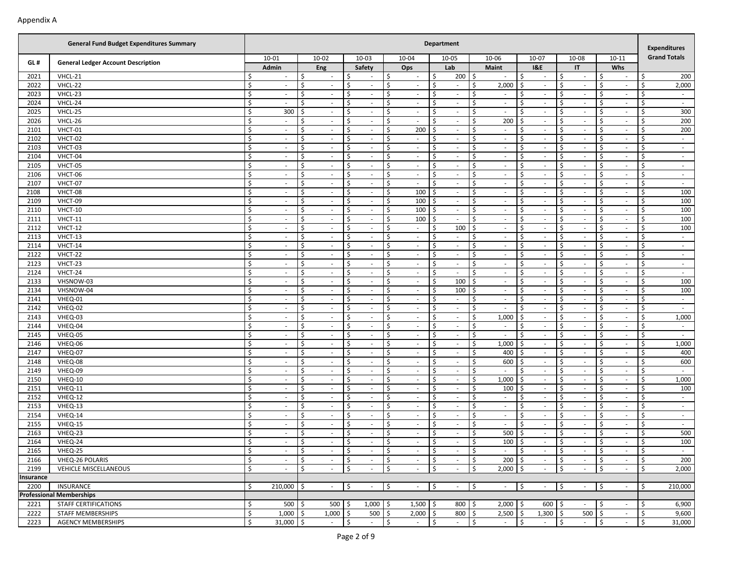Appendix A

| GL # | General Ledger Account Description | Department | | | | | | | | | Expenditures Grand Totals |
|---|---|---|---|---|---|---|---|---|---|---|---|
| | | 10-01 | 10-02 | 10-03 | 10-04 | 10-05 | 10-06 | 10-07 | 10-08 | 10-11 | |
| | | Admin | Eng | Safety | Ops | Lab | Maint | I&E | IT | Whs | |
| 2021 | VHCL-21 | $ - | $ - | $ - | $ - | $ 200 | $ - | $ - | $ - | $ - | $ 200 |
| 2022 | VHCL-22 | $ - | $ - | $ - | $ - | $ - | $ 2,000 | $ - | $ - | $ - | $ 2,000 |
| 2023 | VHCL-23 | $ - | $ - | $ - | $ - | $ - | $ - | $ - | $ - | $ - | $ - |
| 2024 | VHCL-24 | $ - | $ - | $ - | $ - | $ - | $ - | $ - | $ - | $ - | $ - |
| 2025 | VHCL-25 | $ 300 | $ - | $ - | $ - | $ - | $ - | $ - | $ - | $ - | $ 300 |
| 2026 | VHCL-26 | $ - | $ - | $ - | $ - | $ - | $ 200 | $ - | $ - | $ - | $ 200 |
| 2101 | VHCT-01 | $ - | $ - | $ - | $ 200 | $ - | $ - | $ - | $ - | $ - | $ 200 |
| 2102 | VHCT-02 | $ - | $ - | $ - | $ - | $ - | $ - | $ - | $ - | $ - | $ - |
| 2103 | VHCT-03 | $ - | $ - | $ - | $ - | $ - | $ - | $ - | $ - | $ - | $ - |
| 2104 | VHCT-04 | $ - | $ - | $ - | $ - | $ - | $ - | $ - | $ - | $ - | $ - |
| 2105 | VHCT-05 | $ - | $ - | $ - | $ - | $ - | $ - | $ - | $ - | $ - | $ - |
| 2106 | VHCT-06 | $ - | $ - | $ - | $ - | $ - | $ - | $ - | $ - | $ - | $ - |
| 2107 | VHCT-07 | $ - | $ - | $ - | $ - | $ - | $ - | $ - | $ - | $ - | $ - |
| 2108 | VHCT-08 | $ - | $ - | $ - | $ 100 | $ - | $ - | $ - | $ - | $ - | $ 100 |
| 2109 | VHCT-09 | $ - | $ - | $ - | $ 100 | $ - | $ - | $ - | $ - | $ - | $ 100 |
| 2110 | VHCT-10 | $ - | $ - | $ - | $ 100 | $ - | $ - | $ - | $ - | $ - | $ 100 |
| 2111 | VHCT-11 | $ - | $ - | $ - | $ 100 | $ - | $ - | $ - | $ - | $ - | $ 100 |
| 2112 | VHCT-12 | $ - | $ - | $ - | $ - | $ 100 | $ - | $ - | $ - | $ - | $ 100 |
| 2113 | VHCT-13 | $ - | $ - | $ - | $ - | $ - | $ - | $ - | $ - | $ - | $ - |
| 2114 | VHCT-14 | $ - | $ - | $ - | $ - | $ - | $ - | $ - | $ - | $ - | $ - |
| 2122 | VHCT-22 | $ - | $ - | $ - | $ - | $ - | $ - | $ - | $ - | $ - | $ - |
| 2123 | VHCT-23 | $ - | $ - | $ - | $ - | $ - | $ - | $ - | $ - | $ - | $ - |
| 2124 | VHCT-24 | $ - | $ - | $ - | $ - | $ - | $ - | $ - | $ - | $ - | $ - |
| 2133 | VHSNOW-03 | $ - | $ - | $ - | $ - | $ 100 | $ - | $ - | $ - | $ - | $ 100 |
| 2134 | VHSNOW-04 | $ - | $ - | $ - | $ - | $ 100 | $ - | $ - | $ - | $ - | $ 100 |
| 2141 | VHEQ-01 | $ - | $ - | $ - | $ - | $ - | $ - | $ - | $ - | $ - | $ - |
| 2142 | VHEQ-02 | $ - | $ - | $ - | $ - | $ - | $ - | $ - | $ - | $ - | $ - |
| 2143 | VHEQ-03 | $ - | $ - | $ - | $ - | $ - | $ 1,000 | $ - | $ - | $ - | $ 1,000 |
| 2144 | VHEQ-04 | $ - | $ - | $ - | $ - | $ - | $ - | $ - | $ - | $ - | $ - |
| 2145 | VHEQ-05 | $ - | $ - | $ - | $ - | $ - | $ - | $ - | $ - | $ - | $ - |
| 2146 | VHEQ-06 | $ - | $ - | $ - | $ - | $ - | $ 1,000 | $ - | $ - | $ - | $ 1,000 |
| 2147 | VHEQ-07 | $ - | $ - | $ - | $ - | $ - | $ 400 | $ - | $ - | $ - | $ 400 |
| 2148 | VHEQ-08 | $ - | $ - | $ - | $ - | $ - | $ 600 | $ - | $ - | $ - | $ 600 |
| 2149 | VHEQ-09 | $ - | $ - | $ - | $ - | $ - | $ - | $ - | $ - | $ - | $ - |
| 2150 | VHEQ-10 | $ - | $ - | $ - | $ - | $ - | $ 1,000 | $ - | $ - | $ - | $ 1,000 |
| 2151 | VHEQ-11 | $ - | $ - | $ - | $ - | $ - | $ 100 | $ - | $ - | $ - | $ 100 |
| 2152 | VHEQ-12 | $ - | $ - | $ - | $ - | $ - | $ - | $ - | $ - | $ - | $ - |
| 2153 | VHEQ-13 | $ - | $ - | $ - | $ - | $ - | $ - | $ - | $ - | $ - | $ - |
| 2154 | VHEQ-14 | $ - | $ - | $ - | $ - | $ - | $ - | $ - | $ - | $ - | $ - |
| 2155 | VHEQ-15 | $ - | $ - | $ - | $ - | $ - | $ - | $ - | $ - | $ - | $ - |
| 2163 | VHEQ-23 | $ - | $ - | $ - | $ - | $ - | $ 500 | $ - | $ - | $ - | $ 500 |
| 2164 | VHEQ-24 | $ - | $ - | $ - | $ - | $ - | $ 100 | $ - | $ - | $ - | $ 100 |
| 2165 | VHEQ-25 | $ - | $ - | $ - | $ - | $ - | $ - | $ - | $ - | $ - | $ - |
| 2166 | VHEQ-26 POLARIS | $ - | $ - | $ - | $ - | $ - | $ 200 | $ - | $ - | $ - | $ 200 |
| 2199 | VEHICLE MISCELLANEOUS | $ - | $ - | $ - | $ - | $ - | $ 2,000 | $ - | $ - | $ - | $ 2,000 |
| **Insurance** | | | | | | | | | | | |
| 2200 | INSURANCE | $ 210,000 | $ - | $ - | $ - | $ - | $ - | $ - | $ - | $ - | $ 210,000 |
| **Professional Memberships** | | | | | | | | | | | |
| 2221 | STAFF CERTIFICATIONS | $ 500 | $ 500 | $ 1,000 | $ 1,500 | $ 800 | $ 2,000 | $ 600 | $ - | $ - | $ 6,900 |
| 2222 | STAFF MEMBERSHIPS | $ 1,000 | $ 1,000 | $ 500 | $ 2,000 | $ 800 | $ 2,500 | $ 1,300 | $ 500 | $ - | $ 9,600 |
| 2223 | AGENCY MEMBERSHIPS | $ 31,000 | $ - | $ - | $ - | $ - | $ - | $ - | $ - | $ - | $ 31,000 |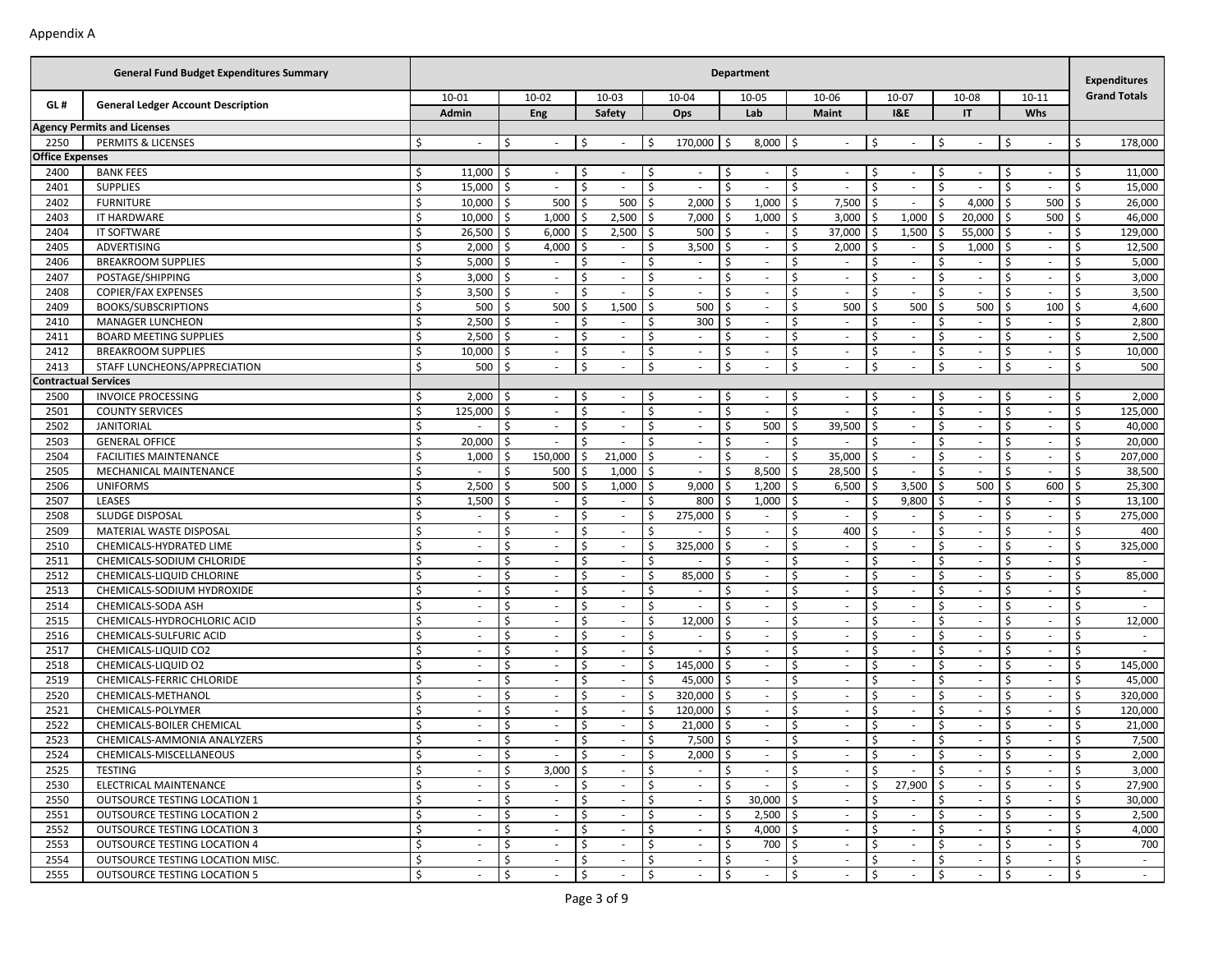Appendix A

| GL # | General Ledger Account Description | 10-01 Admin | 10-02 Eng | 10-03 Safety | 10-04 Ops | 10-05 Lab | 10-06 Maint | 10-07 I&E | 10-08 IT | 10-11 Whs | Expenditures Grand Totals |
|---|---|---|---|---|---|---|---|---|---|---|---|
| **Agency Permits and Licenses** | | | | | | | | | | | |
| 2250 | PERMITS & LICENSES | $ - | $ - | $ - | $ 170,000 | $ 8,000 | $ - | $ - | $ - | $ - | $ 178,000 |
| **Office Expenses** | | | | | | | | | | | |
| 2400 | BANK FEES | $ 11,000 | $ - | $ - | $ - | $ - | $ - | $ - | $ - | $ - | $ 11,000 |
| 2401 | SUPPLIES | $ 15,000 | $ - | $ - | $ - | $ - | $ - | $ - | $ - | $ - | $ 15,000 |
| 2402 | FURNITURE | $ 10,000 | $ 500 | $ 500 | $ 2,000 | $ 1,000 | $ 7,500 | $ - | $ 4,000 | $ 500 | $ 26,000 |
| 2403 | IT HARDWARE | $ 10,000 | $ 1,000 | $ 2,500 | $ 7,000 | $ 1,000 | $ 3,000 | $ 1,000 | $ 20,000 | $ 500 | $ 46,000 |
| 2404 | IT SOFTWARE | $ 26,500 | $ 6,000 | $ 2,500 | $ 500 | $ - | $ 37,000 | $ 1,500 | $ 55,000 | $ - | $ 129,000 |
| 2405 | ADVERTISING | $ 2,000 | $ 4,000 | $ - | $ 3,500 | $ - | $ 2,000 | $ - | $ 1,000 | $ - | $ 12,500 |
| 2406 | BREAKROOM SUPPLIES | $ 5,000 | $ - | $ - | $ - | $ - | $ - | $ - | $ - | $ - | $ 5,000 |
| 2407 | POSTAGE/SHIPPING | $ 3,000 | $ - | $ - | $ - | $ - | $ - | $ - | $ - | $ - | $ 3,000 |
| 2408 | COPIER/FAX EXPENSES | $ 3,500 | $ - | $ - | $ - | $ - | $ - | $ - | $ - | $ - | $ 3,500 |
| 2409 | BOOKS/SUBSCRIPTIONS | $ 500 | $ 500 | $ 1,500 | $ 500 | $ - | $ 500 | $ 500 | $ 500 | $ 100 | $ 4,600 |
| 2410 | MANAGER LUNCHEON | $ 2,500 | $ - | $ - | $ 300 | $ - | $ - | $ - | $ - | $ - | $ 2,800 |
| 2411 | BOARD MEETING SUPPLIES | $ 2,500 | $ - | $ - | $ - | $ - | $ - | $ - | $ - | $ - | $ 2,500 |
| 2412 | BREAKROOM SUPPLIES | $ 10,000 | $ - | $ - | $ - | $ - | $ - | $ - | $ - | $ - | $ 10,000 |
| 2413 | STAFF LUNCHEONS/APPRECIATION | $ 500 | $ - | $ - | $ - | $ - | $ - | $ - | $ - | $ - | $ 500 |
| **Contractual Services** | | | | | | | | | | | |
| 2500 | INVOICE PROCESSING | $ 2,000 | $ - | $ - | $ - | $ - | $ - | $ - | $ - | $ - | $ 2,000 |
| 2501 | COUNTY SERVICES | $ 125,000 | $ - | $ - | $ - | $ - | $ - | $ - | $ - | $ - | $ 125,000 |
| 2502 | JANITORIAL | $ - | $ - | $ - | $ - | $ 500 | $ 39,500 | $ - | $ - | $ - | $ 40,000 |
| 2503 | GENERAL OFFICE | $ 20,000 | $ - | $ - | $ - | $ - | $ - | $ - | $ - | $ - | $ 20,000 |
| 2504 | FACILITIES MAINTENANCE | $ 1,000 | $ 150,000 | $ 21,000 | $ - | $ - | $ 35,000 | $ - | $ - | $ - | $ 207,000 |
| 2505 | MECHANICAL MAINTENANCE | $ - | $ 500 | $ 1,000 | $ - | $ 8,500 | $ 28,500 | $ - | $ - | $ - | $ 38,500 |
| 2506 | UNIFORMS | $ 2,500 | $ 500 | $ 1,000 | $ 9,000 | $ 1,200 | $ 6,500 | $ 3,500 | $ 500 | $ 600 | $ 25,300 |
| 2507 | LEASES | $ 1,500 | $ - | $ - | $ 800 | $ 1,000 | $ - | $ 9,800 | $ - | $ - | $ 13,100 |
| 2508 | SLUDGE DISPOSAL | $ - | $ - | $ - | $ 275,000 | $ - | $ - | $ - | $ - | $ - | $ 275,000 |
| 2509 | MATERIAL WASTE DISPOSAL | $ - | $ - | $ - | $ - | $ - | $ 400 | $ - | $ - | $ - | $ 400 |
| 2510 | CHEMICALS-HYDRATED LIME | $ - | $ - | $ - | $ 325,000 | $ - | $ - | $ - | $ - | $ - | $ 325,000 |
| 2511 | CHEMICALS-SODIUM CHLORIDE | $ - | $ - | $ - | $ - | $ - | $ - | $ - | $ - | $ - | $ - |
| 2512 | CHEMICALS-LIQUID CHLORINE | $ - | $ - | $ - | $ 85,000 | $ - | $ - | $ - | $ - | $ - | $ 85,000 |
| 2513 | CHEMICALS-SODIUM HYDROXIDE | $ - | $ - | $ - | $ - | $ - | $ - | $ - | $ - | $ - | $ - |
| 2514 | CHEMICALS-SODA ASH | $ - | $ - | $ - | $ - | $ - | $ - | $ - | $ - | $ - | $ - |
| 2515 | CHEMICALS-HYDROCHLORIC ACID | $ - | $ - | $ - | $ 12,000 | $ - | $ - | $ - | $ - | $ - | $ 12,000 |
| 2516 | CHEMICALS-SULFURIC ACID | $ - | $ - | $ - | $ - | $ - | $ - | $ - | $ - | $ - | $ - |
| 2517 | CHEMICALS-LIQUID CO2 | $ - | $ - | $ - | $ - | $ - | $ - | $ - | $ - | $ - | $ - |
| 2518 | CHEMICALS-LIQUID O2 | $ - | $ - | $ - | $ 145,000 | $ - | $ - | $ - | $ - | $ - | $ 145,000 |
| 2519 | CHEMICALS-FERRIC CHLORIDE | $ - | $ - | $ - | $ 45,000 | $ - | $ - | $ - | $ - | $ - | $ 45,000 |
| 2520 | CHEMICALS-METHANOL | $ - | $ - | $ - | $ 320,000 | $ - | $ - | $ - | $ - | $ - | $ 320,000 |
| 2521 | CHEMICALS-POLYMER | $ - | $ - | $ - | $ 120,000 | $ - | $ - | $ - | $ - | $ - | $ 120,000 |
| 2522 | CHEMICALS-BOILER CHEMICAL | $ - | $ - | $ - | $ 21,000 | $ - | $ - | $ - | $ - | $ - | $ 21,000 |
| 2523 | CHEMICALS-AMMONIA ANALYZERS | $ - | $ - | $ - | $ 7,500 | $ - | $ - | $ - | $ - | $ - | $ 7,500 |
| 2524 | CHEMICALS-MISCELLANEOUS | $ - | $ - | $ - | $ 2,000 | $ - | $ - | $ - | $ - | $ - | $ 2,000 |
| 2525 | TESTING | $ - | $ 3,000 | $ - | $ - | $ - | $ - | $ - | $ - | $ - | $ 3,000 |
| 2530 | ELECTRICAL MAINTENANCE | $ - | $ - | $ - | $ - | $ - | $ - | $ 27,900 | $ - | $ - | $ 27,900 |
| 2550 | OUTSOURCE TESTING LOCATION 1 | $ - | $ - | $ - | $ - | $ 30,000 | $ - | $ - | $ - | $ - | $ 30,000 |
| 2551 | OUTSOURCE TESTING LOCATION 2 | $ - | $ - | $ - | $ - | $ 2,500 | $ - | $ - | $ - | $ - | $ 2,500 |
| 2552 | OUTSOURCE TESTING LOCATION 3 | $ - | $ - | $ - | $ - | $ 4,000 | $ - | $ - | $ - | $ - | $ 4,000 |
| 2553 | OUTSOURCE TESTING LOCATION 4 | $ - | $ - | $ - | $ - | $ 700 | $ - | $ - | $ - | $ - | $ 700 |
| 2554 | OUTSOURCE TESTING LOCATION MISC. | $ - | $ - | $ - | $ - | $ - | $ - | $ - | $ - | $ - | $ - |
| 2555 | OUTSOURCE TESTING LOCATION 5 | $ - | $ - | $ - | $ - | $ - | $ - | $ - | $ - | $ - | $ - |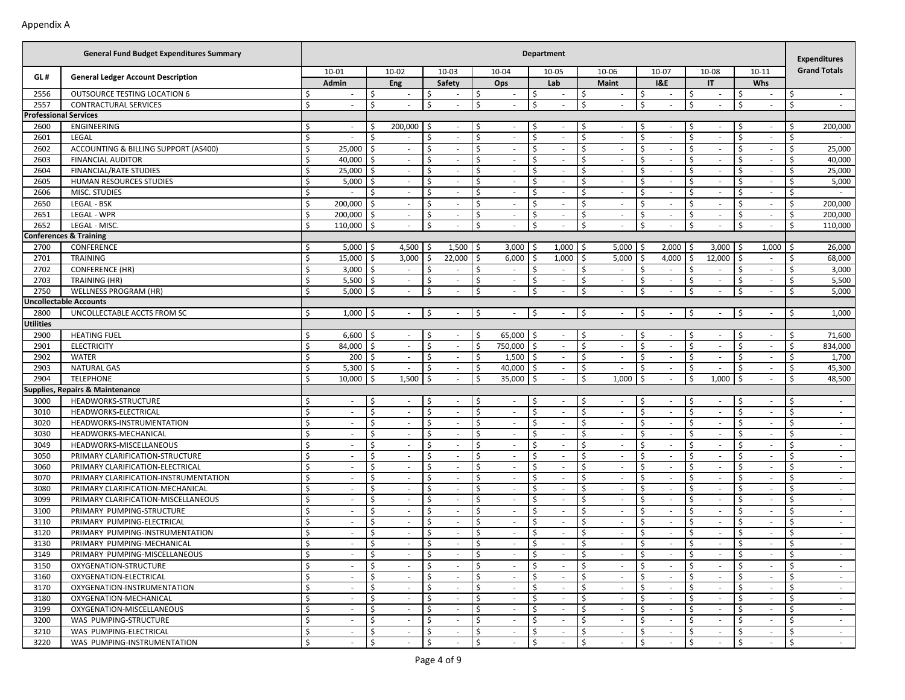Appendix A

| GL # | General Ledger Account Description | 10-01 Admin | 10-02 Eng | 10-03 Safety | 10-04 Ops | 10-05 Lab | 10-06 Maint | 10-07 I&E | 10-08 IT | 10-11 Whs | Expenditures Grand Totals |
|---|---|---|---|---|---|---|---|---|---|---|---|
| | **General Fund Budget Expenditures Summary** | | | | | **Department** | | | | | |
| 2556 | OUTSOURCE TESTING LOCATION 6 | $ - | $ - | $ - | $ - | $ - | $ - | $ - | $ - | $ - | $ - |
| 2557 | CONTRACTURAL SERVICES | $ - | $ - | $ - | $ - | $ - | $ - | $ - | $ - | $ - | $ - |
| **Professional Services** | | | | | | | | | | | |
| 2600 | ENGINEERING | $ - | $ 200,000 | $ - | $ - | $ - | $ - | $ - | $ - | $ - | $ 200,000 |
| 2601 | LEGAL | $ - | $ - | $ - | $ - | $ - | $ - | $ - | $ - | $ - | $ - |
| 2602 | ACCOUNTING & BILLING SUPPORT (AS400) | $ 25,000 | $ - | $ - | $ - | $ - | $ - | $ - | $ - | $ - | $ 25,000 |
| 2603 | FINANCIAL AUDITOR | $ 40,000 | $ - | $ - | $ - | $ - | $ - | $ - | $ - | $ - | $ 40,000 |
| 2604 | FINANCIAL/RATE STUDIES | $ 25,000 | $ - | $ - | $ - | $ - | $ - | $ - | $ - | $ - | $ 25,000 |
| 2605 | HUMAN RESOURCES STUDIES | $ 5,000 | $ - | $ - | $ - | $ - | $ - | $ - | $ - | $ - | $ 5,000 |
| 2606 | MISC. STUDIES | $ - | $ - | $ - | $ - | $ - | $ - | $ - | $ - | $ - | $ - |
| 2650 | LEGAL - BSK | $ 200,000 | $ - | $ - | $ - | $ - | $ - | $ - | $ - | $ - | $ 200,000 |
| 2651 | LEGAL - WPR | $ 200,000 | $ - | $ - | $ - | $ - | $ - | $ - | $ - | $ - | $ 200,000 |
| 2652 | LEGAL - MISC. | $ 110,000 | $ - | $ - | $ - | $ - | $ - | $ - | $ - | $ - | $ 110,000 |
| **Conferences & Training** | | | | | | | | | | | |
| 2700 | CONFERENCE | $ 5,000 | $ 4,500 | $ 1,500 | $ 3,000 | $ 1,000 | $ 5,000 | $ 2,000 | $ 3,000 | $ 1,000 | $ 26,000 |
| 2701 | TRAINING | $ 15,000 | $ 3,000 | $ 22,000 | $ 6,000 | $ 1,000 | $ 5,000 | $ 4,000 | $ 12,000 | $ - | $ 68,000 |
| 2702 | CONFERENCE (HR) | $ 3,000 | $ - | $ - | $ - | $ - | $ - | $ - | $ - | $ - | $ 3,000 |
| 2703 | TRAINING (HR) | $ 5,500 | $ - | $ - | $ - | $ - | $ - | $ - | $ - | $ - | $ 5,500 |
| 2750 | WELLNESS PROGRAM (HR) | $ 5,000 | $ - | $ - | $ - | $ - | $ - | $ - | $ - | $ - | $ 5,000 |
| **Uncollectable Accounts** | | | | | | | | | | | |
| 2800 | UNCOLLECTABLE ACCTS FROM SC | $ 1,000 | $ - | $ - | $ - | $ - | $ - | $ - | $ - | $ - | $ 1,000 |
| **Utilities** | | | | | | | | | | | |
| 2900 | HEATING FUEL | $ 6,600 | $ - | $ - | $ 65,000 | $ - | $ - | $ - | $ - | $ - | $ 71,600 |
| 2901 | ELECTRICITY | $ 84,000 | $ - | $ - | $ 750,000 | $ - | $ - | $ - | $ - | $ - | $ 834,000 |
| 2902 | WATER | $ 200 | $ - | $ - | $ 1,500 | $ - | $ - | $ - | $ - | $ - | $ 1,700 |
| 2903 | NATURAL GAS | $ 5,300 | $ - | $ - | $ 40,000 | $ - | $ - | $ - | $ - | $ - | $ 45,300 |
| 2904 | TELEPHONE | $ 10,000 | $ 1,500 | $ - | $ 35,000 | $ - | $ 1,000 | $ - | $ 1,000 | $ - | $ 48,500 |
| **Supplies, Repairs & Maintenance** | | | | | | | | | | | |
| 3000 | HEADWORKS-STRUCTURE | $ - | $ - | $ - | $ - | $ - | $ - | $ - | $ - | $ - | $ - |
| 3010 | HEADWORKS-ELECTRICAL | $ - | $ - | $ - | $ - | $ - | $ - | $ - | $ - | $ - | $ - |
| 3020 | HEADWORKS-INSTRUMENTATION | $ - | $ - | $ - | $ - | $ - | $ - | $ - | $ - | $ - | $ - |
| 3030 | HEADWORKS-MECHANICAL | $ - | $ - | $ - | $ - | $ - | $ - | $ - | $ - | $ - | $ - |
| 3049 | HEADWORKS-MISCELLANEOUS | $ - | $ - | $ - | $ - | $ - | $ - | $ - | $ - | $ - | $ - |
| 3050 | PRIMARY CLARIFICATION-STRUCTURE | $ - | $ - | $ - | $ - | $ - | $ - | $ - | $ - | $ - | $ - |
| 3060 | PRIMARY CLARIFICATION-ELECTRICAL | $ - | $ - | $ - | $ - | $ - | $ - | $ - | $ - | $ - | $ - |
| 3070 | PRIMARY CLARIFICATION-INSTRUMENTATION | $ - | $ - | $ - | $ - | $ - | $ - | $ - | $ - | $ - | $ - |
| 3080 | PRIMARY CLARIFICATION-MECHANICAL | $ - | $ - | $ - | $ - | $ - | $ - | $ - | $ - | $ - | $ - |
| 3099 | PRIMARY CLARIFICATION-MISCELLANEOUS | $ - | $ - | $ - | $ - | $ - | $ - | $ - | $ - | $ - | $ - |
| 3100 | PRIMARY PUMPING-STRUCTURE | $ - | $ - | $ - | $ - | $ - | $ - | $ - | $ - | $ - | $ - |
| 3110 | PRIMARY PUMPING-ELECTRICAL | $ - | $ - | $ - | $ - | $ - | $ - | $ - | $ - | $ - | $ - |
| 3120 | PRIMARY PUMPING-INSTRUMENTATION | $ - | $ - | $ - | $ - | $ - | $ - | $ - | $ - | $ - | $ - |
| 3130 | PRIMARY PUMPING-MECHANICAL | $ - | $ - | $ - | $ - | $ - | $ - | $ - | $ - | $ - | $ - |
| 3149 | PRIMARY PUMPING-MISCELLANEOUS | $ - | $ - | $ - | $ - | $ - | $ - | $ - | $ - | $ - | $ - |
| 3150 | OXYGENATION-STRUCTURE | $ - | $ - | $ - | $ - | $ - | $ - | $ - | $ - | $ - | $ - |
| 3160 | OXYGENATION-ELECTRICAL | $ - | $ - | $ - | $ - | $ - | $ - | $ - | $ - | $ - | $ - |
| 3170 | OXYGENATION-INSTRUMENTATION | $ - | $ - | $ - | $ - | $ - | $ - | $ - | $ - | $ - | $ - |
| 3180 | OXYGENATION-MECHANICAL | $ - | $ - | $ - | $ - | $ - | $ - | $ - | $ - | $ - | $ - |
| 3199 | OXYGENATION-MISCELLANEOUS | $ - | $ - | $ - | $ - | $ - | $ - | $ - | $ - | $ - | $ - |
| 3200 | WAS PUMPING-STRUCTURE | $ - | $ - | $ - | $ - | $ - | $ - | $ - | $ - | $ - | $ - |
| 3210 | WAS PUMPING-ELECTRICAL | $ - | $ - | $ - | $ - | $ - | $ - | $ - | $ - | $ - | $ - |
| 3220 | WAS PUMPING-INSTRUMENTATION | $ - | $ - | $ - | $ - | $ - | $ - | $ - | $ - | $ - | $ - |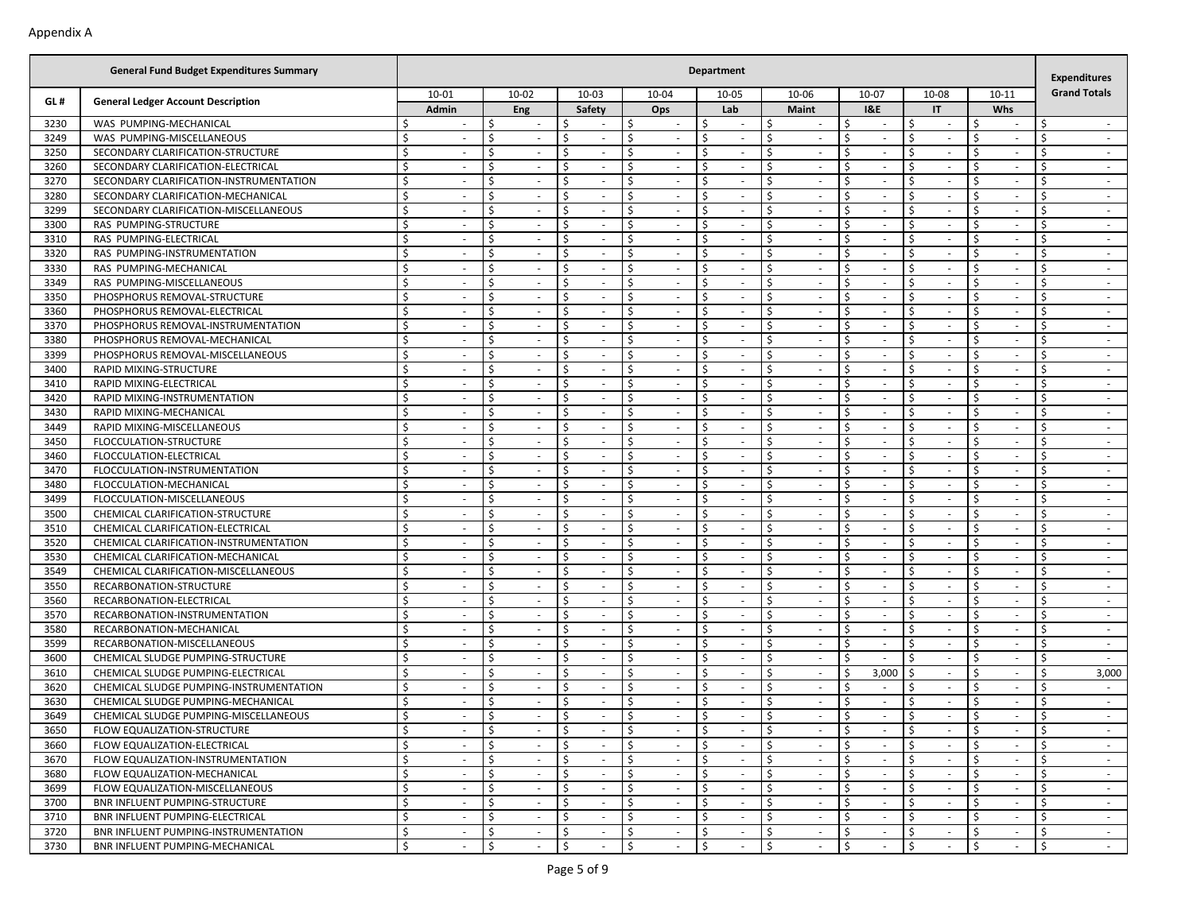Appendix A

| GL # | General Fund Budget Expenditures Summary<br>General Ledger Account Description | Department<br>10-01<br>Admin | 10-02<br>Eng | 10-03<br>Safety | 10-04<br>Ops | 10-05<br>Lab | 10-06<br>Maint | 10-07<br>I&E | 10-08<br>IT | 10-11<br>Whs | Expenditures<br>Grand Totals |
|---|---|---|---|---|---|---|---|---|---|---|---|
| 3230 | WAS PUMPING-MECHANICAL | $ - | $ - | $ - | $ - | $ - | $ - | $ - | $ - | $ - | $ - |
| 3249 | WAS PUMPING-MISCELLANEOUS | $ - | $ - | $ - | $ - | $ - | $ - | $ - | $ - | $ - | $ - |
| 3250 | SECONDARY CLARIFICATION-STRUCTURE | $ - | $ - | $ - | $ - | $ - | $ - | $ - | $ - | $ - | $ - |
| 3260 | SECONDARY CLARIFICATION-ELECTRICAL | $ - | $ - | $ - | $ - | $ - | $ - | $ - | $ - | $ - | $ - |
| 3270 | SECONDARY CLARIFICATION-INSTRUMENTATION | $ - | $ - | $ - | $ - | $ - | $ - | $ - | $ - | $ - | $ - |
| 3280 | SECONDARY CLARIFICATION-MECHANICAL | $ - | $ - | $ - | $ - | $ - | $ - | $ - | $ - | $ - | $ - |
| 3299 | SECONDARY CLARIFICATION-MISCELLANEOUS | $ - | $ - | $ - | $ - | $ - | $ - | $ - | $ - | $ - | $ - |
| 3300 | RAS PUMPING-STRUCTURE | $ - | $ - | $ - | $ - | $ - | $ - | $ - | $ - | $ - | $ - |
| 3310 | RAS PUMPING-ELECTRICAL | $ - | $ - | $ - | $ - | $ - | $ - | $ - | $ - | $ - | $ - |
| 3320 | RAS PUMPING-INSTRUMENTATION | $ - | $ - | $ - | $ - | $ - | $ - | $ - | $ - | $ - | $ - |
| 3330 | RAS PUMPING-MECHANICAL | $ - | $ - | $ - | $ - | $ - | $ - | $ - | $ - | $ - | $ - |
| 3349 | RAS PUMPING-MISCELLANEOUS | $ - | $ - | $ - | $ - | $ - | $ - | $ - | $ - | $ - | $ - |
| 3350 | PHOSPHORUS REMOVAL-STRUCTURE | $ - | $ - | $ - | $ - | $ - | $ - | $ - | $ - | $ - | $ - |
| 3360 | PHOSPHORUS REMOVAL-ELECTRICAL | $ - | $ - | $ - | $ - | $ - | $ - | $ - | $ - | $ - | $ - |
| 3370 | PHOSPHORUS REMOVAL-INSTRUMENTATION | $ - | $ - | $ - | $ - | $ - | $ - | $ - | $ - | $ - | $ - |
| 3380 | PHOSPHORUS REMOVAL-MECHANICAL | $ - | $ - | $ - | $ - | $ - | $ - | $ - | $ - | $ - | $ - |
| 3399 | PHOSPHORUS REMOVAL-MISCELLANEOUS | $ - | $ - | $ - | $ - | $ - | $ - | $ - | $ - | $ - | $ - |
| 3400 | RAPID MIXING-STRUCTURE | $ - | $ - | $ - | $ - | $ - | $ - | $ - | $ - | $ - | $ - |
| 3410 | RAPID MIXING-ELECTRICAL | $ - | $ - | $ - | $ - | $ - | $ - | $ - | $ - | $ - | $ - |
| 3420 | RAPID MIXING-INSTRUMENTATION | $ - | $ - | $ - | $ - | $ - | $ - | $ - | $ - | $ - | $ - |
| 3430 | RAPID MIXING-MECHANICAL | $ - | $ - | $ - | $ - | $ - | $ - | $ - | $ - | $ - | $ - |
| 3449 | RAPID MIXING-MISCELLANEOUS | $ - | $ - | $ - | $ - | $ - | $ - | $ - | $ - | $ - | $ - |
| 3450 | FLOCCULATION-STRUCTURE | $ - | $ - | $ - | $ - | $ - | $ - | $ - | $ - | $ - | $ - |
| 3460 | FLOCCULATION-ELECTRICAL | $ - | $ - | $ - | $ - | $ - | $ - | $ - | $ - | $ - | $ - |
| 3470 | FLOCCULATION-INSTRUMENTATION | $ - | $ - | $ - | $ - | $ - | $ - | $ - | $ - | $ - | $ - |
| 3480 | FLOCCULATION-MECHANICAL | $ - | $ - | $ - | $ - | $ - | $ - | $ - | $ - | $ - | $ - |
| 3499 | FLOCCULATION-MISCELLANEOUS | $ - | $ - | $ - | $ - | $ - | $ - | $ - | $ - | $ - | $ - |
| 3500 | CHEMICAL CLARIFICATION-STRUCTURE | $ - | $ - | $ - | $ - | $ - | $ - | $ - | $ - | $ - | $ - |
| 3510 | CHEMICAL CLARIFICATION-ELECTRICAL | $ - | $ - | $ - | $ - | $ - | $ - | $ - | $ - | $ - | $ - |
| 3520 | CHEMICAL CLARIFICATION-INSTRUMENTATION | $ - | $ - | $ - | $ - | $ - | $ - | $ - | $ - | $ - | $ - |
| 3530 | CHEMICAL CLARIFICATION-MECHANICAL | $ - | $ - | $ - | $ - | $ - | $ - | $ - | $ - | $ - | $ - |
| 3549 | CHEMICAL CLARIFICATION-MISCELLANEOUS | $ - | $ - | $ - | $ - | $ - | $ - | $ - | $ - | $ - | $ - |
| 3550 | RECARBONATION-STRUCTURE | $ - | $ - | $ - | $ - | $ - | $ - | $ - | $ - | $ - | $ - |
| 3560 | RECARBONATION-ELECTRICAL | $ - | $ - | $ - | $ - | $ - | $ - | $ - | $ - | $ - | $ - |
| 3570 | RECARBONATION-INSTRUMENTATION | $ - | $ - | $ - | $ - | $ - | $ - | $ - | $ - | $ - | $ - |
| 3580 | RECARBONATION-MECHANICAL | $ - | $ - | $ - | $ - | $ - | $ - | $ - | $ - | $ - | $ - |
| 3599 | RECARBONATION-MISCELLANEOUS | $ - | $ - | $ - | $ - | $ - | $ - | $ - | $ - | $ - | $ - |
| 3600 | CHEMICAL SLUDGE PUMPING-STRUCTURE | $ - | $ - | $ - | $ - | $ - | $ - | $ - | $ - | $ - | $ - |
| 3610 | CHEMICAL SLUDGE PUMPING-ELECTRICAL | $ - | $ - | $ - | $ - | $ - | $ - | $ 3,000 | $ - | $ - | $ 3,000 |
| 3620 | CHEMICAL SLUDGE PUMPING-INSTRUMENTATION | $ - | $ - | $ - | $ - | $ - | $ - | $ - | $ - | $ - | $ - |
| 3630 | CHEMICAL SLUDGE PUMPING-MECHANICAL | $ - | $ - | $ - | $ - | $ - | $ - | $ - | $ - | $ - | $ - |
| 3649 | CHEMICAL SLUDGE PUMPING-MISCELLANEOUS | $ - | $ - | $ - | $ - | $ - | $ - | $ - | $ - | $ - | $ - |
| 3650 | FLOW EQUALIZATION-STRUCTURE | $ - | $ - | $ - | $ - | $ - | $ - | $ - | $ - | $ - | $ - |
| 3660 | FLOW EQUALIZATION-ELECTRICAL | $ - | $ - | $ - | $ - | $ - | $ - | $ - | $ - | $ - | $ - |
| 3670 | FLOW EQUALIZATION-INSTRUMENTATION | $ - | $ - | $ - | $ - | $ - | $ - | $ - | $ - | $ - | $ - |
| 3680 | FLOW EQUALIZATION-MECHANICAL | $ - | $ - | $ - | $ - | $ - | $ - | $ - | $ - | $ - | $ - |
| 3699 | FLOW EQUALIZATION-MISCELLANEOUS | $ - | $ - | $ - | $ - | $ - | $ - | $ - | $ - | $ - | $ - |
| 3700 | BNR INFLUENT PUMPING-STRUCTURE | $ - | $ - | $ - | $ - | $ - | $ - | $ - | $ - | $ - | $ - |
| 3710 | BNR INFLUENT PUMPING-ELECTRICAL | $ - | $ - | $ - | $ - | $ - | $ - | $ - | $ - | $ - | $ - |
| 3720 | BNR INFLUENT PUMPING-INSTRUMENTATION | $ - | $ - | $ - | $ - | $ - | $ - | $ - | $ - | $ - | $ - |
| 3730 | BNR INFLUENT PUMPING-MECHANICAL | $ - | $ - | $ - | $ - | $ - | $ - | $ - | $ - | $ - | $ - |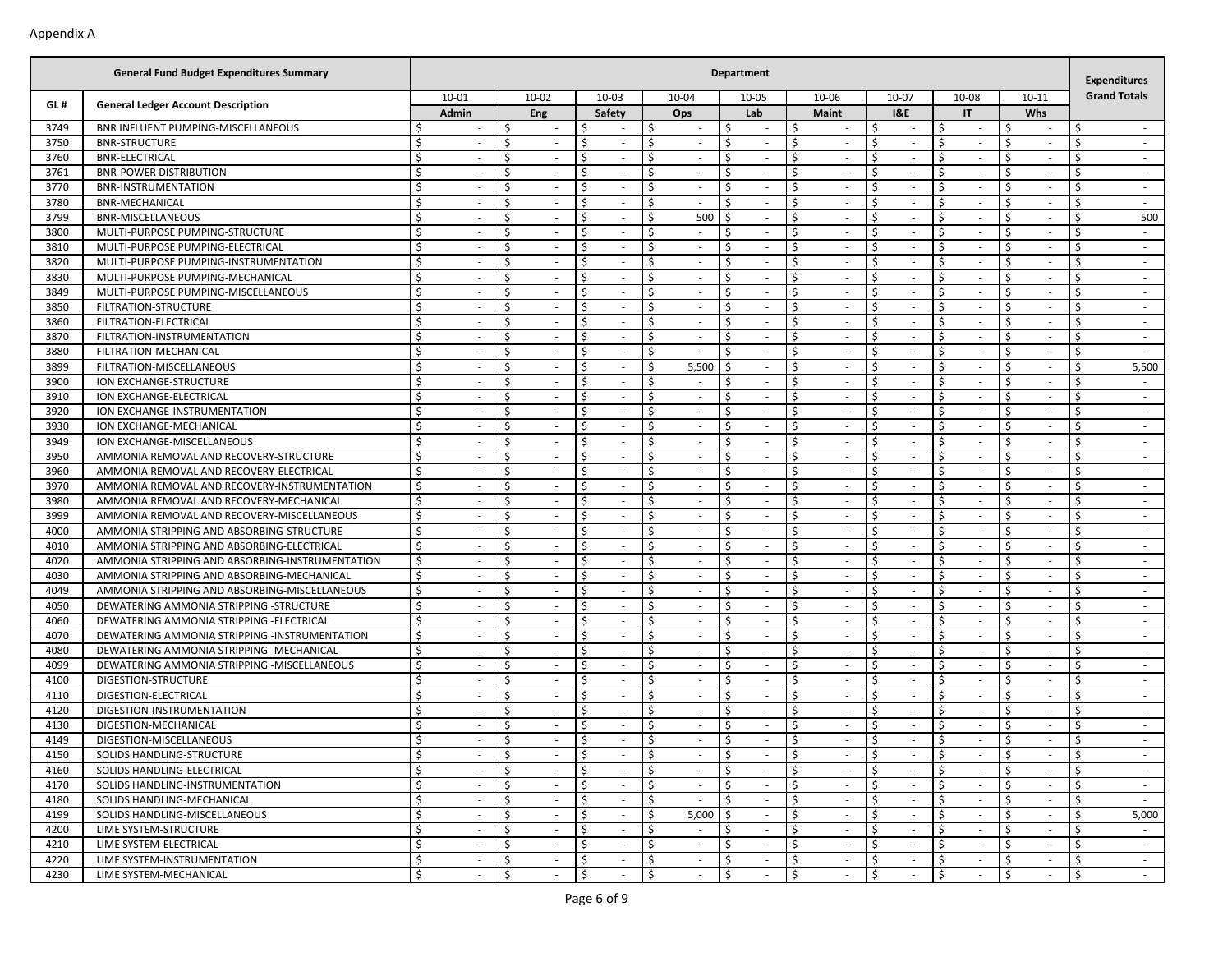Appendix A

| GL # | General Fund Budget Expenditures Summary | Department | | | | | | | | | Expenditures |
|---|---|---|---|---|---|---|---|---|---|---|---|
| | General Ledger Account Description | 10-01 Admin | 10-02 Eng | 10-03 Safety | 10-04 Ops | 10-05 Lab | 10-06 Maint | 10-07 I&E | 10-08 IT | 10-11 Whs | Grand Totals |
| 3749 | BNR INFLUENT PUMPING-MISCELLANEOUS | $ - | $ - | $ - | $ - | $ - | $ - | $ - | $ - | $ - | $ - |
| 3750 | BNR-STRUCTURE | $ - | $ - | $ - | $ - | $ - | $ - | $ - | $ - | $ - | $ - |
| 3760 | BNR-ELECTRICAL | $ - | $ - | $ - | $ - | $ - | $ - | $ - | $ - | $ - | $ - |
| 3761 | BNR-POWER DISTRIBUTION | $ - | $ - | $ - | $ - | $ - | $ - | $ - | $ - | $ - | $ - |
| 3770 | BNR-INSTRUMENTATION | $ - | $ - | $ - | $ - | $ - | $ - | $ - | $ - | $ - | $ - |
| 3780 | BNR-MECHANICAL | $ - | $ - | $ - | $ - | $ - | $ - | $ - | $ - | $ - | $ - |
| 3799 | BNR-MISCELLANEOUS | $ - | $ - | $ - | $ 500 | $ - | $ - | $ - | $ - | $ - | $ 500 |
| 3800 | MULTI-PURPOSE PUMPING-STRUCTURE | $ - | $ - | $ - | $ - | $ - | $ - | $ - | $ - | $ - | $ - |
| 3810 | MULTI-PURPOSE PUMPING-ELECTRICAL | $ - | $ - | $ - | $ - | $ - | $ - | $ - | $ - | $ - | $ - |
| 3820 | MULTI-PURPOSE PUMPING-INSTRUMENTATION | $ - | $ - | $ - | $ - | $ - | $ - | $ - | $ - | $ - | $ - |
| 3830 | MULTI-PURPOSE PUMPING-MECHANICAL | $ - | $ - | $ - | $ - | $ - | $ - | $ - | $ - | $ - | $ - |
| 3849 | MULTI-PURPOSE PUMPING-MISCELLANEOUS | $ - | $ - | $ - | $ - | $ - | $ - | $ - | $ - | $ - | $ - |
| 3850 | FILTRATION-STRUCTURE | $ - | $ - | $ - | $ - | $ - | $ - | $ - | $ - | $ - | $ - |
| 3860 | FILTRATION-ELECTRICAL | $ - | $ - | $ - | $ - | $ - | $ - | $ - | $ - | $ - | $ - |
| 3870 | FILTRATION-INSTRUMENTATION | $ - | $ - | $ - | $ - | $ - | $ - | $ - | $ - | $ - | $ - |
| 3880 | FILTRATION-MECHANICAL | $ - | $ - | $ - | $ - | $ - | $ - | $ - | $ - | $ - | $ - |
| 3899 | FILTRATION-MISCELLANEOUS | $ - | $ - | $ - | $ 5,500 | $ - | $ - | $ - | $ - | $ - | $ 5,500 |
| 3900 | ION EXCHANGE-STRUCTURE | $ - | $ - | $ - | $ - | $ - | $ - | $ - | $ - | $ - | $ - |
| 3910 | ION EXCHANGE-ELECTRICAL | $ - | $ - | $ - | $ - | $ - | $ - | $ - | $ - | $ - | $ - |
| 3920 | ION EXCHANGE-INSTRUMENTATION | $ - | $ - | $ - | $ - | $ - | $ - | $ - | $ - | $ - | $ - |
| 3930 | ION EXCHANGE-MECHANICAL | $ - | $ - | $ - | $ - | $ - | $ - | $ - | $ - | $ - | $ - |
| 3949 | ION EXCHANGE-MISCELLANEOUS | $ - | $ - | $ - | $ - | $ - | $ - | $ - | $ - | $ - | $ - |
| 3950 | AMMONIA REMOVAL AND RECOVERY-STRUCTURE | $ - | $ - | $ - | $ - | $ - | $ - | $ - | $ - | $ - | $ - |
| 3960 | AMMONIA REMOVAL AND RECOVERY-ELECTRICAL | $ - | $ - | $ - | $ - | $ - | $ - | $ - | $ - | $ - | $ - |
| 3970 | AMMONIA REMOVAL AND RECOVERY-INSTRUMENTATION | $ - | $ - | $ - | $ - | $ - | $ - | $ - | $ - | $ - | $ - |
| 3980 | AMMONIA REMOVAL AND RECOVERY-MECHANICAL | $ - | $ - | $ - | $ - | $ - | $ - | $ - | $ - | $ - | $ - |
| 3999 | AMMONIA REMOVAL AND RECOVERY-MISCELLANEOUS | $ - | $ - | $ - | $ - | $ - | $ - | $ - | $ - | $ - | $ - |
| 4000 | AMMONIA STRIPPING AND ABSORBING-STRUCTURE | $ - | $ - | $ - | $ - | $ - | $ - | $ - | $ - | $ - | $ - |
| 4010 | AMMONIA STRIPPING AND ABSORBING-ELECTRICAL | $ - | $ - | $ - | $ - | $ - | $ - | $ - | $ - | $ - | $ - |
| 4020 | AMMONIA STRIPPING AND ABSORBING-INSTRUMENTATION | $ - | $ - | $ - | $ - | $ - | $ - | $ - | $ - | $ - | $ - |
| 4030 | AMMONIA STRIPPING AND ABSORBING-MECHANICAL | $ - | $ - | $ - | $ - | $ - | $ - | $ - | $ - | $ - | $ - |
| 4049 | AMMONIA STRIPPING AND ABSORBING-MISCELLANEOUS | $ - | $ - | $ - | $ - | $ - | $ - | $ - | $ - | $ - | $ - |
| 4050 | DEWATERING AMMONIA STRIPPING -STRUCTURE | $ - | $ - | $ - | $ - | $ - | $ - | $ - | $ - | $ - | $ - |
| 4060 | DEWATERING AMMONIA STRIPPING -ELECTRICAL | $ - | $ - | $ - | $ - | $ - | $ - | $ - | $ - | $ - | $ - |
| 4070 | DEWATERING AMMONIA STRIPPING -INSTRUMENTATION | $ - | $ - | $ - | $ - | $ - | $ - | $ - | $ - | $ - | $ - |
| 4080 | DEWATERING AMMONIA STRIPPING -MECHANICAL | $ - | $ - | $ - | $ - | $ - | $ - | $ - | $ - | $ - | $ - |
| 4099 | DEWATERING AMMONIA STRIPPING -MISCELLANEOUS | $ - | $ - | $ - | $ - | $ - | $ - | $ - | $ - | $ - | $ - |
| 4100 | DIGESTION-STRUCTURE | $ - | $ - | $ - | $ - | $ - | $ - | $ - | $ - | $ - | $ - |
| 4110 | DIGESTION-ELECTRICAL | $ - | $ - | $ - | $ - | $ - | $ - | $ - | $ - | $ - | $ - |
| 4120 | DIGESTION-INSTRUMENTATION | $ - | $ - | $ - | $ - | $ - | $ - | $ - | $ - | $ - | $ - |
| 4130 | DIGESTION-MECHANICAL | $ - | $ - | $ - | $ - | $ - | $ - | $ - | $ - | $ - | $ - |
| 4149 | DIGESTION-MISCELLANEOUS | $ - | $ - | $ - | $ - | $ - | $ - | $ - | $ - | $ - | $ - |
| 4150 | SOLIDS HANDLING-STRUCTURE | $ - | $ - | $ - | $ - | $ - | $ - | $ - | $ - | $ - | $ - |
| 4160 | SOLIDS HANDLING-ELECTRICAL | $ - | $ - | $ - | $ - | $ - | $ - | $ - | $ - | $ - | $ - |
| 4170 | SOLIDS HANDLING-INSTRUMENTATION | $ - | $ - | $ - | $ - | $ - | $ - | $ - | $ - | $ - | $ - |
| 4180 | SOLIDS HANDLING-MECHANICAL | $ - | $ - | $ - | $ - | $ - | $ - | $ - | $ - | $ - | $ - |
| 4199 | SOLIDS HANDLING-MISCELLANEOUS | $ - | $ - | $ - | $ 5,000 | $ - | $ - | $ - | $ - | $ - | $ 5,000 |
| 4200 | LIME SYSTEM-STRUCTURE | $ - | $ - | $ - | $ - | $ - | $ - | $ - | $ - | $ - | $ - |
| 4210 | LIME SYSTEM-ELECTRICAL | $ - | $ - | $ - | $ - | $ - | $ - | $ - | $ - | $ - | $ - |
| 4220 | LIME SYSTEM-INSTRUMENTATION | $ - | $ - | $ - | $ - | $ - | $ - | $ - | $ - | $ - | $ - |
| 4230 | LIME SYSTEM-MECHANICAL | $ - | $ - | $ - | $ - | $ - | $ - | $ - | $ - | $ - | $ - |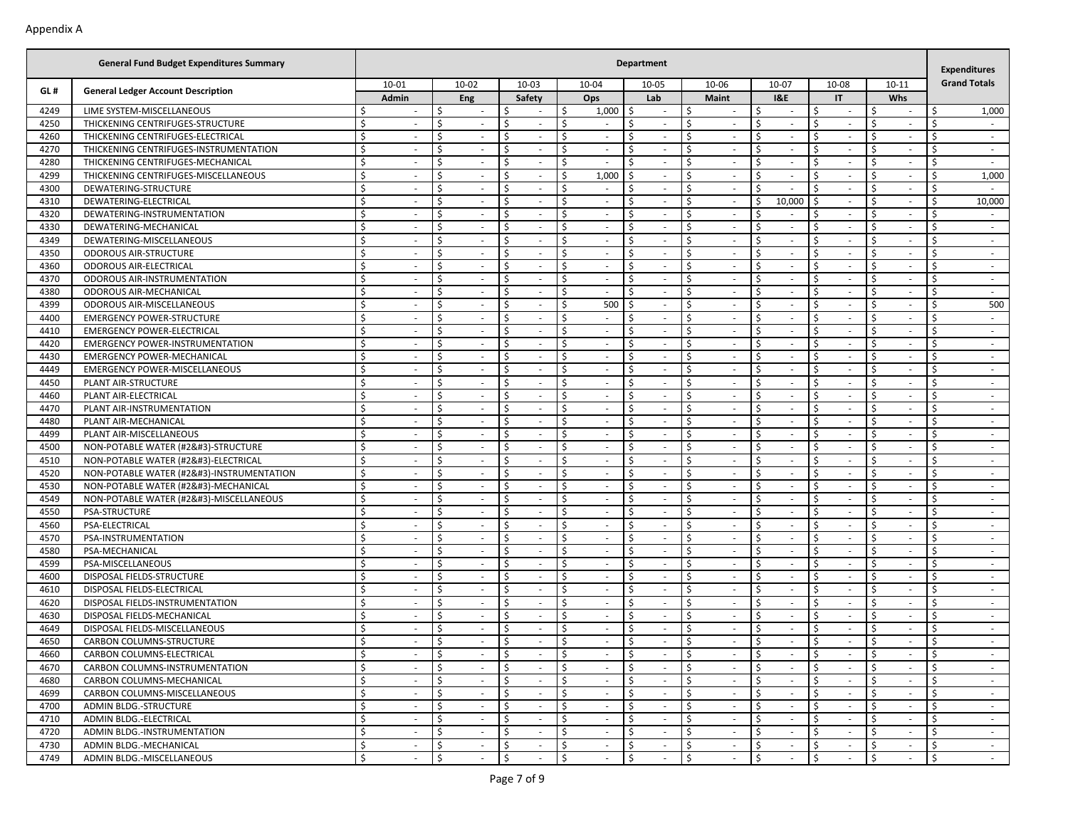Appendix A

| GL # | General Fund Budget Expenditures Summary | Department | | | | | | | | | Expenditures Grand Totals |
|---|---|---|---|---|---|---|---|---|---|---|---|
| | General Ledger Account Description | 10-01 Admin | 10-02 Eng | 10-03 Safety | 10-04 Ops | 10-05 Lab | 10-06 Maint | 10-07 I&E | 10-08 IT | 10-11 Whs | |
| 4249 | LIME SYSTEM-MISCELLANEOUS | $ - | $ - | $ - | $ 1,000 | $ - | $ - | $ - | $ - | $ - | $ 1,000 |
| 4250 | THICKENING CENTRIFUGES-STRUCTURE | $ - | $ - | $ - | $ - | $ - | $ - | $ - | $ - | $ - | $ - |
| 4260 | THICKENING CENTRIFUGES-ELECTRICAL | $ - | $ - | $ - | $ - | $ - | $ - | $ - | $ - | $ - | $ - |
| 4270 | THICKENING CENTRIFUGES-INSTRUMENTATION | $ - | $ - | $ - | $ - | $ - | $ - | $ - | $ - | $ - | $ - |
| 4280 | THICKENING CENTRIFUGES-MECHANICAL | $ - | $ - | $ - | $ - | $ - | $ - | $ - | $ - | $ - | $ - |
| 4299 | THICKENING CENTRIFUGES-MISCELLANEOUS | $ - | $ - | $ - | $ 1,000 | $ - | $ - | $ - | $ - | $ - | $ 1,000 |
| 4300 | DEWATERING-STRUCTURE | $ - | $ - | $ - | $ - | $ - | $ - | $ - | $ - | $ - | $ - |
| 4310 | DEWATERING-ELECTRICAL | $ - | $ - | $ - | $ - | $ - | $ - | $ 10,000 | $ - | $ - | $ 10,000 |
| 4320 | DEWATERING-INSTRUMENTATION | $ - | $ - | $ - | $ - | $ - | $ - | $ - | $ - | $ - | $ - |
| 4330 | DEWATERING-MECHANICAL | $ - | $ - | $ - | $ - | $ - | $ - | $ - | $ - | $ - | $ - |
| 4349 | DEWATERING-MISCELLANEOUS | $ - | $ - | $ - | $ - | $ - | $ - | $ - | $ - | $ - | $ - |
| 4350 | ODOROUS AIR-STRUCTURE | $ - | $ - | $ - | $ - | $ - | $ - | $ - | $ - | $ - | $ - |
| 4360 | ODOROUS AIR-ELECTRICAL | $ - | $ - | $ - | $ - | $ - | $ - | $ - | $ - | $ - | $ - |
| 4370 | ODOROUS AIR-INSTRUMENTATION | $ - | $ - | $ - | $ - | $ - | $ - | $ - | $ - | $ - | $ - |
| 4380 | ODOROUS AIR-MECHANICAL | $ - | $ - | $ - | $ - | $ - | $ - | $ - | $ - | $ - | $ - |
| 4399 | ODOROUS AIR-MISCELLANEOUS | $ - | $ - | $ - | $ 500 | $ - | $ - | $ - | $ - | $ - | $ 500 |
| 4400 | EMERGENCY POWER-STRUCTURE | $ - | $ - | $ - | $ - | $ - | $ - | $ - | $ - | $ - | $ - |
| 4410 | EMERGENCY POWER-ELECTRICAL | $ - | $ - | $ - | $ - | $ - | $ - | $ - | $ - | $ - | $ - |
| 4420 | EMERGENCY POWER-INSTRUMENTATION | $ - | $ - | $ - | $ - | $ - | $ - | $ - | $ - | $ - | $ - |
| 4430 | EMERGENCY POWER-MECHANICAL | $ - | $ - | $ - | $ - | $ - | $ - | $ - | $ - | $ - | $ - |
| 4449 | EMERGENCY POWER-MISCELLANEOUS | $ - | $ - | $ - | $ - | $ - | $ - | $ - | $ - | $ - | $ - |
| 4450 | PLANT AIR-STRUCTURE | $ - | $ - | $ - | $ - | $ - | $ - | $ - | $ - | $ - | $ - |
| 4460 | PLANT AIR-ELECTRICAL | $ - | $ - | $ - | $ - | $ - | $ - | $ - | $ - | $ - | $ - |
| 4470 | PLANT AIR-INSTRUMENTATION | $ - | $ - | $ - | $ - | $ - | $ - | $ - | $ - | $ - | $ - |
| 4480 | PLANT AIR-MECHANICAL | $ - | $ - | $ - | $ - | $ - | $ - | $ - | $ - | $ - | $ - |
| 4499 | PLANT AIR-MISCELLANEOUS | $ - | $ - | $ - | $ - | $ - | $ - | $ - | $ - | $ - | $ - |
| 4500 | NON-POTABLE WATER (#2&#3)-STRUCTURE | $ - | $ - | $ - | $ - | $ - | $ - | $ - | $ - | $ - | $ - |
| 4510 | NON-POTABLE WATER (#2&#3)-ELECTRICAL | $ - | $ - | $ - | $ - | $ - | $ - | $ - | $ - | $ - | $ - |
| 4520 | NON-POTABLE WATER (#2&#3)-INSTRUMENTATION | $ - | $ - | $ - | $ - | $ - | $ - | $ - | $ - | $ - | $ - |
| 4530 | NON-POTABLE WATER (#2&#3)-MECHANICAL | $ - | $ - | $ - | $ - | $ - | $ - | $ - | $ - | $ - | $ - |
| 4549 | NON-POTABLE WATER (#2&#3)-MISCELLANEOUS | $ - | $ - | $ - | $ - | $ - | $ - | $ - | $ - | $ - | $ - |
| 4550 | PSA-STRUCTURE | $ - | $ - | $ - | $ - | $ - | $ - | $ - | $ - | $ - | $ - |
| 4560 | PSA-ELECTRICAL | $ - | $ - | $ - | $ - | $ - | $ - | $ - | $ - | $ - | $ - |
| 4570 | PSA-INSTRUMENTATION | $ - | $ - | $ - | $ - | $ - | $ - | $ - | $ - | $ - | $ - |
| 4580 | PSA-MECHANICAL | $ - | $ - | $ - | $ - | $ - | $ - | $ - | $ - | $ - | $ - |
| 4599 | PSA-MISCELLANEOUS | $ - | $ - | $ - | $ - | $ - | $ - | $ - | $ - | $ - | $ - |
| 4600 | DISPOSAL FIELDS-STRUCTURE | $ - | $ - | $ - | $ - | $ - | $ - | $ - | $ - | $ - | $ - |
| 4610 | DISPOSAL FIELDS-ELECTRICAL | $ - | $ - | $ - | $ - | $ - | $ - | $ - | $ - | $ - | $ - |
| 4620 | DISPOSAL FIELDS-INSTRUMENTATION | $ - | $ - | $ - | $ - | $ - | $ - | $ - | $ - | $ - | $ - |
| 4630 | DISPOSAL FIELDS-MECHANICAL | $ - | $ - | $ - | $ - | $ - | $ - | $ - | $ - | $ - | $ - |
| 4649 | DISPOSAL FIELDS-MISCELLANEOUS | $ - | $ - | $ - | $ - | $ - | $ - | $ - | $ - | $ - | $ - |
| 4650 | CARBON COLUMNS-STRUCTURE | $ - | $ - | $ - | $ - | $ - | $ - | $ - | $ - | $ - | $ - |
| 4660 | CARBON COLUMNS-ELECTRICAL | $ - | $ - | $ - | $ - | $ - | $ - | $ - | $ - | $ - | $ - |
| 4670 | CARBON COLUMNS-INSTRUMENTATION | $ - | $ - | $ - | $ - | $ - | $ - | $ - | $ - | $ - | $ - |
| 4680 | CARBON COLUMNS-MECHANICAL | $ - | $ - | $ - | $ - | $ - | $ - | $ - | $ - | $ - | $ - |
| 4699 | CARBON COLUMNS-MISCELLANEOUS | $ - | $ - | $ - | $ - | $ - | $ - | $ - | $ - | $ - | $ - |
| 4700 | ADMIN BLDG.-STRUCTURE | $ - | $ - | $ - | $ - | $ - | $ - | $ - | $ - | $ - | $ - |
| 4710 | ADMIN BLDG.-ELECTRICAL | $ - | $ - | $ - | $ - | $ - | $ - | $ - | $ - | $ - | $ - |
| 4720 | ADMIN BLDG.-INSTRUMENTATION | $ - | $ - | $ - | $ - | $ - | $ - | $ - | $ - | $ - | $ - |
| 4730 | ADMIN BLDG.-MECHANICAL | $ - | $ - | $ - | $ - | $ - | $ - | $ - | $ - | $ - | $ - |
| 4749 | ADMIN BLDG.-MISCELLANEOUS | $ - | $ - | $ - | $ - | $ - | $ - | $ - | $ - | $ - | $ - |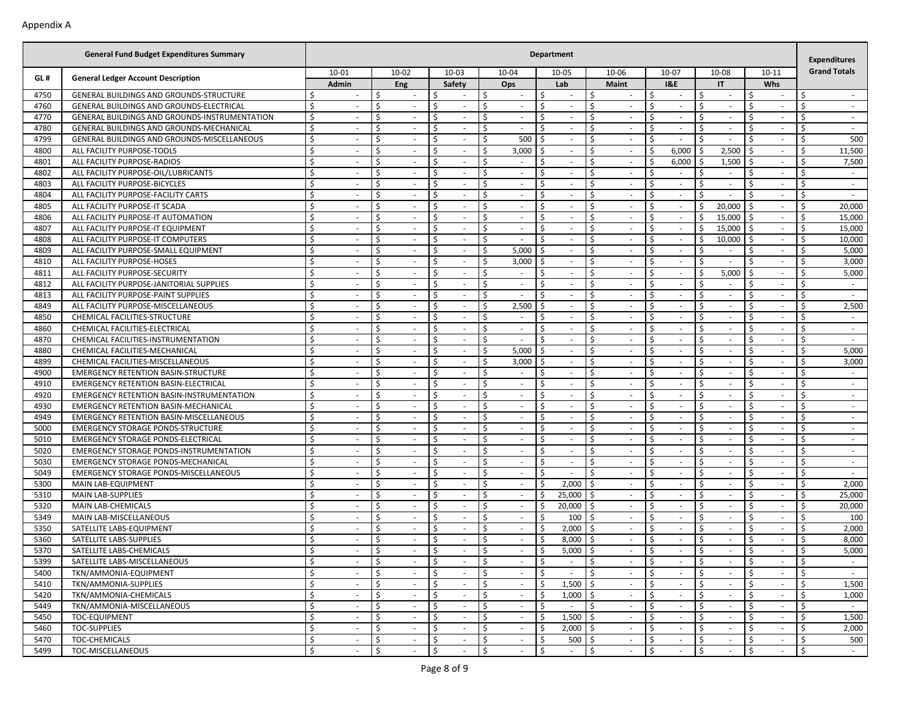Appendix A

| GL # | General Fund Budget Expenditures Summary<br>General Ledger Account Description | Department<br>10-01<br>Admin | 10-02<br>Eng | 10-03<br>Safety | 10-04<br>Ops | 10-05<br>Lab | 10-06<br>Maint | 10-07<br>I&E | 10-08<br>IT | 10-11<br>Whs | Expenditures Grand Totals |
|---|---|---|---|---|---|---|---|---|---|---|---|
| 4750 | GENERAL BUILDINGS AND GROUNDS-STRUCTURE | $ - | $ - | $ - | $ - | $ - | $ - | $ - | $ - | $ - | $ - |
| 4760 | GENERAL BUILDINGS AND GROUNDS-ELECTRICAL | $ - | $ - | $ - | $ - | $ - | $ - | $ - | $ - | $ - | $ - |
| 4770 | GENERAL BUILDINGS AND GROUNDS-INSTRUMENTATION | $ - | $ - | $ - | $ - | $ - | $ - | $ - | $ - | $ - | $ - |
| 4780 | GENERAL BUILDINGS AND GROUNDS-MECHANICAL | $ - | $ - | $ - | $ - | $ - | $ - | $ - | $ - | $ - | $ - |
| 4799 | GENERAL BUILDINGS AND GROUNDS-MISCELLANEOUS | $ - | $ - | $ - | $ 500 | $ - | $ - | $ - | $ - | $ - | $ 500 |
| 4800 | ALL FACILITY PURPOSE-TOOLS | $ - | $ - | $ - | $ 3,000 | $ - | $ - | $ 6,000 | $ 2,500 | $ - | $ 11,500 |
| 4801 | ALL FACILITY PURPOSE-RADIOS | $ - | $ - | $ - | $ - | $ - | $ - | $ 6,000 | $ 1,500 | $ - | $ 7,500 |
| 4802 | ALL FACILITY PURPOSE-OIL/LUBRICANTS | $ - | $ - | $ - | $ - | $ - | $ - | $ - | $ - | $ - | $ - |
| 4803 | ALL FACILITY PURPOSE-BICYCLES | $ - | $ - | $ - | $ - | $ - | $ - | $ - | $ - | $ - | $ - |
| 4804 | ALL FACILITY PURPOSE-FACILITY CARTS | $ - | $ - | $ - | $ - | $ - | $ - | $ - | $ - | $ - | $ - |
| 4805 | ALL FACILITY PURPOSE-IT SCADA | $ - | $ - | $ - | $ - | $ - | $ - | $ - | $ 20,000 | $ - | $ 20,000 |
| 4806 | ALL FACILITY PURPOSE-IT AUTOMATION | $ - | $ - | $ - | $ - | $ - | $ - | $ - | $ 15,000 | $ - | $ 15,000 |
| 4807 | ALL FACILITY PURPOSE-IT EQUIPMENT | $ - | $ - | $ - | $ - | $ - | $ - | $ - | $ 15,000 | $ - | $ 15,000 |
| 4808 | ALL FACILITY PURPOSE-IT COMPUTERS | $ - | $ - | $ - | $ - | $ - | $ - | $ - | $ 10,000 | $ - | $ 10,000 |
| 4809 | ALL FACILITY PURPOSE-SMALL EQUIPMENT | $ - | $ - | $ - | $ 5,000 | $ - | $ - | $ - | $ - | $ - | $ 5,000 |
| 4810 | ALL FACILITY PURPOSE-HOSES | $ - | $ - | $ - | $ 3,000 | $ - | $ - | $ - | $ - | $ - | $ 3,000 |
| 4811 | ALL FACILITY PURPOSE-SECURITY | $ - | $ - | $ - | $ - | $ - | $ - | $ - | $ 5,000 | $ - | $ 5,000 |
| 4812 | ALL FACILITY PURPOSE-JANITORIAL SUPPLIES | $ - | $ - | $ - | $ - | $ - | $ - | $ - | $ - | $ - | $ - |
| 4813 | ALL FACILITY PURPOSE-PAINT SUPPLIES | $ - | $ - | $ - | $ - | $ - | $ - | $ - | $ - | $ - | $ - |
| 4849 | ALL FACILITY PURPOSE-MISCELLANEOUS | $ - | $ - | $ - | $ 2,500 | $ - | $ - | $ - | $ - | $ - | $ 2,500 |
| 4850 | CHEMICAL FACILITIES-STRUCTURE | $ - | $ - | $ - | $ - | $ - | $ - | $ - | $ - | $ - | $ - |
| 4860 | CHEMICAL FACILITIES-ELECTRICAL | $ - | $ - | $ - | $ - | $ - | $ - | $ - | $ - | $ - | $ - |
| 4870 | CHEMICAL FACILITIES-INSTRUMENTATION | $ - | $ - | $ - | $ - | $ - | $ - | $ - | $ - | $ - | $ - |
| 4880 | CHEMICAL FACILITIES-MECHANICAL | $ - | $ - | $ - | $ 5,000 | $ - | $ - | $ - | $ - | $ - | $ 5,000 |
| 4899 | CHEMICAL FACILITIES-MISCELLANEOUS | $ - | $ - | $ - | $ 3,000 | $ - | $ - | $ - | $ - | $ - | $ 3,000 |
| 4900 | EMERGENCY RETENTION BASIN-STRUCTURE | $ - | $ - | $ - | $ - | $ - | $ - | $ - | $ - | $ - | $ - |
| 4910 | EMERGENCY RETENTION BASIN-ELECTRICAL | $ - | $ - | $ - | $ - | $ - | $ - | $ - | $ - | $ - | $ - |
| 4920 | EMERGENCY RETENTION BASIN-INSTRUMENTATION | $ - | $ - | $ - | $ - | $ - | $ - | $ - | $ - | $ - | $ - |
| 4930 | EMERGENCY RETENTION BASIN-MECHANICAL | $ - | $ - | $ - | $ - | $ - | $ - | $ - | $ - | $ - | $ - |
| 4949 | EMERGENCY RETENTION BASIN-MISCELLANEOUS | $ - | $ - | $ - | $ - | $ - | $ - | $ - | $ - | $ - | $ - |
| 5000 | EMERGENCY STORAGE PONDS-STRUCTURE | $ - | $ - | $ - | $ - | $ - | $ - | $ - | $ - | $ - | $ - |
| 5010 | EMERGENCY STORAGE PONDS-ELECTRICAL | $ - | $ - | $ - | $ - | $ - | $ - | $ - | $ - | $ - | $ - |
| 5020 | EMERGENCY STORAGE PONDS-INSTRUMENTATION | $ - | $ - | $ - | $ - | $ - | $ - | $ - | $ - | $ - | $ - |
| 5030 | EMERGENCY STORAGE PONDS-MECHANICAL | $ - | $ - | $ - | $ - | $ - | $ - | $ - | $ - | $ - | $ - |
| 5049 | EMERGENCY STORAGE PONDS-MISCELLANEOUS | $ - | $ - | $ - | $ - | $ - | $ - | $ - | $ - | $ - | $ - |
| 5300 | MAIN LAB-EQUIPMENT | $ - | $ - | $ - | $ - | $ 2,000 | $ - | $ - | $ - | $ - | $ 2,000 |
| 5310 | MAIN LAB-SUPPLIES | $ - | $ - | $ - | $ - | $ 25,000 | $ - | $ - | $ - | $ - | $ 25,000 |
| 5320 | MAIN LAB-CHEMICALS | $ - | $ - | $ - | $ - | $ 20,000 | $ - | $ - | $ - | $ - | $ 20,000 |
| 5349 | MAIN LAB-MISCELLANEOUS | $ - | $ - | $ - | $ - | $ 100 | $ - | $ - | $ - | $ - | $ 100 |
| 5350 | SATELLITE LABS-EQUIPMENT | $ - | $ - | $ - | $ - | $ 2,000 | $ - | $ - | $ - | $ - | $ 2,000 |
| 5360 | SATELLITE LABS-SUPPLIES | $ - | $ - | $ - | $ - | $ 8,000 | $ - | $ - | $ - | $ - | $ 8,000 |
| 5370 | SATELLITE LABS-CHEMICALS | $ - | $ - | $ - | $ - | $ 5,000 | $ - | $ - | $ - | $ - | $ 5,000 |
| 5399 | SATELLITE LABS-MISCELLANEOUS | $ - | $ - | $ - | $ - | $ - | $ - | $ - | $ - | $ - | $ - |
| 5400 | TKN/AMMONIA-EQUIPMENT | $ - | $ - | $ - | $ - | $ - | $ - | $ - | $ - | $ - | $ - |
| 5410 | TKN/AMMONIA-SUPPLIES | $ - | $ - | $ - | $ - | $ 1,500 | $ - | $ - | $ - | $ - | $ 1,500 |
| 5420 | TKN/AMMONIA-CHEMICALS | $ - | $ - | $ - | $ - | $ 1,000 | $ - | $ - | $ - | $ - | $ 1,000 |
| 5449 | TKN/AMMONIA-MISCELLANEOUS | $ - | $ - | $ - | $ - | $ - | $ - | $ - | $ - | $ - | $ - |
| 5450 | TOC-EQUIPMENT | $ - | $ - | $ - | $ - | $ 1,500 | $ - | $ - | $ - | $ - | $ 1,500 |
| 5460 | TOC-SUPPLIES | $ - | $ - | $ - | $ - | $ 2,000 | $ - | $ - | $ - | $ - | $ 2,000 |
| 5470 | TOC-CHEMICALS | $ - | $ - | $ - | $ - | $ 500 | $ - | $ - | $ - | $ - | $ 500 |
| 5499 | TOC-MISCELLANEOUS | $ - | $ - | $ - | $ - | $ - | $ - | $ - | $ - | $ - | $ - |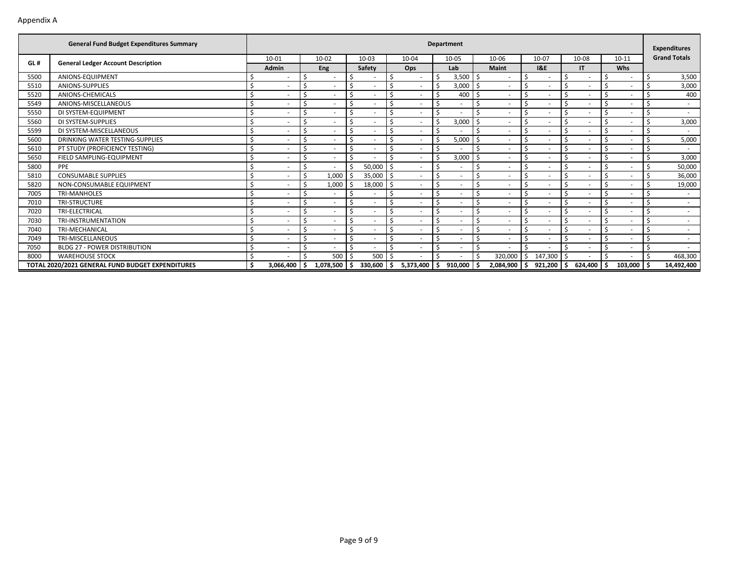Appendix A

| General Fund Budget Expenditures Summary | | Department | | | | | | | | | Expenditures Grand Totals |
|---|---|---|---|---|---|---|---|---|---|---|---|
| GL # | General Ledger Account Description | 10-01 Admin | 10-02 Eng | 10-03 Safety | 10-04 Ops | 10-05 Lab | 10-06 Maint | 10-07 I&E | 10-08 IT | 10-11 Whs | |
| 5500 | ANIONS-EQUIPMENT | $ - | $ - | $ - | $ - | $ 3,500 | $ - | $ - | $ - | $ - | $ 3,500 |
| 5510 | ANIONS-SUPPLIES | $ - | $ - | $ - | $ - | $ 3,000 | $ - | $ - | $ - | $ - | $ 3,000 |
| 5520 | ANIONS-CHEMICALS | $ - | $ - | $ - | $ - | $ 400 | $ - | $ - | $ - | $ - | $ 400 |
| 5549 | ANIONS-MISCELLANEOUS | $ - | $ - | $ - | $ - | $ - | $ - | $ - | $ - | $ - | $ - |
| 5550 | DI SYSTEM-EQUIPMENT | $ - | $ - | $ - | $ - | $ - | $ - | $ - | $ - | $ - | $ - |
| 5560 | DI SYSTEM-SUPPLIES | $ - | $ - | $ - | $ - | $ 3,000 | $ - | $ - | $ - | $ - | $ 3,000 |
| 5599 | DI SYSTEM-MISCELLANEOUS | $ - | $ - | $ - | $ - | $ - | $ - | $ - | $ - | $ - | $ - |
| 5600 | DRINKING WATER TESTING-SUPPLIES | $ - | $ - | $ - | $ - | $ 5,000 | $ - | $ - | $ - | $ - | $ 5,000 |
| 5610 | PT STUDY (PROFICIENCY TESTING) | $ - | $ - | $ - | $ - | $ - | $ - | $ - | $ - | $ - | $ - |
| 5650 | FIELD SAMPLING-EQUIPMENT | $ - | $ - | $ - | $ - | $ 3,000 | $ - | $ - | $ - | $ - | $ 3,000 |
| 5800 | PPE | $ - | $ - | $ 50,000 | $ - | $ - | $ - | $ - | $ - | $ - | $ 50,000 |
| 5810 | CONSUMABLE SUPPLIES | $ - | $ 1,000 | $ 35,000 | $ - | $ - | $ - | $ - | $ - | $ - | $ 36,000 |
| 5820 | NON-CONSUMABLE EQUIPMENT | $ - | $ 1,000 | $ 18,000 | $ - | $ - | $ - | $ - | $ - | $ - | $ 19,000 |
| 7005 | TRI-MANHOLES | $ - | $ - | $ - | $ - | $ - | $ - | $ - | $ - | $ - | $ - |
| 7010 | TRI-STRUCTURE | $ - | $ - | $ - | $ - | $ - | $ - | $ - | $ - | $ - | $ - |
| 7020 | TRI-ELECTRICAL | $ - | $ - | $ - | $ - | $ - | $ - | $ - | $ - | $ - | $ - |
| 7030 | TRI-INSTRUMENTATION | $ - | $ - | $ - | $ - | $ - | $ - | $ - | $ - | $ - | $ - |
| 7040 | TRI-MECHANICAL | $ - | $ - | $ - | $ - | $ - | $ - | $ - | $ - | $ - | $ - |
| 7049 | TRI-MISCELLANEOUS | $ - | $ - | $ - | $ - | $ - | $ - | $ - | $ - | $ - | $ - |
| 7050 | BLDG 27 - POWER DISTRIBUTION | $ - | $ - | $ - | $ - | $ - | $ - | $ - | $ - | $ - | $ - |
| 8000 | WAREHOUSE STOCK | $ - | $ 500 | $ 500 | $ - | $ - | $ 320,000 | $ 147,300 | $ - | $ - | $ 468,300 |
| **TOTAL 2020/2021 GENERAL FUND BUDGET EXPENDITURES** | | **$ 3,066,400** | **$ 1,078,500** | **$ 330,600** | **$ 5,373,400** | **$ 910,000** | **$ 2,084,900** | **$ 921,200** | **$ 624,400** | **$ 103,000** | **$ 14,492,400** |